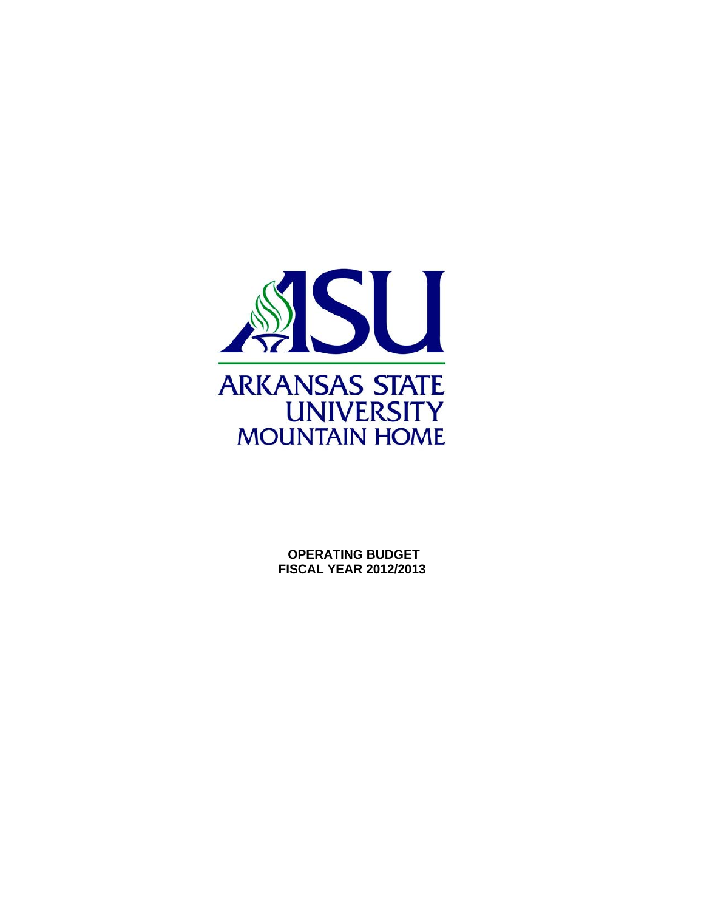ASU

ARKANSAS STATE UNIVERSITY MOUNTAIN HOME

**OPERATING BUDGET**
**FISCAL YEAR 2012/2013**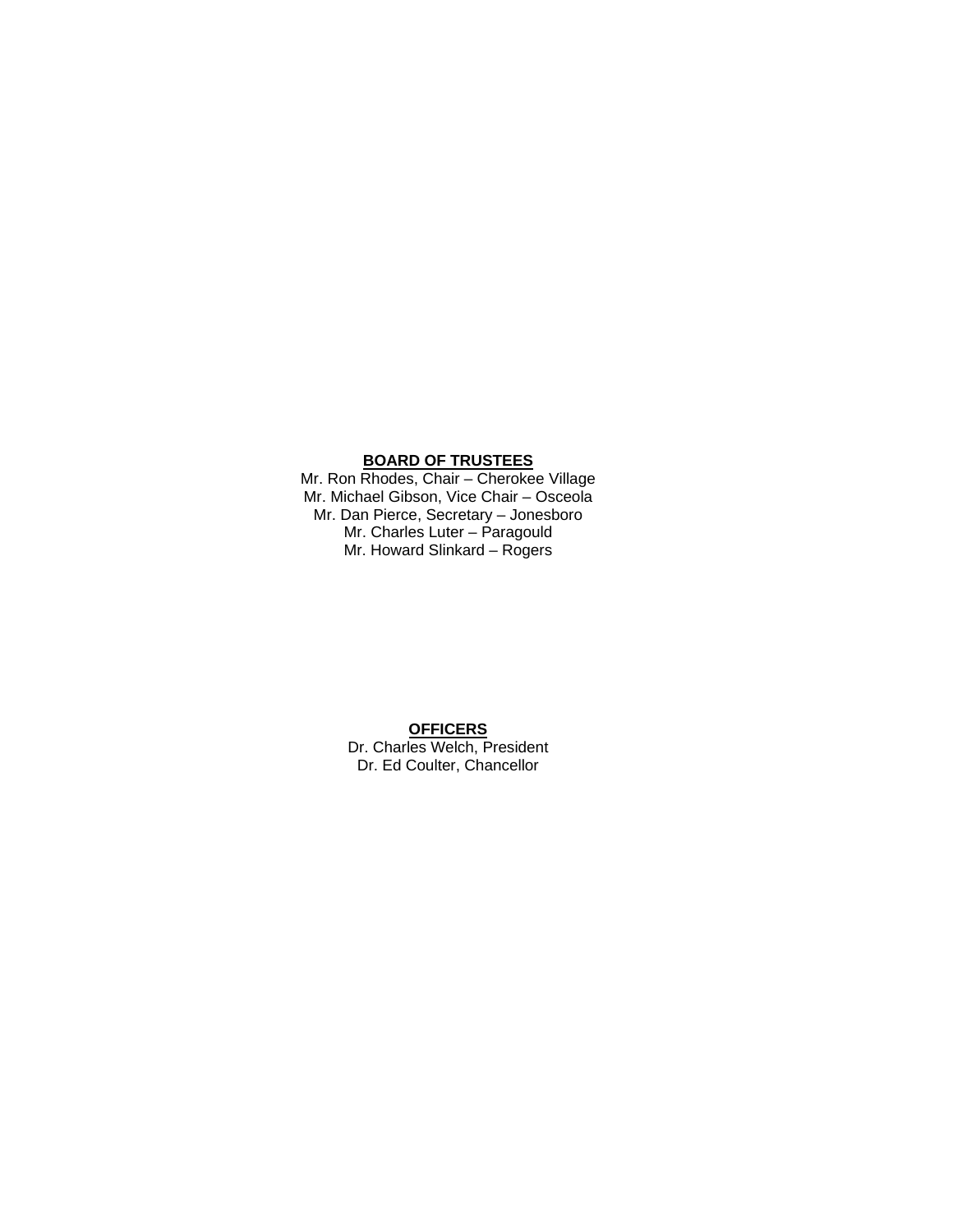**BOARD OF TRUSTEES**

Mr. Ron Rhodes, Chair – Cherokee Village
Mr. Michael Gibson, Vice Chair – Osceola
Mr. Dan Pierce, Secretary – Jonesboro
Mr. Charles Luter – Paragould
Mr. Howard Slinkard – Rogers

**OFFICERS**

Dr. Charles Welch, President
Dr. Ed Coulter, Chancellor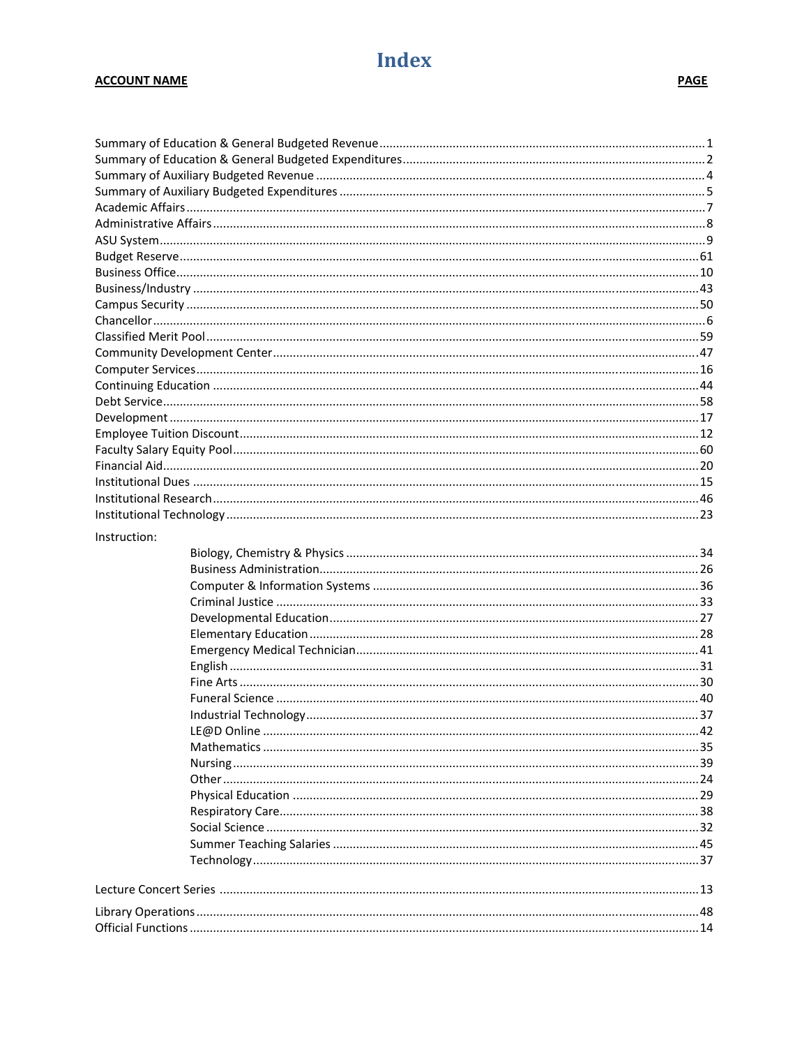# Index

| ACCOUNT NAME | PAGE |
|---|---|
| Summary of Education & General Budgeted Revenue | 1 |
| Summary of Education & General Budgeted Expenditures | 2 |
| Summary of Auxiliary Budgeted Revenue | 4 |
| Summary of Auxiliary Budgeted Expenditures | 5 |
| Academic Affairs | 7 |
| Administrative Affairs | 8 |
| ASU System | 9 |
| Budget Reserve | 61 |
| Business Office | 10 |
| Business/Industry | 43 |
| Campus Security | 50 |
| Chancellor | 6 |
| Classified Merit Pool | 59 |
| Community Development Center | 47 |
| Computer Services | 16 |
| Continuing Education | 44 |
| Debt Service | 58 |
| Development | 17 |
| Employee Tuition Discount | 12 |
| Faculty Salary Equity Pool | 60 |
| Financial Aid | 20 |
| Institutional Dues | 15 |
| Institutional Research | 46 |
| Institutional Technology | 23 |
| Instruction: | |
| Biology, Chemistry & Physics | 34 |
| Business Administration | 26 |
| Computer & Information Systems | 36 |
| Criminal Justice | 33 |
| Developmental Education | 27 |
| Elementary Education | 28 |
| Emergency Medical Technician | 41 |
| English | 31 |
| Fine Arts | 30 |
| Funeral Science | 40 |
| Industrial Technology | 37 |
| LE@D Online | 42 |
| Mathematics | 35 |
| Nursing | 39 |
| Other | 24 |
| Physical Education | 29 |
| Respiratory Care | 38 |
| Social Science | 32 |
| Summer Teaching Salaries | 45 |
| Technology | 37 |
| Lecture Concert Series | 13 |
| Library Operations | 48 |
| Official Functions | 14 |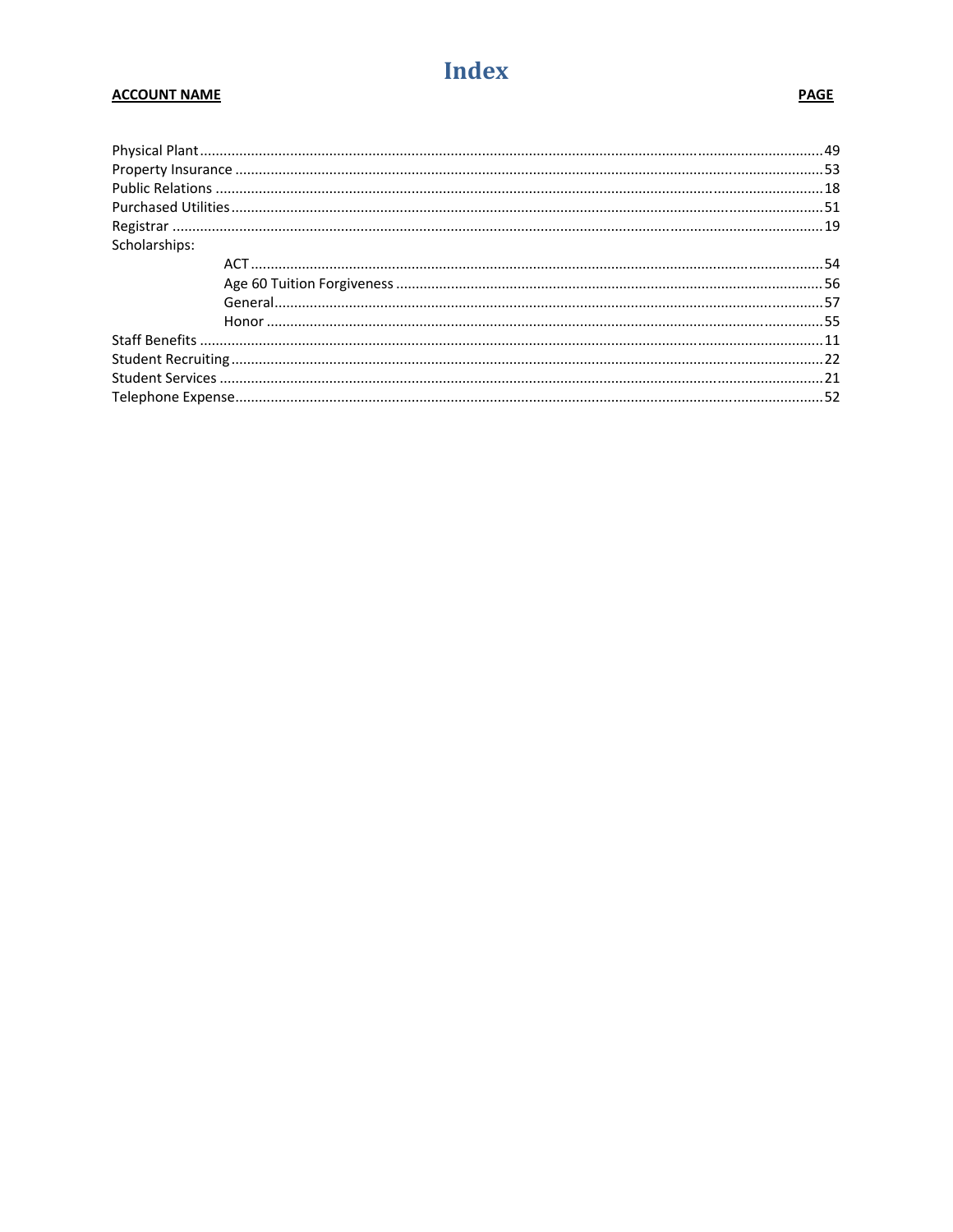# Index

| ACCOUNT NAME | PAGE |
| --- | --- |
| Physical Plant | 49 |
| Property Insurance | 53 |
| Public Relations | 18 |
| Purchased Utilities | 51 |
| Registrar | 19 |
| Scholarships: | |
| ACT | 54 |
| Age 60 Tuition Forgiveness | 56 |
| General | 57 |
| Honor | 55 |
| Staff Benefits | 11 |
| Student Recruiting | 22 |
| Student Services | 21 |
| Telephone Expense | 52 |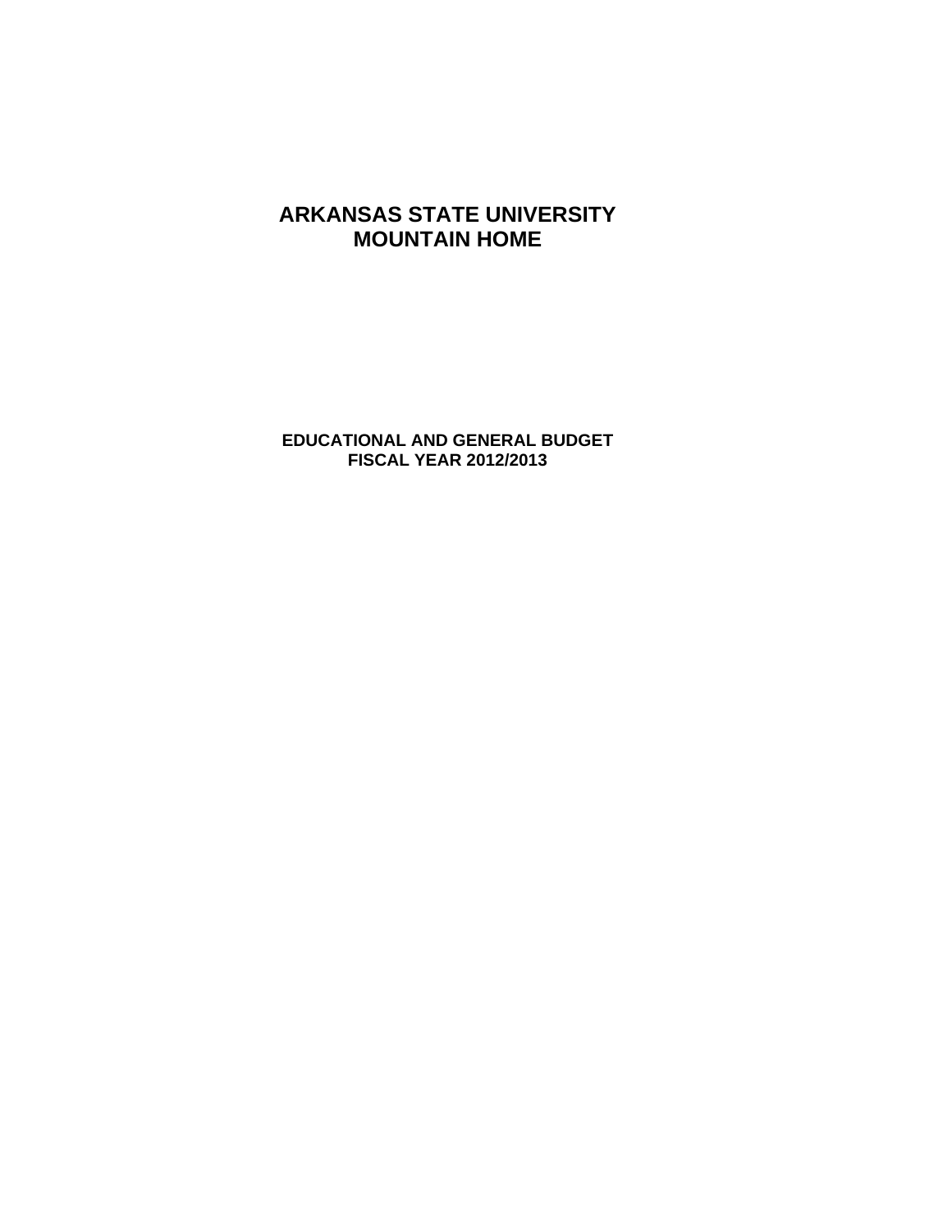# ARKANSAS STATE UNIVERSITY
# MOUNTAIN HOME

## EDUCATIONAL AND GENERAL BUDGET
## FISCAL YEAR 2012/2013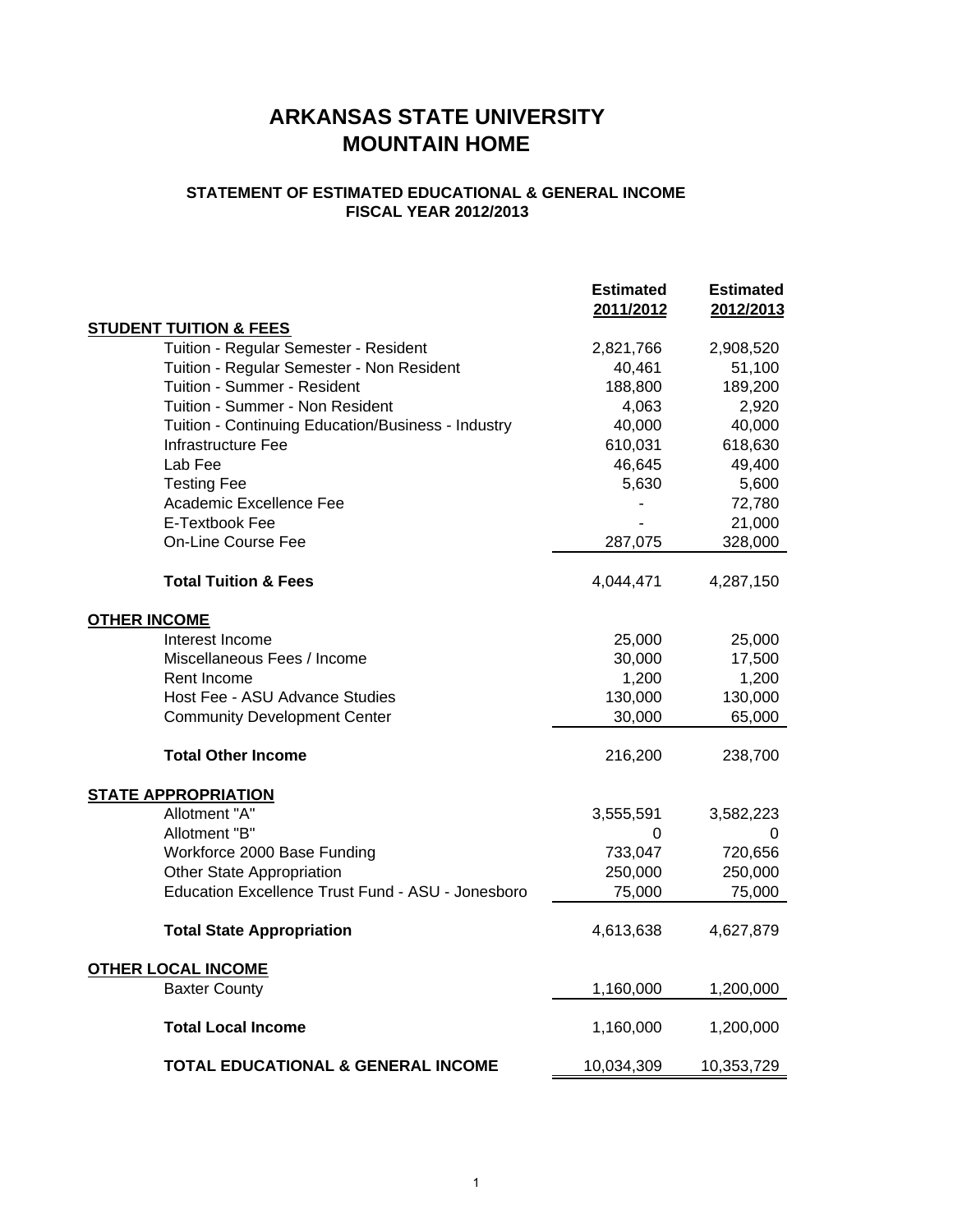# ARKANSAS STATE UNIVERSITY
# MOUNTAIN HOME

### STATEMENT OF ESTIMATED EDUCATIONAL & GENERAL INCOME
### FISCAL YEAR 2012/2013

| | Estimated 2011/2012 | Estimated 2012/2013 |
|---|---|---|
| **STUDENT TUITION & FEES** | | |
| Tuition - Regular Semester - Resident | 2,821,766 | 2,908,520 |
| Tuition - Regular Semester - Non Resident | 40,461 | 51,100 |
| Tuition - Summer - Resident | 188,800 | 189,200 |
| Tuition - Summer - Non Resident | 4,063 | 2,920 |
| Tuition - Continuing Education/Business - Industry | 40,000 | 40,000 |
| Infrastructure Fee | 610,031 | 618,630 |
| Lab Fee | 46,645 | 49,400 |
| Testing Fee | 5,630 | 5,600 |
| Academic Excellence Fee | - | 72,780 |
| E-Textbook Fee | - | 21,000 |
| On-Line Course Fee | 287,075 | 328,000 |
| **Total Tuition & Fees** | 4,044,471 | 4,287,150 |
| **OTHER INCOME** | | |
| Interest Income | 25,000 | 25,000 |
| Miscellaneous Fees / Income | 30,000 | 17,500 |
| Rent Income | 1,200 | 1,200 |
| Host Fee - ASU Advance Studies | 130,000 | 130,000 |
| Community Development Center | 30,000 | 65,000 |
| **Total Other Income** | 216,200 | 238,700 |
| **STATE APPROPRIATION** | | |
| Allotment "A" | 3,555,591 | 3,582,223 |
| Allotment "B" | 0 | 0 |
| Workforce 2000 Base Funding | 733,047 | 720,656 |
| Other State Appropriation | 250,000 | 250,000 |
| Education Excellence Trust Fund - ASU - Jonesboro | 75,000 | 75,000 |
| **Total State Appropriation** | 4,613,638 | 4,627,879 |
| **OTHER LOCAL INCOME** | | |
| Baxter County | 1,160,000 | 1,200,000 |
| **Total Local Income** | 1,160,000 | 1,200,000 |
| **TOTAL EDUCATIONAL & GENERAL INCOME** | 10,034,309 | 10,353,729 |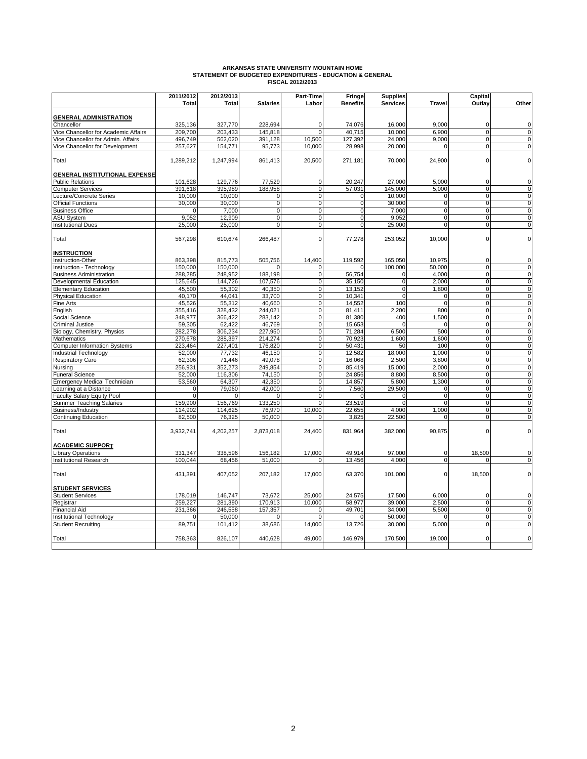# ARKANSAS STATE UNIVERSITY MOUNTAIN HOME
## STATEMENT OF BUDGETED EXPENDITURES - EDUCATION & GENERAL
### FISCAL 2012/2013

| | 2011/2012 Total | 2012/2013 Total | Salaries | Part-Time Labor | Fringe Benefits | Supplies Services | Travel | Capital Outlay | Other |
|---|---|---|---|---|---|---|---|---|---|
| **GENERAL ADMINISTRATION** | | | | | | | | | |
| Chancellor | 325,136 | 327,770 | 228,694 | 0 | 74,076 | 16,000 | 9,000 | 0 | 0 |
| Vice Chancellor for Academic Affairs | 209,700 | 203,433 | 145,818 | 0 | 40,715 | 10,000 | 6,900 | 0 | 0 |
| Vice Chancellor for Admin. Affairs | 496,749 | 562,020 | 391,128 | 10,500 | 127,392 | 24,000 | 9,000 | 0 | 0 |
| Vice Chancellor for Development | 257,627 | 154,771 | 95,773 | 10,000 | 28,998 | 20,000 | 0 | 0 | 0 |
| Total | 1,289,212 | 1,247,994 | 861,413 | 20,500 | 271,181 | 70,000 | 24,900 | 0 | 0 |
| **GENERAL INSTITUTIONAL EXPENSE** | | | | | | | | | |
| Public Relations | 101,628 | 129,776 | 77,529 | 0 | 20,247 | 27,000 | 5,000 | 0 | 0 |
| Computer Services | 391,618 | 395,989 | 188,958 | 0 | 57,031 | 145,000 | 5,000 | 0 | 0 |
| Lecture/Concrete Series | 10,000 | 10,000 | 0 | 0 | 0 | 10,000 | 0 | 0 | 0 |
| Official Functions | 30,000 | 30,000 | 0 | 0 | 0 | 30,000 | 0 | 0 | 0 |
| Business Office | 0 | 7,000 | 0 | 0 | 0 | 7,000 | 0 | 0 | 0 |
| ASU System | 9,052 | 12,909 | 0 | 0 | 0 | 9,052 | 0 | 0 | 0 |
| Institutional Dues | 25,000 | 25,000 | 0 | 0 | 0 | 25,000 | 0 | 0 | 0 |
| Total | 567,298 | 610,674 | 266,487 | 0 | 77,278 | 253,052 | 10,000 | 0 | 0 |
| **INSTRUCTION** | | | | | | | | | |
| Instruction-Other | 863,398 | 815,773 | 505,756 | 14,400 | 119,592 | 165,050 | 10,975 | 0 | 0 |
| Instruction - Technology | 150,000 | 150,000 | 0 | 0 | 0 | 100,000 | 50,000 | 0 | 0 |
| Business Administration | 288,285 | 248,952 | 188,198 | 0 | 56,754 | 0 | 4,000 | 0 | 0 |
| Developmental Education | 125,645 | 144,726 | 107,576 | 0 | 35,150 | 0 | 2,000 | 0 | 0 |
| Elementary Education | 45,500 | 55,302 | 40,350 | 0 | 13,152 | 0 | 1,800 | 0 | 0 |
| Physical Education | 40,170 | 44,041 | 33,700 | 0 | 10,341 | 0 | 0 | 0 | 0 |
| Fine Arts | 45,526 | 55,312 | 40,660 | 0 | 14,552 | 100 | 0 | 0 | 0 |
| English | 355,416 | 328,432 | 244,021 | 0 | 81,411 | 2,200 | 800 | 0 | 0 |
| Social Science | 348,977 | 366,422 | 283,142 | 0 | 81,380 | 400 | 1,500 | 0 | 0 |
| Criminal Justice | 59,305 | 62,422 | 46,769 | 0 | 15,653 | 0 | 0 | 0 | 0 |
| Biology, Chemistry, Physics | 282,278 | 306,234 | 227,950 | 0 | 71,284 | 6,500 | 500 | 0 | 0 |
| Mathematics | 270,678 | 288,397 | 214,274 | 0 | 70,923 | 1,600 | 1,600 | 0 | 0 |
| Computer Information Systems | 223,464 | 227,401 | 176,820 | 0 | 50,431 | 50 | 100 | 0 | 0 |
| Industrial Technology | 52,000 | 77,732 | 46,150 | 0 | 12,582 | 18,000 | 1,000 | 0 | 0 |
| Respiratory Care | 62,306 | 71,446 | 49,078 | 0 | 16,068 | 2,500 | 3,800 | 0 | 0 |
| Nursing | 256,931 | 352,273 | 249,854 | 0 | 85,419 | 15,000 | 2,000 | 0 | 0 |
| Funeral Science | 52,000 | 116,306 | 74,150 | 0 | 24,856 | 8,800 | 8,500 | 0 | 0 |
| Emergency Medical Technician | 53,560 | 64,307 | 42,350 | 0 | 14,857 | 5,800 | 1,300 | 0 | 0 |
| Learning at a Distance | 0 | 79,060 | 42,000 | 0 | 7,560 | 29,500 | 0 | 0 | 0 |
| Faculty Salary Equity Pool | 0 | 0 | 0 | 0 | 0 | 0 | 0 | 0 | 0 |
| Summer Teaching Salaries | 159,900 | 156,769 | 133,250 | 0 | 23,519 | 0 | 0 | 0 | 0 |
| Business/Industry | 114,902 | 114,625 | 76,970 | 10,000 | 22,655 | 4,000 | 1,000 | 0 | 0 |
| Continuing Education | 82,500 | 76,325 | 50,000 | 0 | 3,825 | 22,500 | 0 | 0 | 0 |
| Total | 3,932,741 | 4,202,257 | 2,873,018 | 24,400 | 831,964 | 382,000 | 90,875 | 0 | 0 |
| **ACADEMIC SUPPORT** | | | | | | | | | |
| Library Operations | 331,347 | 338,596 | 156,182 | 17,000 | 49,914 | 97,000 | 0 | 18,500 | 0 |
| Institutional Research | 100,044 | 68,456 | 51,000 | 0 | 13,456 | 4,000 | 0 | 0 | 0 |
| Total | 431,391 | 407,052 | 207,182 | 17,000 | 63,370 | 101,000 | 0 | 18,500 | 0 |
| **STUDENT SERVICES** | | | | | | | | | |
| Student Services | 178,019 | 146,747 | 73,672 | 25,000 | 24,575 | 17,500 | 6,000 | 0 | 0 |
| Registrar | 259,227 | 281,390 | 170,913 | 10,000 | 58,977 | 39,000 | 2,500 | 0 | 0 |
| Financial Aid | 231,366 | 246,558 | 157,357 | 0 | 49,701 | 34,000 | 5,500 | 0 | 0 |
| Institutional Technology | 0 | 50,000 | 0 | 0 | 0 | 50,000 | 0 | 0 | 0 |
| Student Recruiting | 89,751 | 101,412 | 38,686 | 14,000 | 13,726 | 30,000 | 5,000 | 0 | 0 |
| Total | 758,363 | 826,107 | 440,628 | 49,000 | 146,979 | 170,500 | 19,000 | 0 | 0 |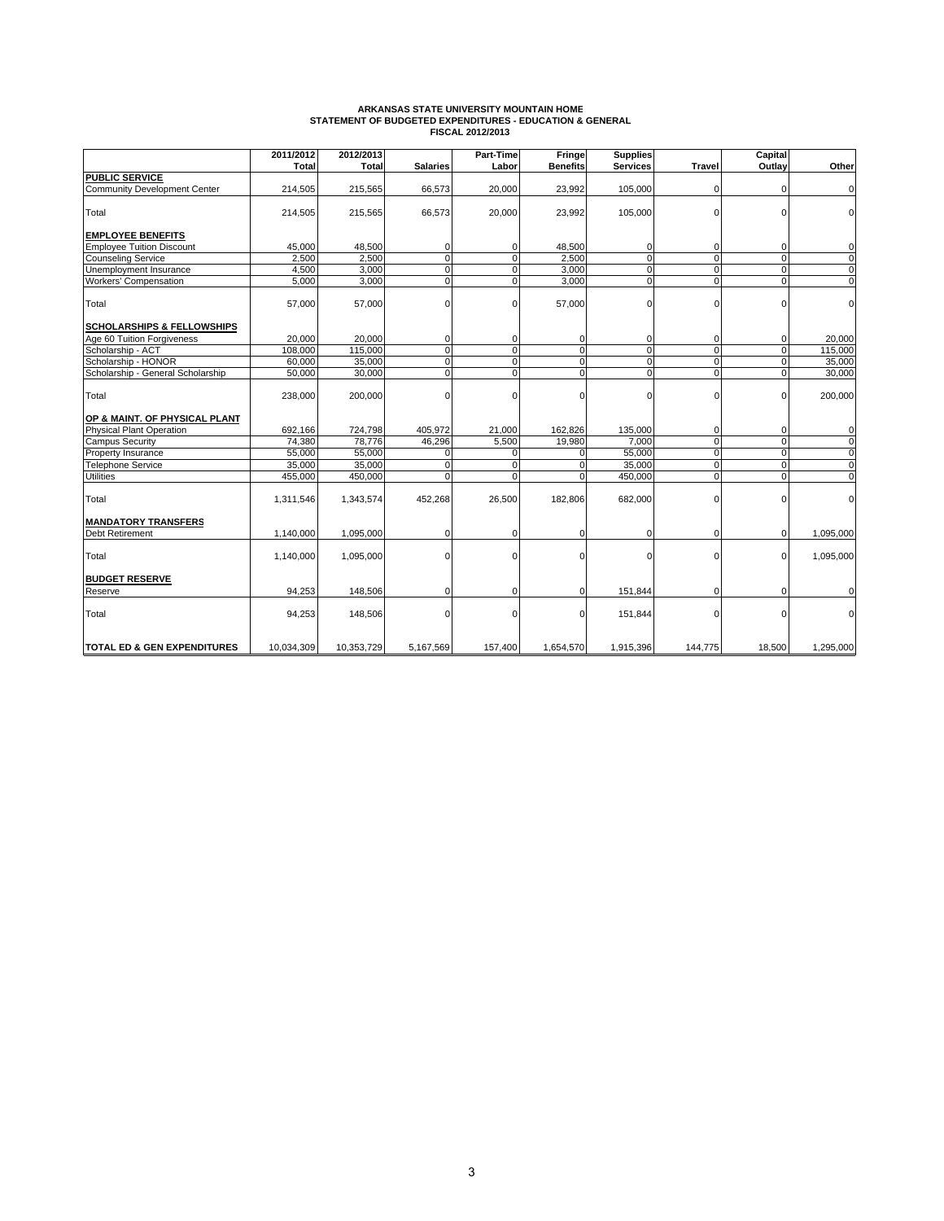**ARKANSAS STATE UNIVERSITY MOUNTAIN HOME**
**STATEMENT OF BUDGETED EXPENDITURES - EDUCATION & GENERAL**
**FISCAL 2012/2013**

| | 2011/2012 Total | 2012/2013 Total | Salaries | Part-Time Labor | Fringe Benefits | Supplies Services | Travel | Capital Outlay | Other |
|---|---|---|---|---|---|---|---|---|---|
| **PUBLIC SERVICE** | | | | | | | | | |
| Community Development Center | 214,505 | 215,565 | 66,573 | 20,000 | 23,992 | 105,000 | 0 | 0 | 0 |
| Total | 214,505 | 215,565 | 66,573 | 20,000 | 23,992 | 105,000 | 0 | 0 | 0 |
| **EMPLOYEE BENEFITS** | | | | | | | | | |
| Employee Tuition Discount | 45,000 | 48,500 | 0 | 0 | 48,500 | 0 | 0 | 0 | 0 |
| Counseling Service | 2,500 | 2,500 | 0 | 0 | 2,500 | 0 | 0 | 0 | 0 |
| Unemployment Insurance | 4,500 | 3,000 | 0 | 0 | 3,000 | 0 | 0 | 0 | 0 |
| Workers' Compensation | 5,000 | 3,000 | 0 | 0 | 3,000 | 0 | 0 | 0 | 0 |
| Total | 57,000 | 57,000 | 0 | 0 | 57,000 | 0 | 0 | 0 | 0 |
| **SCHOLARSHIPS & FELLOWSHIPS** | | | | | | | | | |
| Age 60 Tuition Forgiveness | 20,000 | 20,000 | 0 | 0 | 0 | 0 | 0 | 0 | 20,000 |
| Scholarship - ACT | 108,000 | 115,000 | 0 | 0 | 0 | 0 | 0 | 0 | 115,000 |
| Scholarship - HONOR | 60,000 | 35,000 | 0 | 0 | 0 | 0 | 0 | 0 | 35,000 |
| Scholarship - General Scholarship | 50,000 | 30,000 | 0 | 0 | 0 | 0 | 0 | 0 | 30,000 |
| Total | 238,000 | 200,000 | 0 | 0 | 0 | 0 | 0 | 0 | 200,000 |
| **OP & MAINT. OF PHYSICAL PLANT** | | | | | | | | | |
| Physical Plant Operation | 692,166 | 724,798 | 405,972 | 21,000 | 162,826 | 135,000 | 0 | 0 | 0 |
| Campus Security | 74,380 | 78,776 | 46,296 | 5,500 | 19,980 | 7,000 | 0 | 0 | 0 |
| Property Insurance | 55,000 | 55,000 | 0 | 0 | 0 | 55,000 | 0 | 0 | 0 |
| Telephone Service | 35,000 | 35,000 | 0 | 0 | 0 | 35,000 | 0 | 0 | 0 |
| Utilities | 455,000 | 450,000 | 0 | 0 | 0 | 450,000 | 0 | 0 | 0 |
| Total | 1,311,546 | 1,343,574 | 452,268 | 26,500 | 182,806 | 682,000 | 0 | 0 | 0 |
| **MANDATORY TRANSFERS** | | | | | | | | | |
| Debt Retirement | 1,140,000 | 1,095,000 | 0 | 0 | 0 | 0 | 0 | 0 | 1,095,000 |
| Total | 1,140,000 | 1,095,000 | 0 | 0 | 0 | 0 | 0 | 0 | 1,095,000 |
| **BUDGET RESERVE** | | | | | | | | | |
| Reserve | 94,253 | 148,506 | 0 | 0 | 0 | 151,844 | 0 | 0 | 0 |
| Total | 94,253 | 148,506 | 0 | 0 | 0 | 151,844 | 0 | 0 | 0 |
| **TOTAL ED & GEN EXPENDITURES** | 10,034,309 | 10,353,729 | 5,167,569 | 157,400 | 1,654,570 | 1,915,396 | 144,775 | 18,500 | 1,295,000 |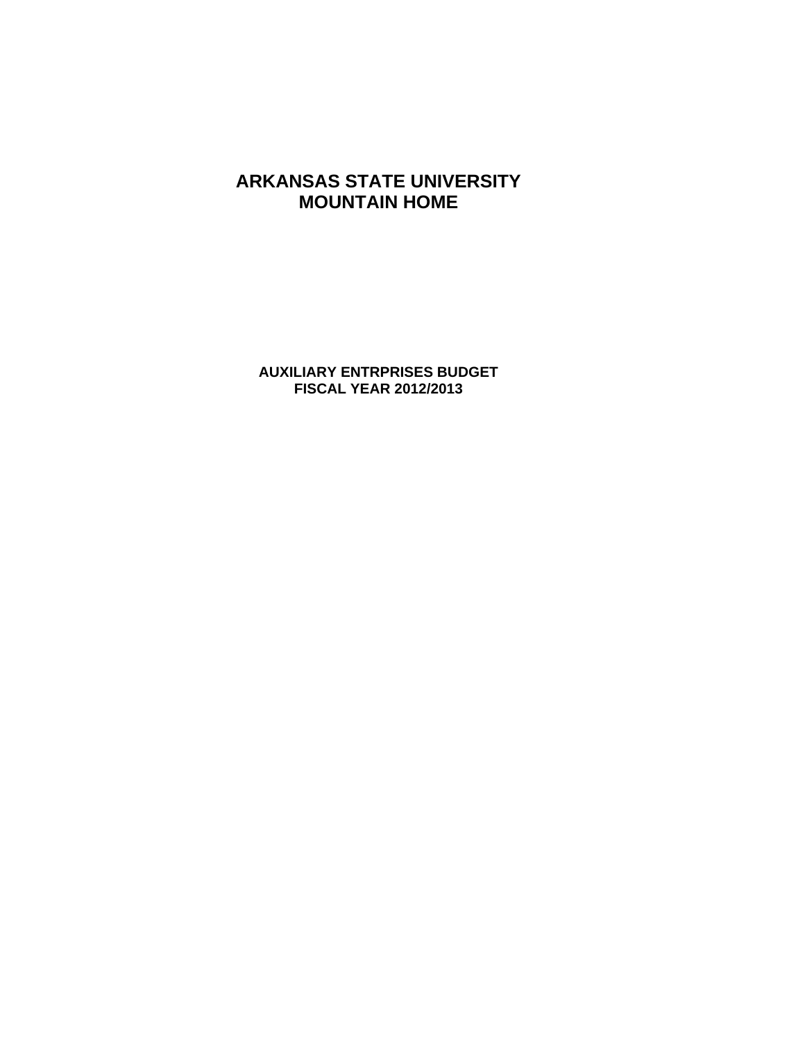# ARKANSAS STATE UNIVERSITY
# MOUNTAIN HOME

## AUXILIARY ENTRPRISES BUDGET
## FISCAL YEAR 2012/2013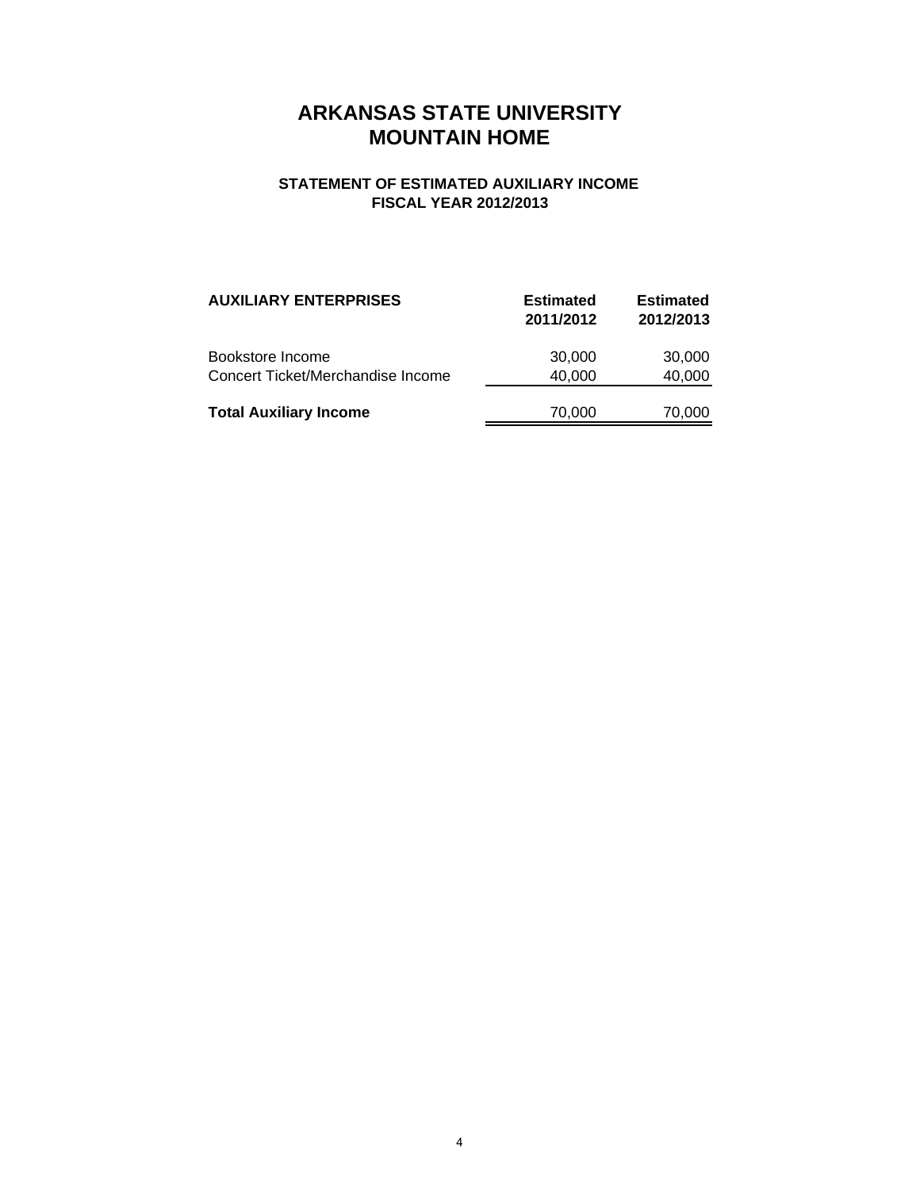# ARKANSAS STATE UNIVERSITY
# MOUNTAIN HOME

### STATEMENT OF ESTIMATED AUXILIARY INCOME
### FISCAL YEAR 2012/2013

| AUXILIARY ENTERPRISES | Estimated 2011/2012 | Estimated 2012/2013 |
|---|---|---|
| Bookstore Income | 30,000 | 30,000 |
| Concert Ticket/Merchandise Income | 40,000 | 40,000 |
| **Total Auxiliary Income** | 70,000 | 70,000 |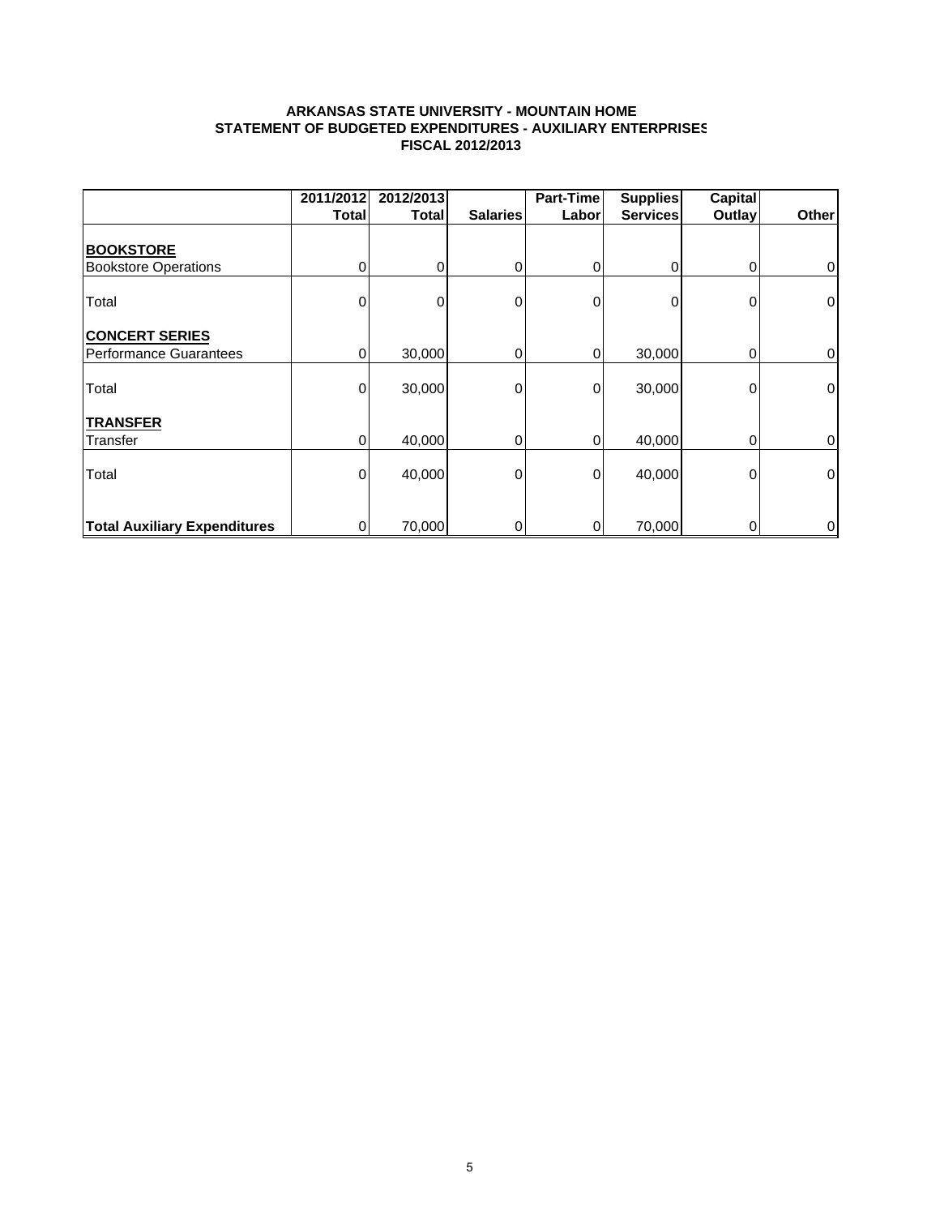**ARKANSAS STATE UNIVERSITY - MOUNTAIN HOME**
**STATEMENT OF BUDGETED EXPENDITURES - AUXILIARY ENTERPRISES**
**FISCAL 2012/2013**

| | 2011/2012 Total | 2012/2013 Total | Salaries | Part-Time Labor | Supplies Services | Capital Outlay | Other |
|---|---|---|---|---|---|---|---|
| **BOOKSTORE** | | | | | | | |
| Bookstore Operations | 0 | 0 | 0 | 0 | 0 | 0 | 0 |
| Total | 0 | 0 | 0 | 0 | 0 | 0 | 0 |
| **CONCERT SERIES** | | | | | | | |
| Performance Guarantees | 0 | 30,000 | 0 | 0 | 30,000 | 0 | 0 |
| Total | 0 | 30,000 | 0 | 0 | 30,000 | 0 | 0 |
| **TRANSFER** | | | | | | | |
| Transfer | 0 | 40,000 | 0 | 0 | 40,000 | 0 | 0 |
| Total | 0 | 40,000 | 0 | 0 | 40,000 | 0 | 0 |
| **Total Auxiliary Expenditures** | 0 | 70,000 | 0 | 0 | 70,000 | 0 | 0 |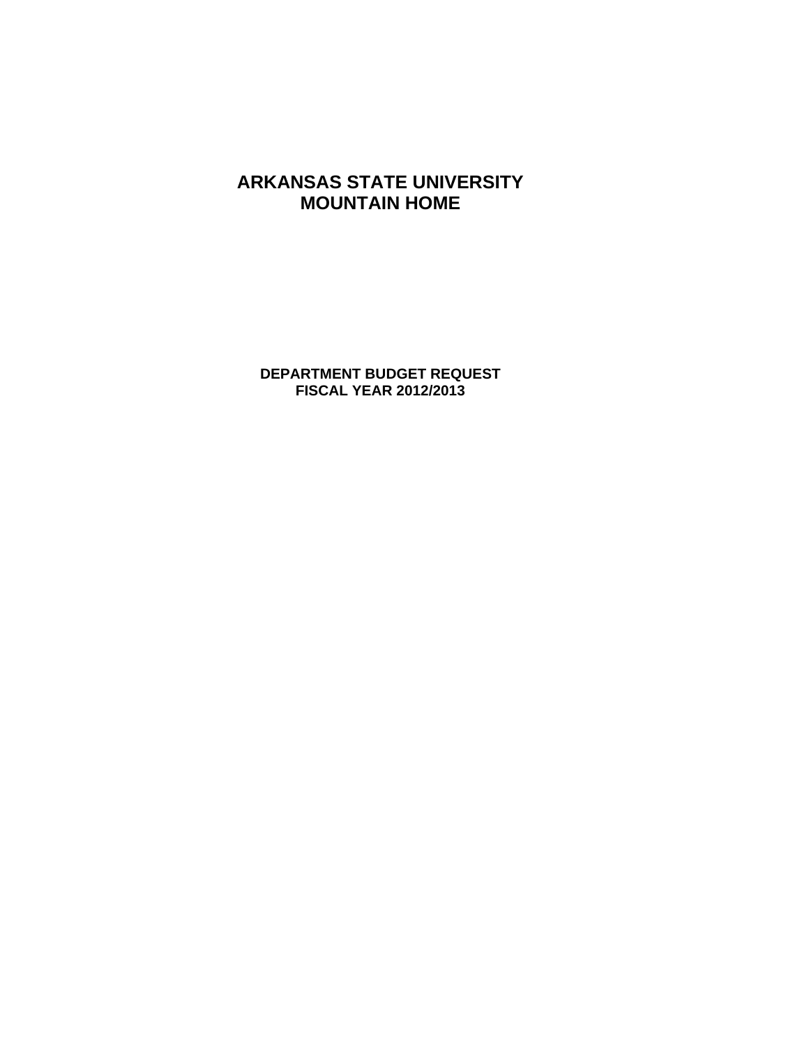# ARKANSAS STATE UNIVERSITY
# MOUNTAIN HOME

**DEPARTMENT BUDGET REQUEST**
**FISCAL YEAR 2012/2013**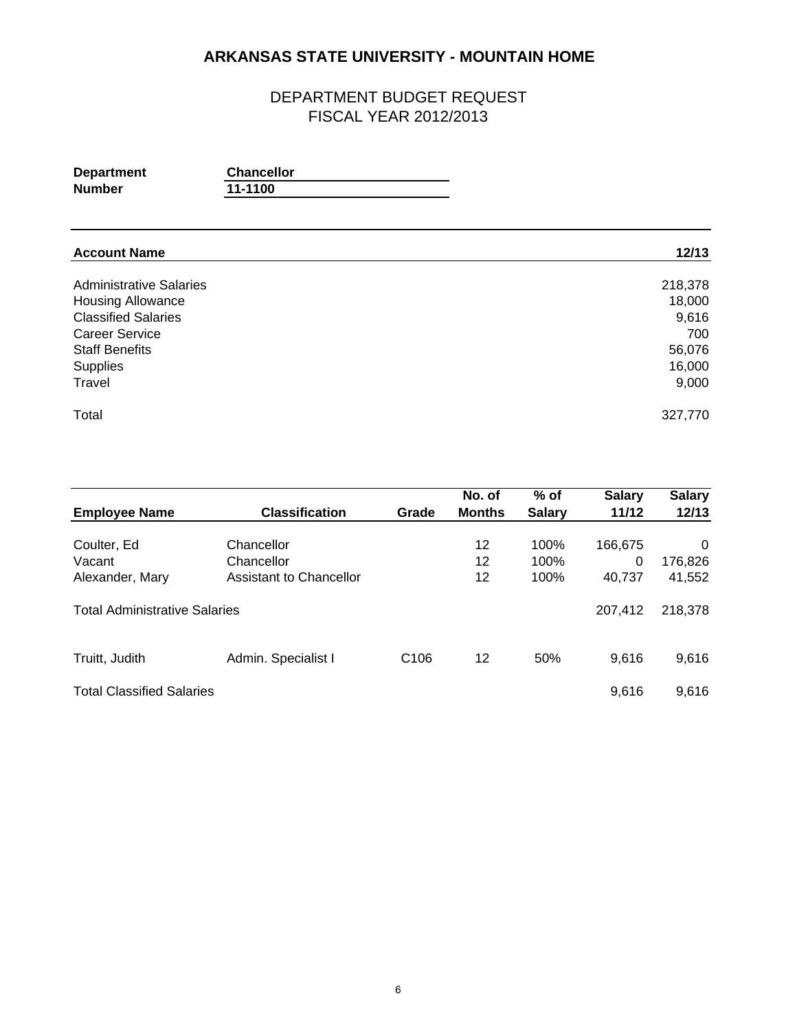# ARKANSAS STATE UNIVERSITY - MOUNTAIN HOME

## DEPARTMENT BUDGET REQUEST
## FISCAL YEAR 2012/2013

**Department** **Chancellor**
**Number** **11-1100**

| **Account Name** | **12/13** |
|---|---|
| Administrative Salaries | 218,378 |
| Housing Allowance | 18,000 |
| Classified Salaries | 9,616 |
| Career Service | 700 |
| Staff Benefits | 56,076 |
| Supplies | 16,000 |
| Travel | 9,000 |
| Total | 327,770 |

| **Employee Name** | **Classification** | **Grade** | **No. of Months** | **% of Salary** | **Salary 11/12** | **Salary 12/13** |
|---|---|---|---|---|---|---|
| Coulter, Ed | Chancellor | | 12 | 100% | 166,675 | 0 |
| Vacant | Chancellor | | 12 | 100% | 0 | 176,826 |
| Alexander, Mary | Assistant to Chancellor | | 12 | 100% | 40,737 | 41,552 |
| Total Administrative Salaries | | | | | 207,412 | 218,378 |
| Truitt, Judith | Admin. Specialist I | C106 | 12 | 50% | 9,616 | 9,616 |
| Total Classified Salaries | | | | | 9,616 | 9,616 |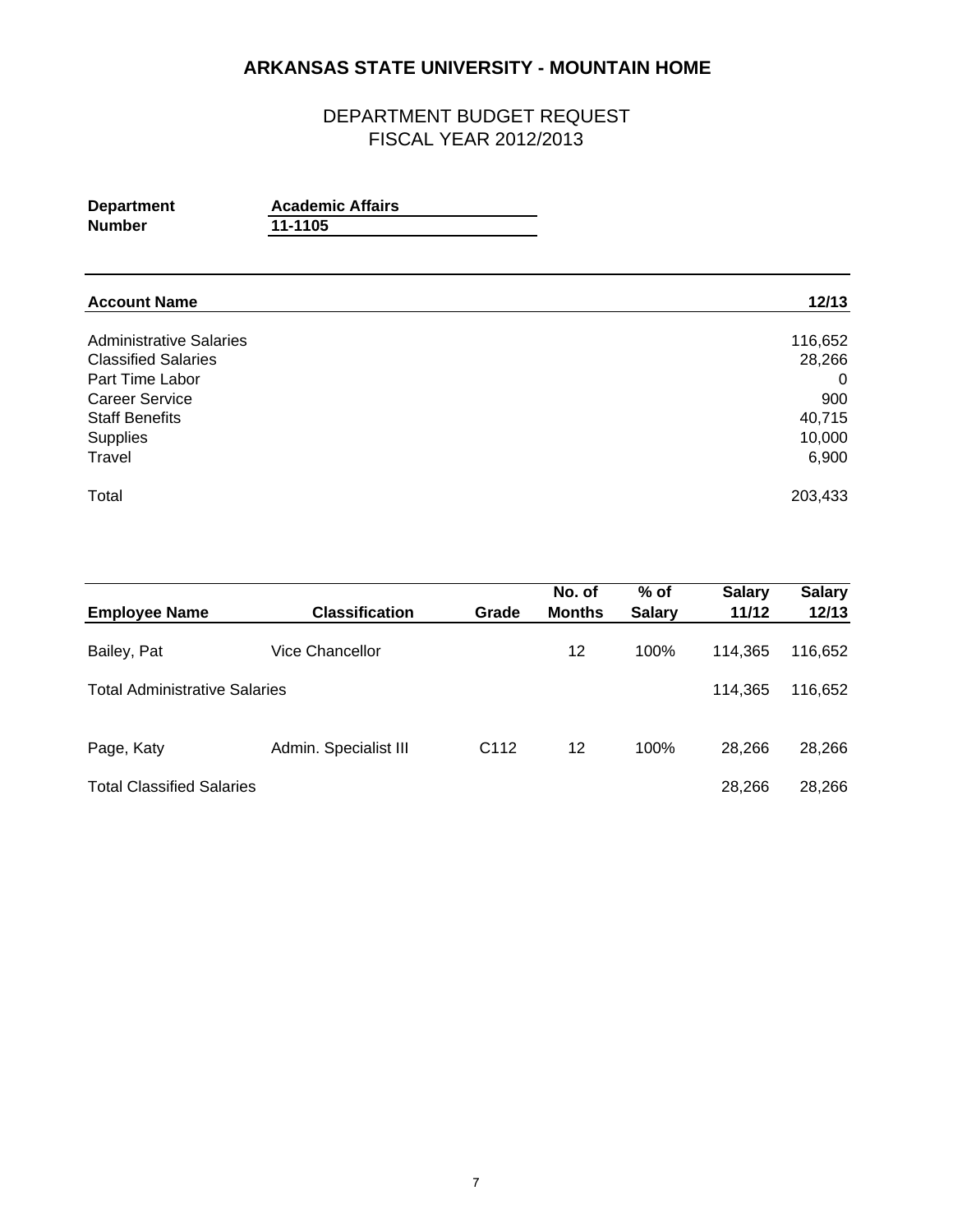# ARKANSAS STATE UNIVERSITY - MOUNTAIN HOME

## DEPARTMENT BUDGET REQUEST
## FISCAL YEAR 2012/2013

**Department** **Academic Affairs**
**Number** **11-1105**

| Account Name | 12/13 |
|---|---|
| Administrative Salaries | 116,652 |
| Classified Salaries | 28,266 |
| Part Time Labor | 0 |
| Career Service | 900 |
| Staff Benefits | 40,715 |
| Supplies | 10,000 |
| Travel | 6,900 |
| Total | 203,433 |

| Employee Name | Classification | Grade | No. of Months | % of Salary | Salary 11/12 | Salary 12/13 |
|---|---|---|---|---|---|---|
| Bailey, Pat | Vice Chancellor | | 12 | 100% | 114,365 | 116,652 |
| Total Administrative Salaries | | | | | 114,365 | 116,652 |
| Page, Katy | Admin. Specialist III | C112 | 12 | 100% | 28,266 | 28,266 |
| Total Classified Salaries | | | | | 28,266 | 28,266 |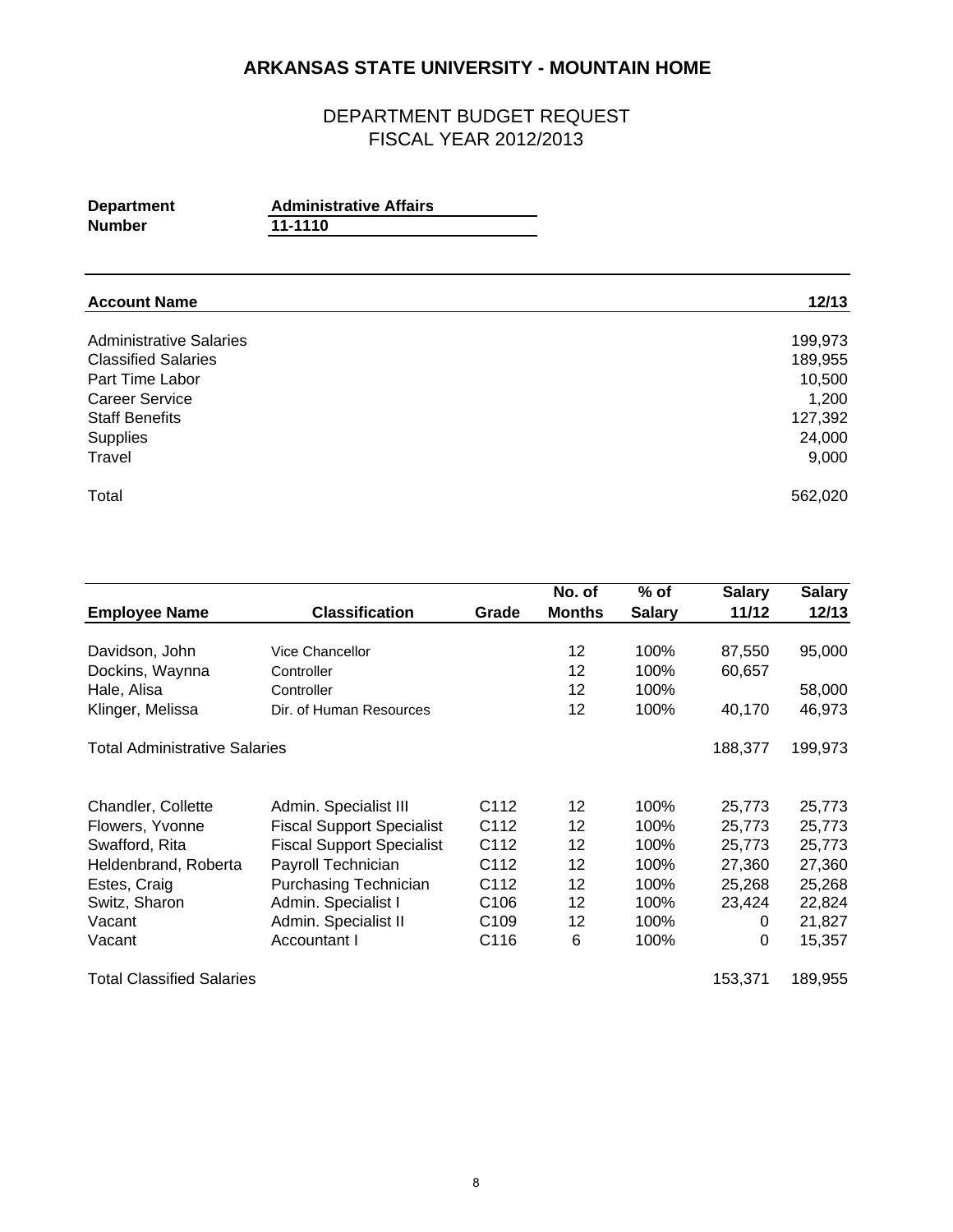# ARKANSAS STATE UNIVERSITY - MOUNTAIN HOME

## DEPARTMENT BUDGET REQUEST
## FISCAL YEAR 2012/2013

**Department** **Administrative Affairs**
**Number** **11-1110**

| Account Name | 12/13 |
|---|---|
| Administrative Salaries | 199,973 |
| Classified Salaries | 189,955 |
| Part Time Labor | 10,500 |
| Career Service | 1,200 |
| Staff Benefits | 127,392 |
| Supplies | 24,000 |
| Travel | 9,000 |
| Total | 562,020 |

| Employee Name | Classification | Grade | No. of Months | % of Salary | Salary 11/12 | Salary 12/13 |
|---|---|---|---|---|---|---|
| Davidson, John | Vice Chancellor | | 12 | 100% | 87,550 | 95,000 |
| Dockins, Waynna | Controller | | 12 | 100% | 60,657 | |
| Hale, Alisa | Controller | | 12 | 100% | | 58,000 |
| Klinger, Melissa | Dir. of Human Resources | | 12 | 100% | 40,170 | 46,973 |
| Total Administrative Salaries | | | | | 188,377 | 199,973 |
| Chandler, Collette | Admin. Specialist III | C112 | 12 | 100% | 25,773 | 25,773 |
| Flowers, Yvonne | Fiscal Support Specialist | C112 | 12 | 100% | 25,773 | 25,773 |
| Swafford, Rita | Fiscal Support Specialist | C112 | 12 | 100% | 25,773 | 25,773 |
| Heldenbrand, Roberta | Payroll Technician | C112 | 12 | 100% | 27,360 | 27,360 |
| Estes, Craig | Purchasing Technician | C112 | 12 | 100% | 25,268 | 25,268 |
| Switz, Sharon | Admin. Specialist I | C106 | 12 | 100% | 23,424 | 22,824 |
| Vacant | Admin. Specialist II | C109 | 12 | 100% | 0 | 21,827 |
| Vacant | Accountant I | C116 | 6 | 100% | 0 | 15,357 |
| Total Classified Salaries | | | | | 153,371 | 189,955 |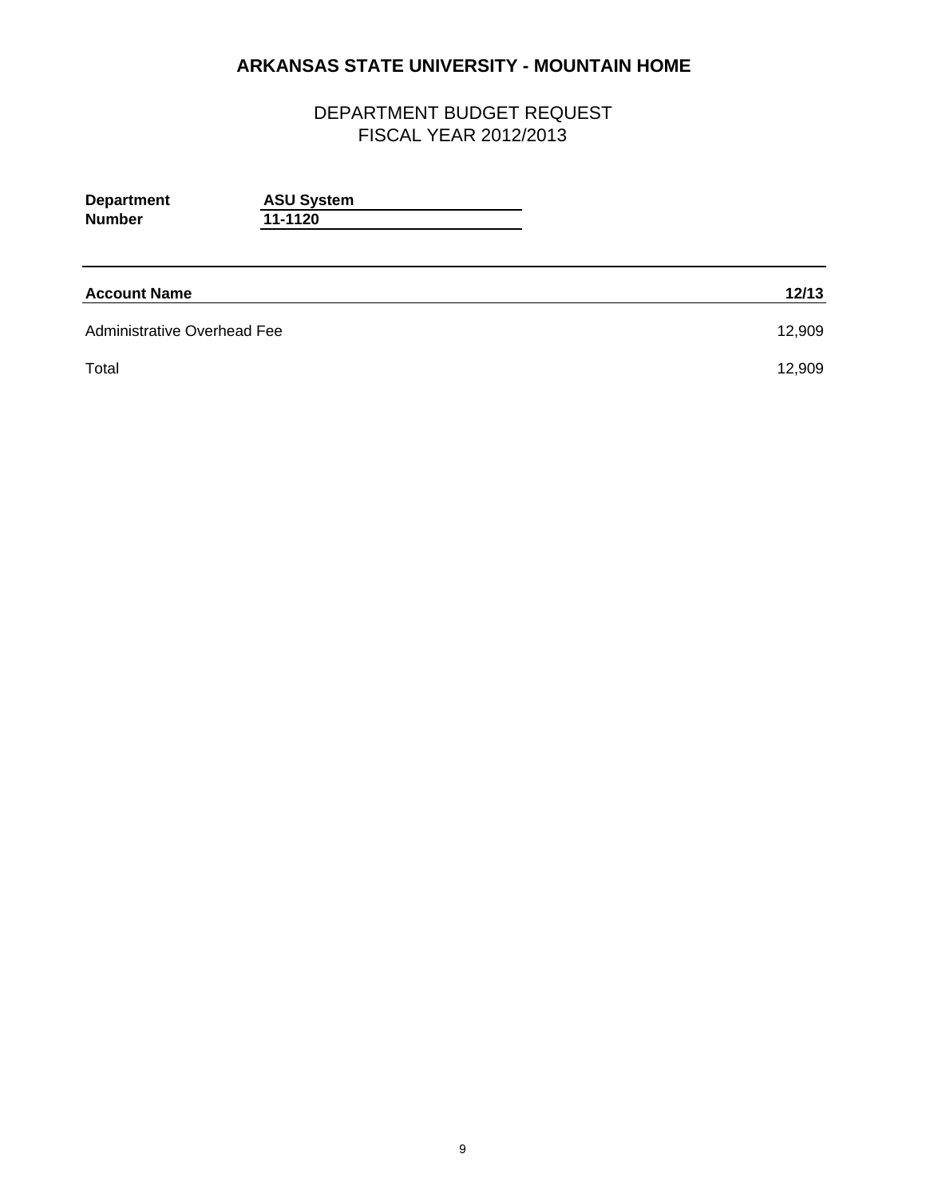# ARKANSAS STATE UNIVERSITY - MOUNTAIN HOME

## DEPARTMENT BUDGET REQUEST
## FISCAL YEAR 2012/2013

**Department** **ASU System**
**Number** **11-1120**

| Account Name | 12/13 |
|---|---|
| Administrative Overhead Fee | 12,909 |
| Total | 12,909 |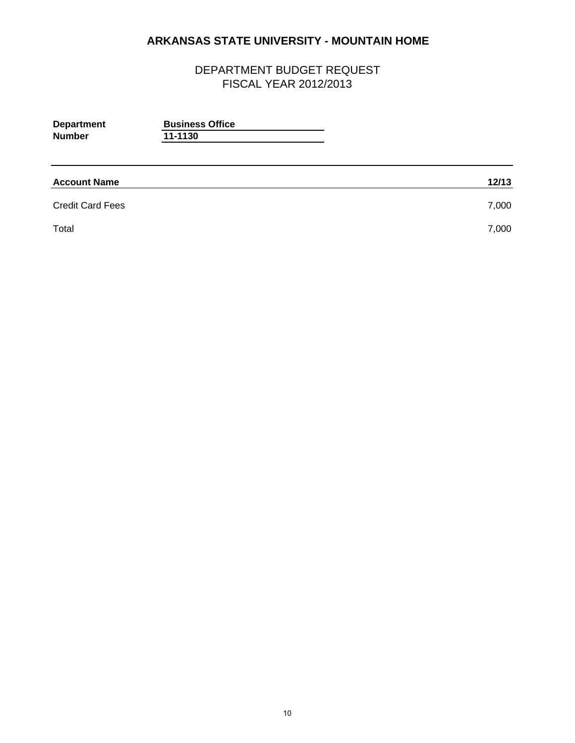# ARKANSAS STATE UNIVERSITY - MOUNTAIN HOME

## DEPARTMENT BUDGET REQUEST
## FISCAL YEAR 2012/2013

**Department** **Business Office**
**Number** **11-1130**

| Account Name | 12/13 |
|---|---|
| Credit Card Fees | 7,000 |
| Total | 7,000 |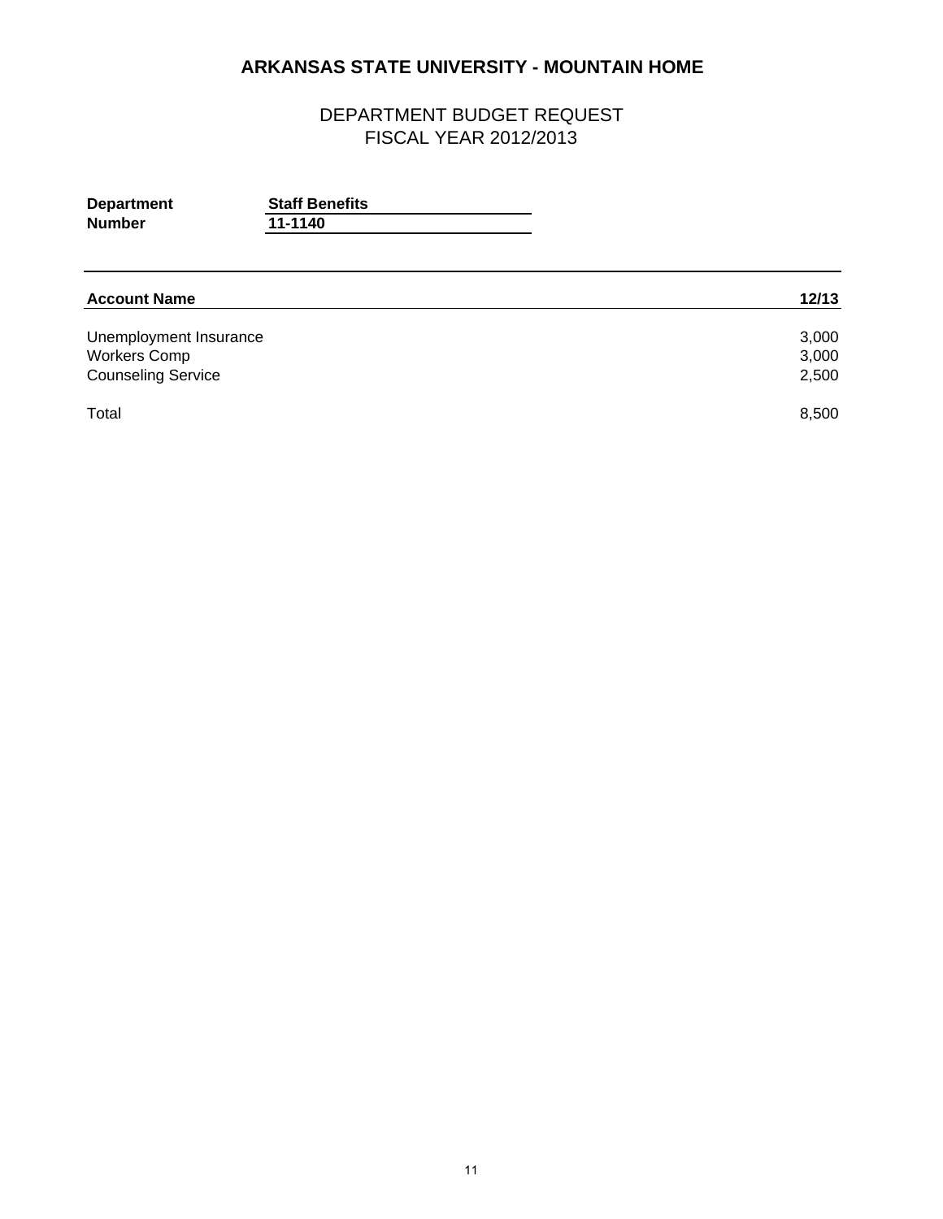# ARKANSAS STATE UNIVERSITY - MOUNTAIN HOME

## DEPARTMENT BUDGET REQUEST
## FISCAL YEAR 2012/2013

**Department** **Staff Benefits**
**Number** **11-1140**

| **Account Name** | **12/13** |
|---|---|
| Unemployment Insurance | 3,000 |
| Workers Comp | 3,000 |
| Counseling Service | 2,500 |
| Total | 8,500 |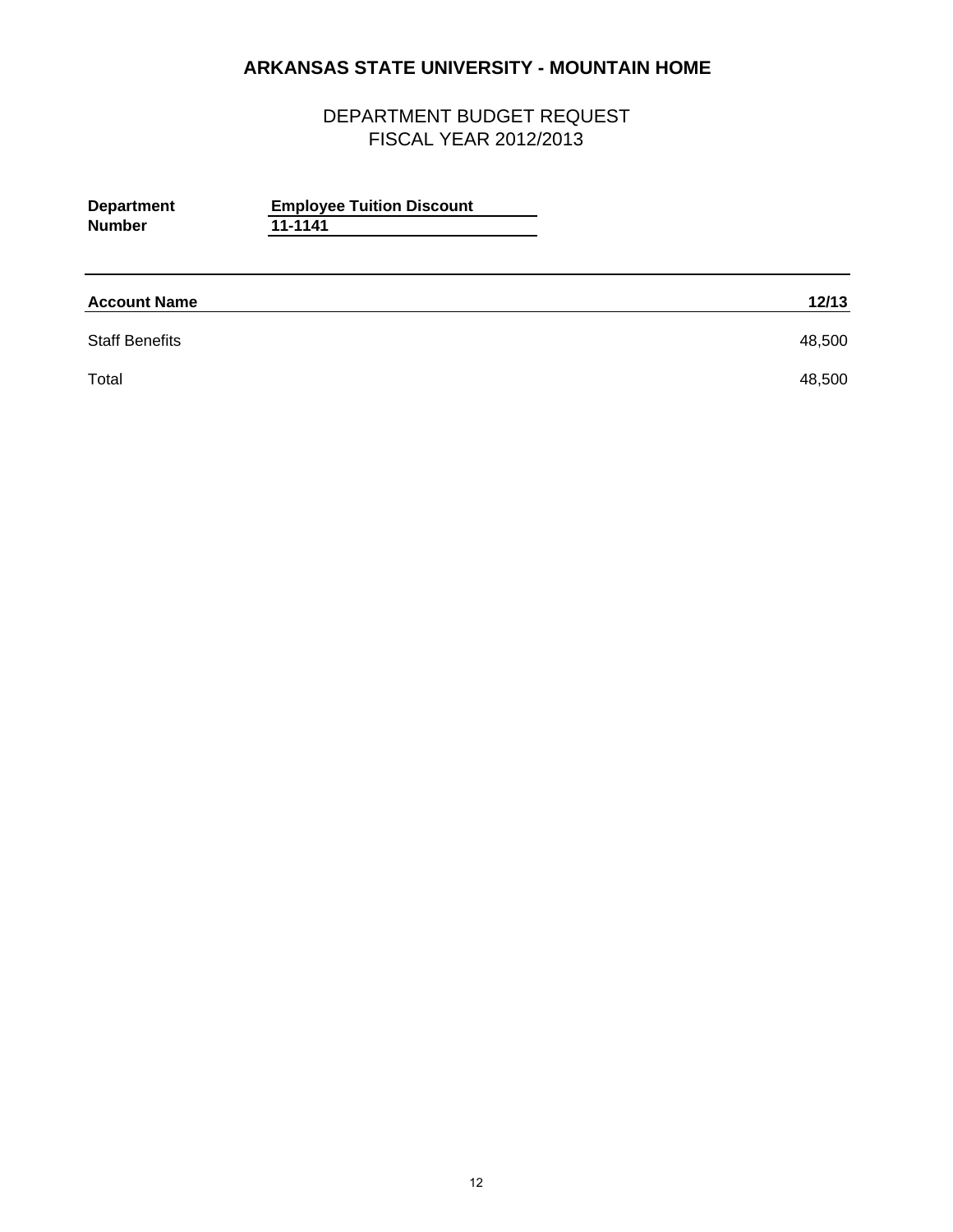# ARKANSAS STATE UNIVERSITY - MOUNTAIN HOME

## DEPARTMENT BUDGET REQUEST
## FISCAL YEAR 2012/2013

**Department** **Employee Tuition Discount**
**Number** **11-1141**

| **Account Name** | **12/13** |
|---|---|
| Staff Benefits | 48,500 |
| Total | 48,500 |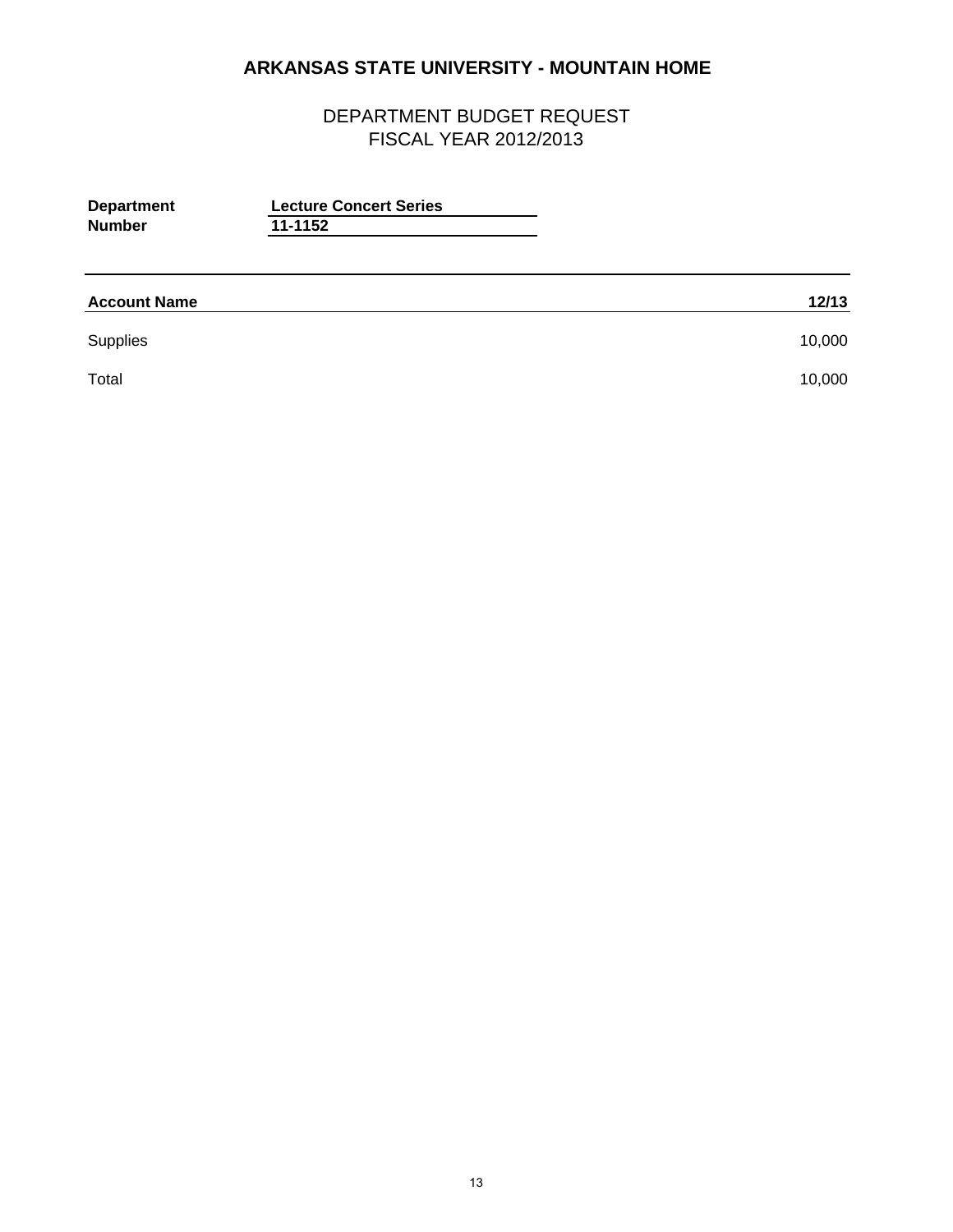# ARKANSAS STATE UNIVERSITY - MOUNTAIN HOME

## DEPARTMENT BUDGET REQUEST
## FISCAL YEAR 2012/2013

**Department** **Lecture Concert Series**
**Number** **11-1152**

| Account Name | 12/13 |
|---|---|
| Supplies | 10,000 |
| Total | 10,000 |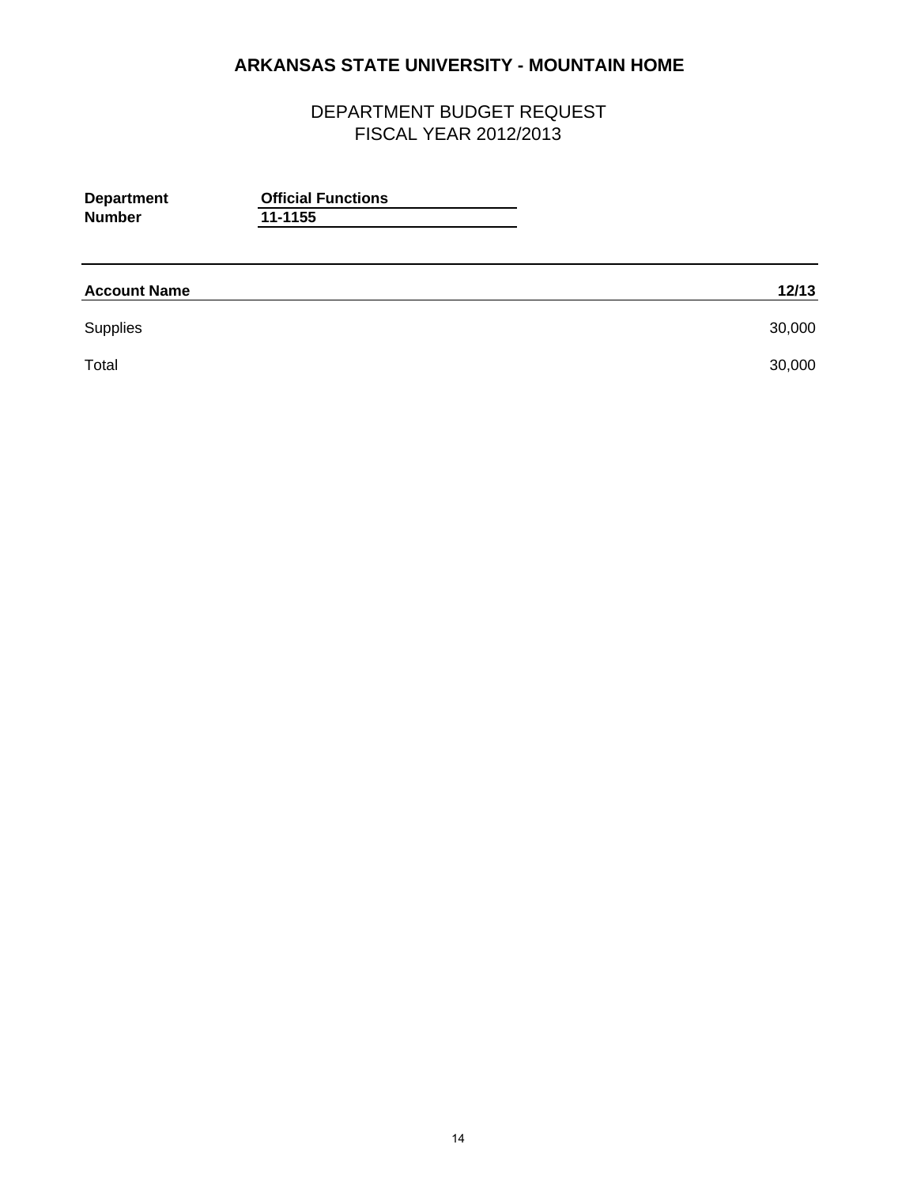# ARKANSAS STATE UNIVERSITY - MOUNTAIN HOME

## DEPARTMENT BUDGET REQUEST
## FISCAL YEAR 2012/2013

**Department** **Official Functions**
**Number** **11-1155**

| **Account Name** | **12/13** |
|---|---|
| Supplies | 30,000 |
| Total | 30,000 |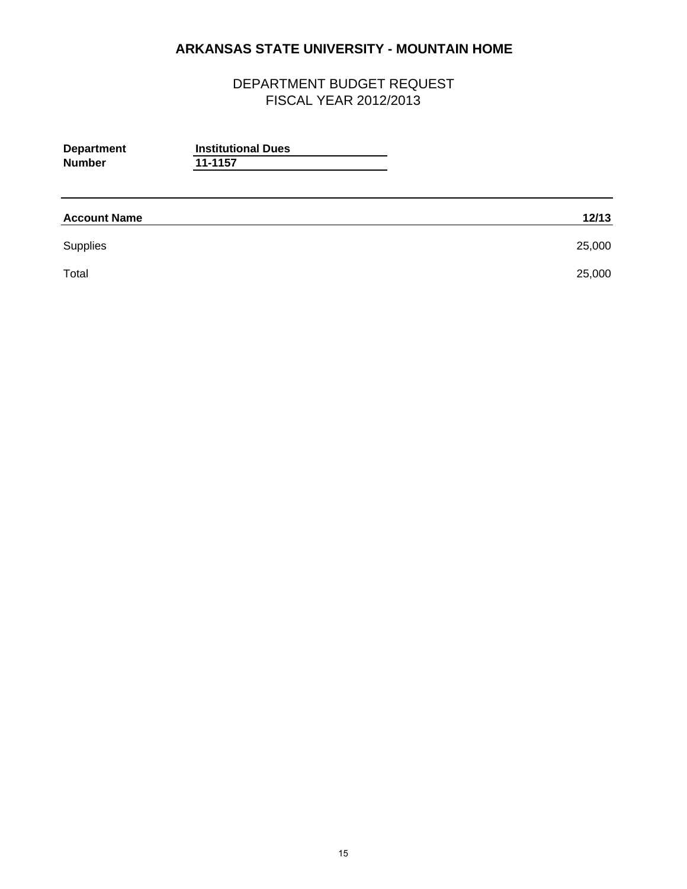# ARKANSAS STATE UNIVERSITY - MOUNTAIN HOME

## DEPARTMENT BUDGET REQUEST
## FISCAL YEAR 2012/2013

**Department** **Institutional Dues**
**Number** **11-1157**

| Account Name | 12/13 |
|---|---|
| Supplies | 25,000 |
| Total | 25,000 |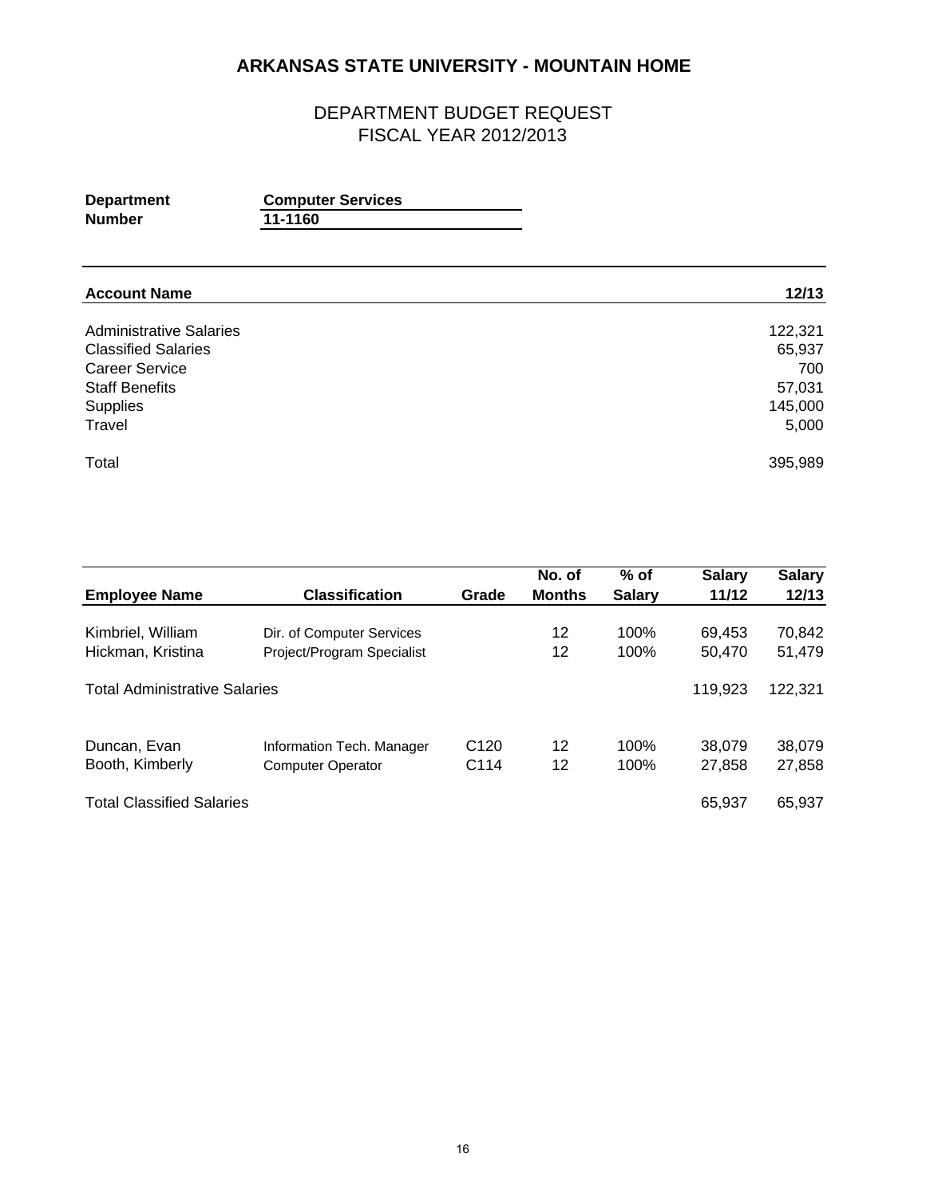# ARKANSAS STATE UNIVERSITY - MOUNTAIN HOME

## DEPARTMENT BUDGET REQUEST
## FISCAL YEAR 2012/2013

**Department** **Computer Services**
**Number** **11-1160**

| Account Name | 12/13 |
|---|---|
| Administrative Salaries | 122,321 |
| Classified Salaries | 65,937 |
| Career Service | 700 |
| Staff Benefits | 57,031 |
| Supplies | 145,000 |
| Travel | 5,000 |
| Total | 395,989 |

| Employee Name | Classification | Grade | No. of Months | % of Salary | Salary 11/12 | Salary 12/13 |
|---|---|---|---|---|---|---|
| Kimbriel, William | Dir. of Computer Services | | 12 | 100% | 69,453 | 70,842 |
| Hickman, Kristina | Project/Program Specialist | | 12 | 100% | 50,470 | 51,479 |
| Total Administrative Salaries | | | | | 119,923 | 122,321 |
| Duncan, Evan | Information Tech. Manager | C120 | 12 | 100% | 38,079 | 38,079 |
| Booth, Kimberly | Computer Operator | C114 | 12 | 100% | 27,858 | 27,858 |
| Total Classified Salaries | | | | | 65,937 | 65,937 |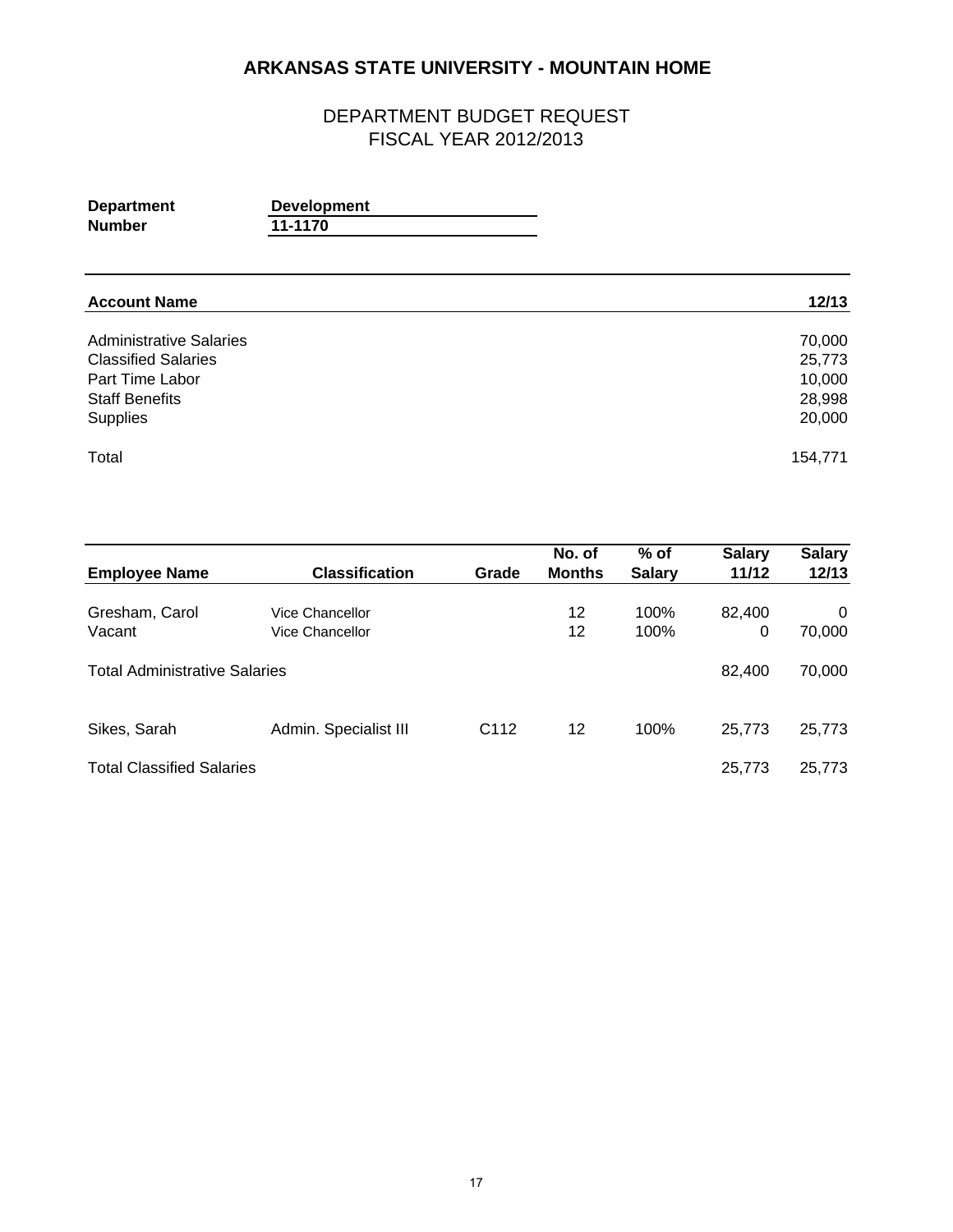# ARKANSAS STATE UNIVERSITY - MOUNTAIN HOME

## DEPARTMENT BUDGET REQUEST
## FISCAL YEAR 2012/2013

**Department** **Development**
**Number** **11-1170**

| Account Name | 12/13 |
|---|---|
| Administrative Salaries | 70,000 |
| Classified Salaries | 25,773 |
| Part Time Labor | 10,000 |
| Staff Benefits | 28,998 |
| Supplies | 20,000 |
| Total | 154,771 |

| Employee Name | Classification | Grade | No. of Months | % of Salary | Salary 11/12 | Salary 12/13 |
|---|---|---|---|---|---|---|
| Gresham, Carol | Vice Chancellor | | 12 | 100% | 82,400 | 0 |
| Vacant | Vice Chancellor | | 12 | 100% | 0 | 70,000 |
| Total Administrative Salaries | | | | | 82,400 | 70,000 |
| Sikes, Sarah | Admin. Specialist III | C112 | 12 | 100% | 25,773 | 25,773 |
| Total Classified Salaries | | | | | 25,773 | 25,773 |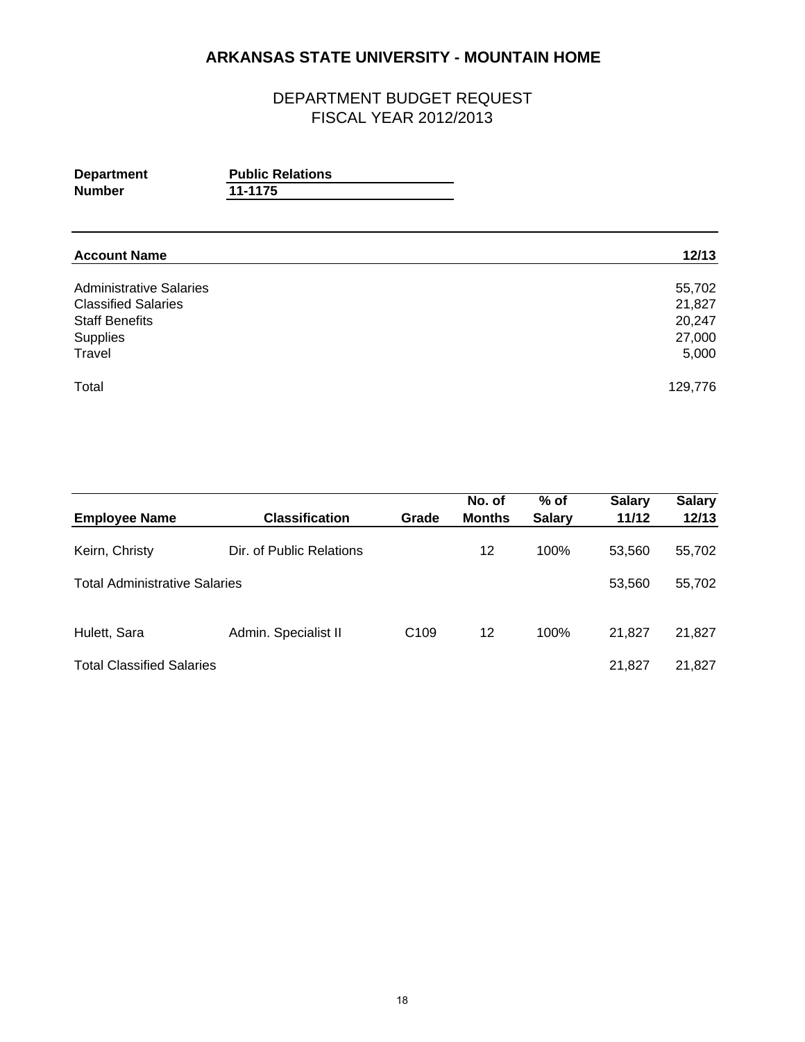# ARKANSAS STATE UNIVERSITY - MOUNTAIN HOME

## DEPARTMENT BUDGET REQUEST
## FISCAL YEAR 2012/2013

**Department** **Public Relations**
**Number** **11-1175**

| **Account Name** | **12/13** |
|---|---|
| Administrative Salaries | 55,702 |
| Classified Salaries | 21,827 |
| Staff Benefits | 20,247 |
| Supplies | 27,000 |
| Travel | 5,000 |
| Total | 129,776 |

| **Employee Name** | **Classification** | **Grade** | **No. of Months** | **% of Salary** | **Salary 11/12** | **Salary 12/13** |
|---|---|---|---|---|---|---|
| Keirn, Christy | Dir. of Public Relations | | 12 | 100% | 53,560 | 55,702 |
| Total Administrative Salaries | | | | | 53,560 | 55,702 |
| Hulett, Sara | Admin. Specialist II | C109 | 12 | 100% | 21,827 | 21,827 |
| Total Classified Salaries | | | | | 21,827 | 21,827 |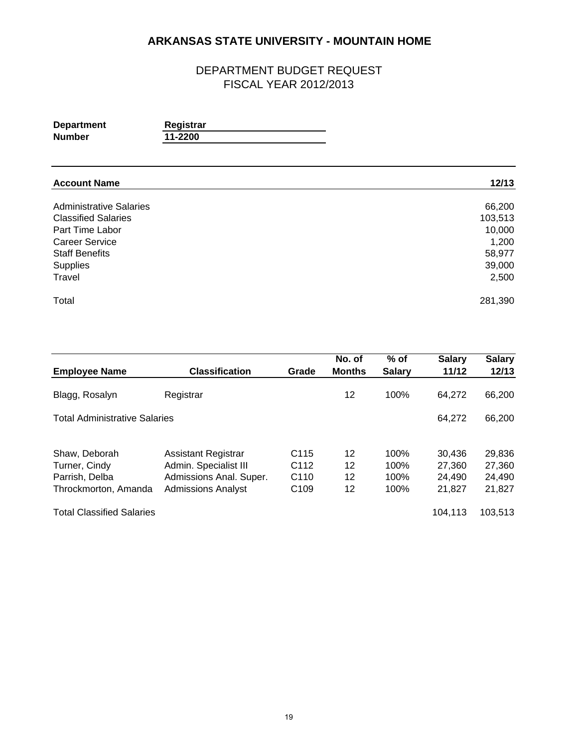# ARKANSAS STATE UNIVERSITY - MOUNTAIN HOME

## DEPARTMENT BUDGET REQUEST
## FISCAL YEAR 2012/2013

**Department** Registrar
**Number** 11-2200

| Account Name | 12/13 |
|---|---|
| Administrative Salaries | 66,200 |
| Classified Salaries | 103,513 |
| Part Time Labor | 10,000 |
| Career Service | 1,200 |
| Staff Benefits | 58,977 |
| Supplies | 39,000 |
| Travel | 2,500 |
| Total | 281,390 |

| Employee Name | Classification | Grade | No. of Months | % of Salary | Salary 11/12 | Salary 12/13 |
|---|---|---|---|---|---|---|
| Blagg, Rosalyn | Registrar | | 12 | 100% | 64,272 | 66,200 |
| Total Administrative Salaries | | | | | 64,272 | 66,200 |
| Shaw, Deborah | Assistant Registrar | C115 | 12 | 100% | 30,436 | 29,836 |
| Turner, Cindy | Admin. Specialist III | C112 | 12 | 100% | 27,360 | 27,360 |
| Parrish, Delba | Admissions Anal. Super. | C110 | 12 | 100% | 24,490 | 24,490 |
| Throckmorton, Amanda | Admissions Analyst | C109 | 12 | 100% | 21,827 | 21,827 |
| Total Classified Salaries | | | | | 104,113 | 103,513 |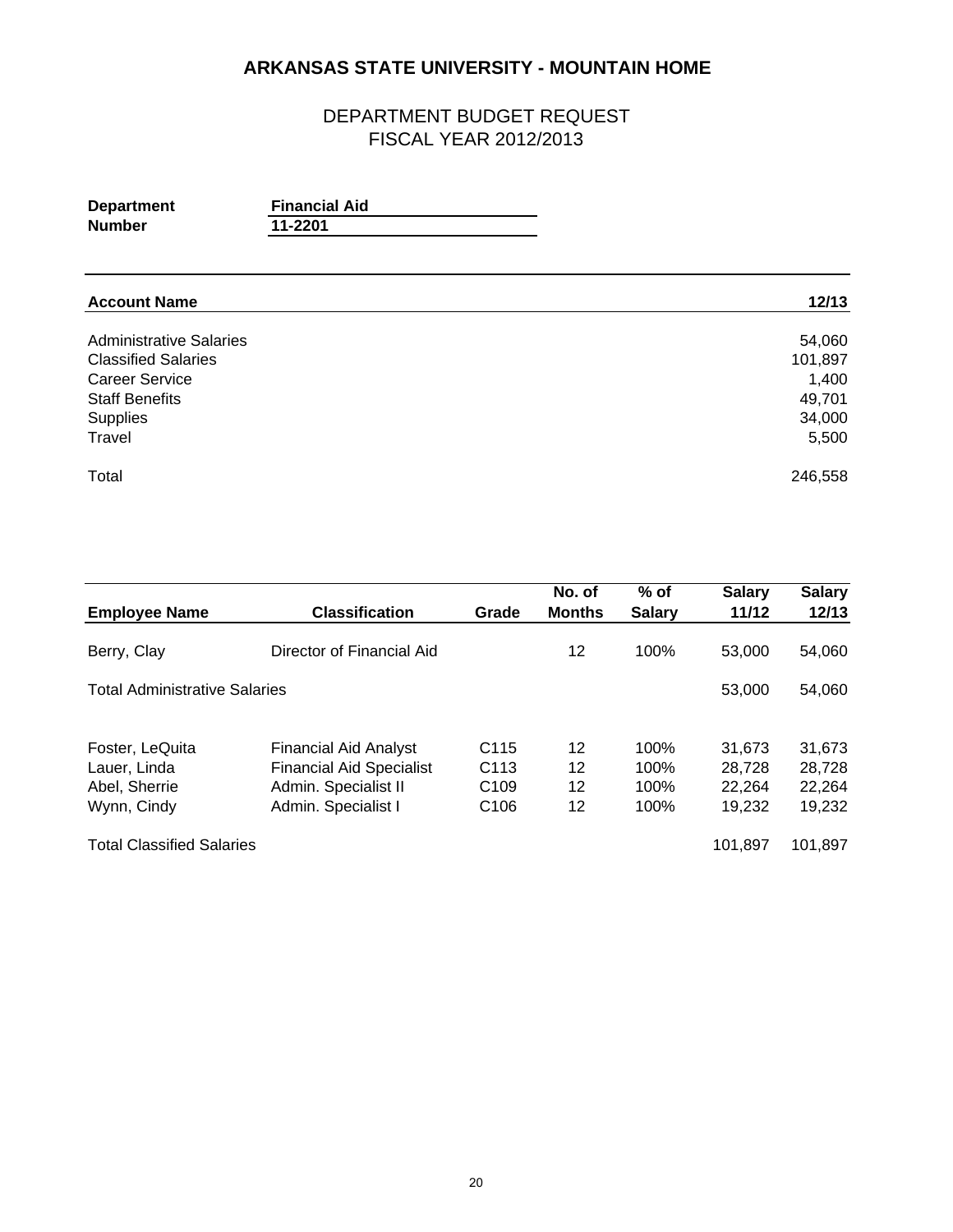# ARKANSAS STATE UNIVERSITY - MOUNTAIN HOME

## DEPARTMENT BUDGET REQUEST
## FISCAL YEAR 2012/2013

**Department** **Financial Aid**
**Number** **11-2201**

| Account Name | 12/13 |
|---|---|
| Administrative Salaries | 54,060 |
| Classified Salaries | 101,897 |
| Career Service | 1,400 |
| Staff Benefits | 49,701 |
| Supplies | 34,000 |
| Travel | 5,500 |
| Total | 246,558 |

| Employee Name | Classification | Grade | No. of Months | % of Salary | Salary 11/12 | Salary 12/13 |
|---|---|---|---|---|---|---|
| Berry, Clay | Director of Financial Aid | | 12 | 100% | 53,000 | 54,060 |
| Total Administrative Salaries | | | | | 53,000 | 54,060 |
| Foster, LeQuita | Financial Aid Analyst | C115 | 12 | 100% | 31,673 | 31,673 |
| Lauer, Linda | Financial Aid Specialist | C113 | 12 | 100% | 28,728 | 28,728 |
| Abel, Sherrie | Admin. Specialist II | C109 | 12 | 100% | 22,264 | 22,264 |
| Wynn, Cindy | Admin. Specialist I | C106 | 12 | 100% | 19,232 | 19,232 |
| Total Classified Salaries | | | | | 101,897 | 101,897 |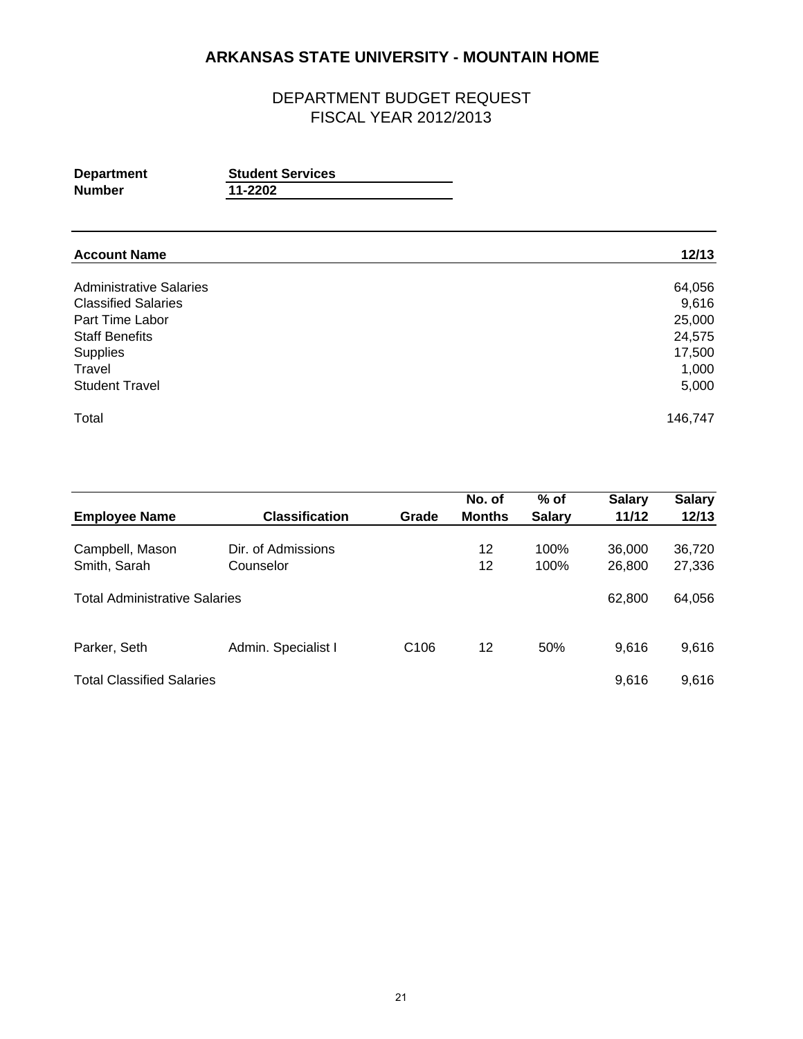# ARKANSAS STATE UNIVERSITY - MOUNTAIN HOME

## DEPARTMENT BUDGET REQUEST
## FISCAL YEAR 2012/2013

**Department** **Student Services**
**Number** **11-2202**

| **Account Name** | **12/13** |
|---|---|
| Administrative Salaries | 64,056 |
| Classified Salaries | 9,616 |
| Part Time Labor | 25,000 |
| Staff Benefits | 24,575 |
| Supplies | 17,500 |
| Travel | 1,000 |
| Student Travel | 5,000 |
| Total | 146,747 |

| **Employee Name** | **Classification** | **Grade** | **No. of Months** | **% of Salary** | **Salary 11/12** | **Salary 12/13** |
|---|---|---|---|---|---|---|
| Campbell, Mason | Dir. of Admissions | | 12 | 100% | 36,000 | 36,720 |
| Smith, Sarah | Counselor | | 12 | 100% | 26,800 | 27,336 |
| Total Administrative Salaries | | | | | 62,800 | 64,056 |
| Parker, Seth | Admin. Specialist I | C106 | 12 | 50% | 9,616 | 9,616 |
| Total Classified Salaries | | | | | 9,616 | 9,616 |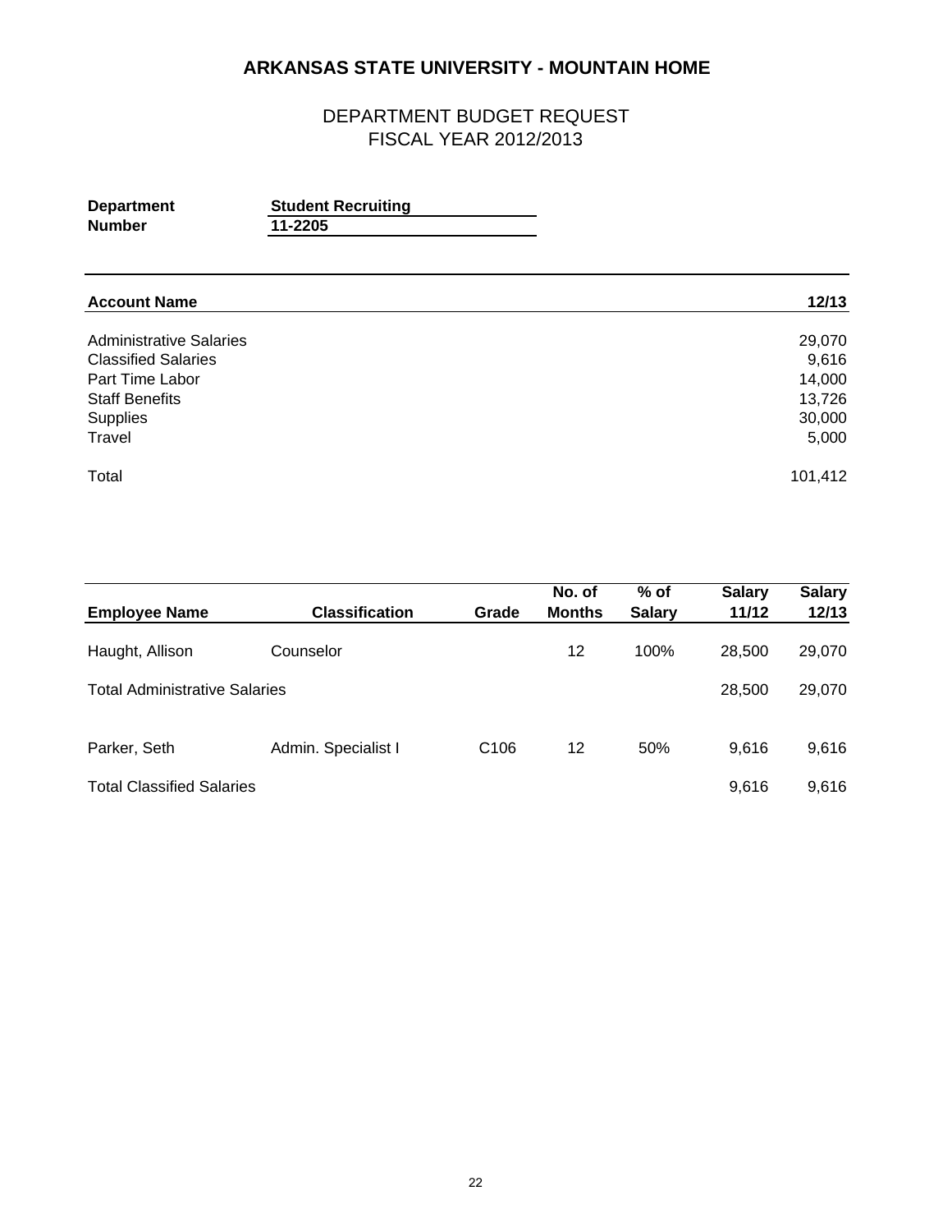# ARKANSAS STATE UNIVERSITY - MOUNTAIN HOME

## DEPARTMENT BUDGET REQUEST
## FISCAL YEAR 2012/2013

**Department** **Student Recruiting**
**Number** **11-2205**

| **Account Name** | **12/13** |
|---|---|
| Administrative Salaries | 29,070 |
| Classified Salaries | 9,616 |
| Part Time Labor | 14,000 |
| Staff Benefits | 13,726 |
| Supplies | 30,000 |
| Travel | 5,000 |
| Total | 101,412 |

| **Employee Name** | **Classification** | **Grade** | **No. of Months** | **% of Salary** | **Salary 11/12** | **Salary 12/13** |
|---|---|---|---|---|---|---|
| Haught, Allison | Counselor | | 12 | 100% | 28,500 | 29,070 |
| Total Administrative Salaries | | | | | 28,500 | 29,070 |
| Parker, Seth | Admin. Specialist I | C106 | 12 | 50% | 9,616 | 9,616 |
| Total Classified Salaries | | | | | 9,616 | 9,616 |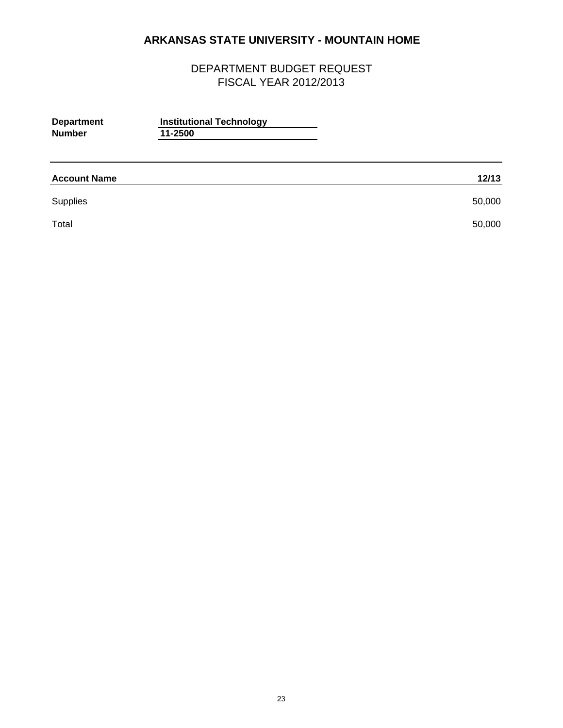# ARKANSAS STATE UNIVERSITY - MOUNTAIN HOME

## DEPARTMENT BUDGET REQUEST
## FISCAL YEAR 2012/2013

**Department** **Institutional Technology**
**Number** **11-2500**

| **Account Name** | **12/13** |
|---|---|
| Supplies | 50,000 |
| Total | 50,000 |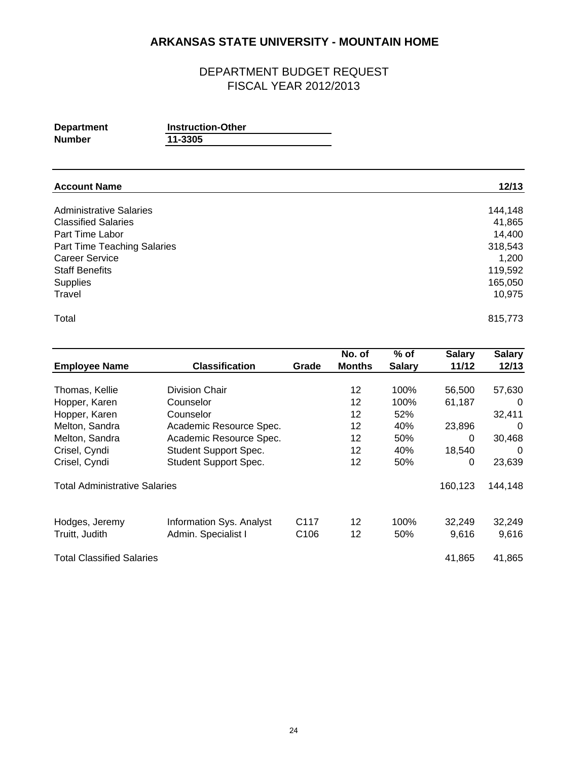# ARKANSAS STATE UNIVERSITY - MOUNTAIN HOME

## DEPARTMENT BUDGET REQUEST
## FISCAL YEAR 2012/2013

**Department** **Instruction-Other**
**Number** **11-3305**

| **Account Name** | **12/13** |
|---|---|
| Administrative Salaries | 144,148 |
| Classified Salaries | 41,865 |
| Part Time Labor | 14,400 |
| Part Time Teaching Salaries | 318,543 |
| Career Service | 1,200 |
| Staff Benefits | 119,592 |
| Supplies | 165,050 |
| Travel | 10,975 |
| Total | 815,773 |

| **Employee Name** | **Classification** | **Grade** | **No. of Months** | **% of Salary** | **Salary 11/12** | **Salary 12/13** |
|---|---|---|---|---|---|---|
| Thomas, Kellie | Division Chair | | 12 | 100% | 56,500 | 57,630 |
| Hopper, Karen | Counselor | | 12 | 100% | 61,187 | 0 |
| Hopper, Karen | Counselor | | 12 | 52% | | 32,411 |
| Melton, Sandra | Academic Resource Spec. | | 12 | 40% | 23,896 | 0 |
| Melton, Sandra | Academic Resource Spec. | | 12 | 50% | 0 | 30,468 |
| Crisel, Cyndi | Student Support Spec. | | 12 | 40% | 18,540 | 0 |
| Crisel, Cyndi | Student Support Spec. | | 12 | 50% | 0 | 23,639 |
| Total Administrative Salaries | | | | | 160,123 | 144,148 |
| Hodges, Jeremy | Information Sys. Analyst | C117 | 12 | 100% | 32,249 | 32,249 |
| Truitt, Judith | Admin. Specialist I | C106 | 12 | 50% | 9,616 | 9,616 |
| Total Classified Salaries | | | | | 41,865 | 41,865 |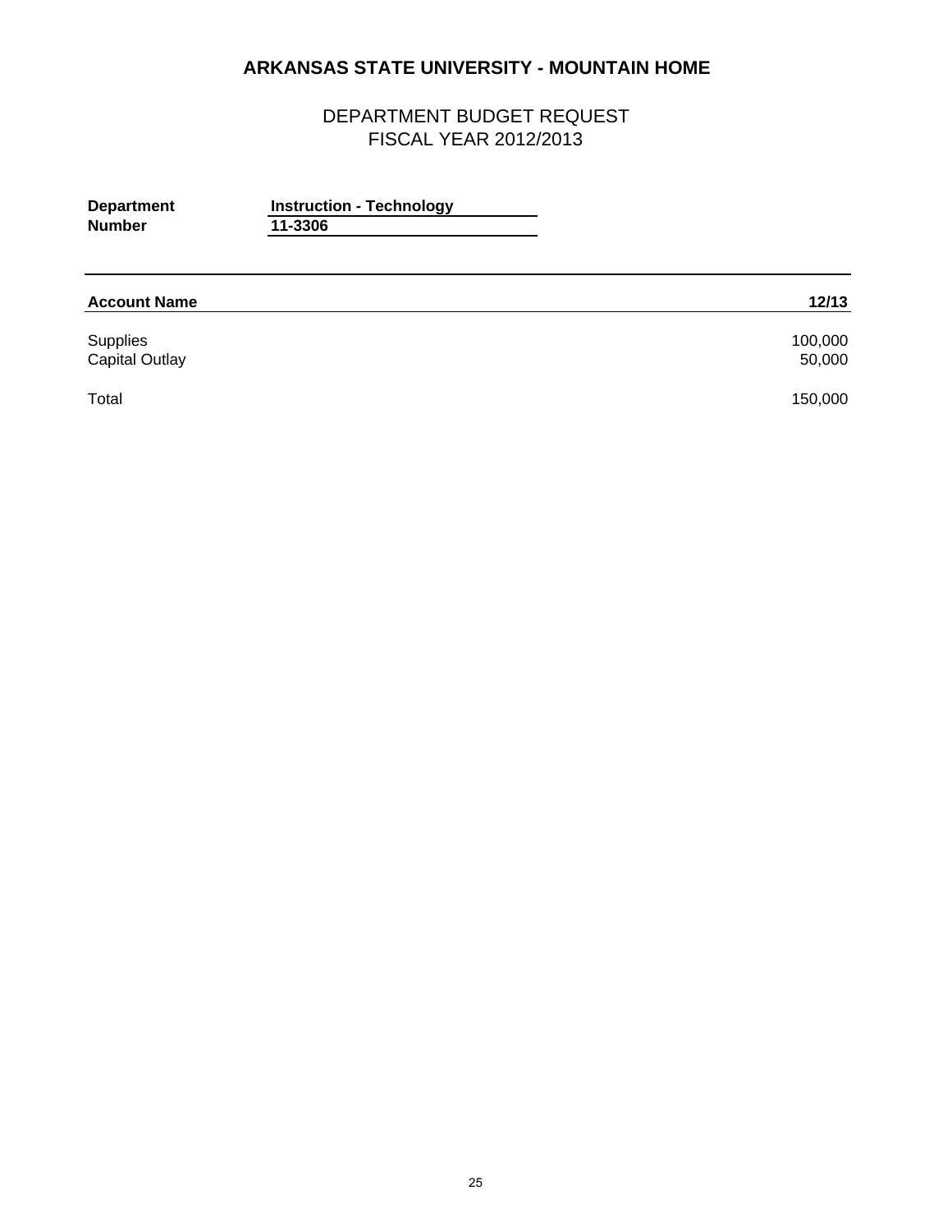# ARKANSAS STATE UNIVERSITY - MOUNTAIN HOME

## DEPARTMENT BUDGET REQUEST
## FISCAL YEAR 2012/2013

**Department** **Instruction - Technology**
**Number** **11-3306**

| Account Name | 12/13 |
|---|---|
| Supplies | 100,000 |
| Capital Outlay | 50,000 |
| Total | 150,000 |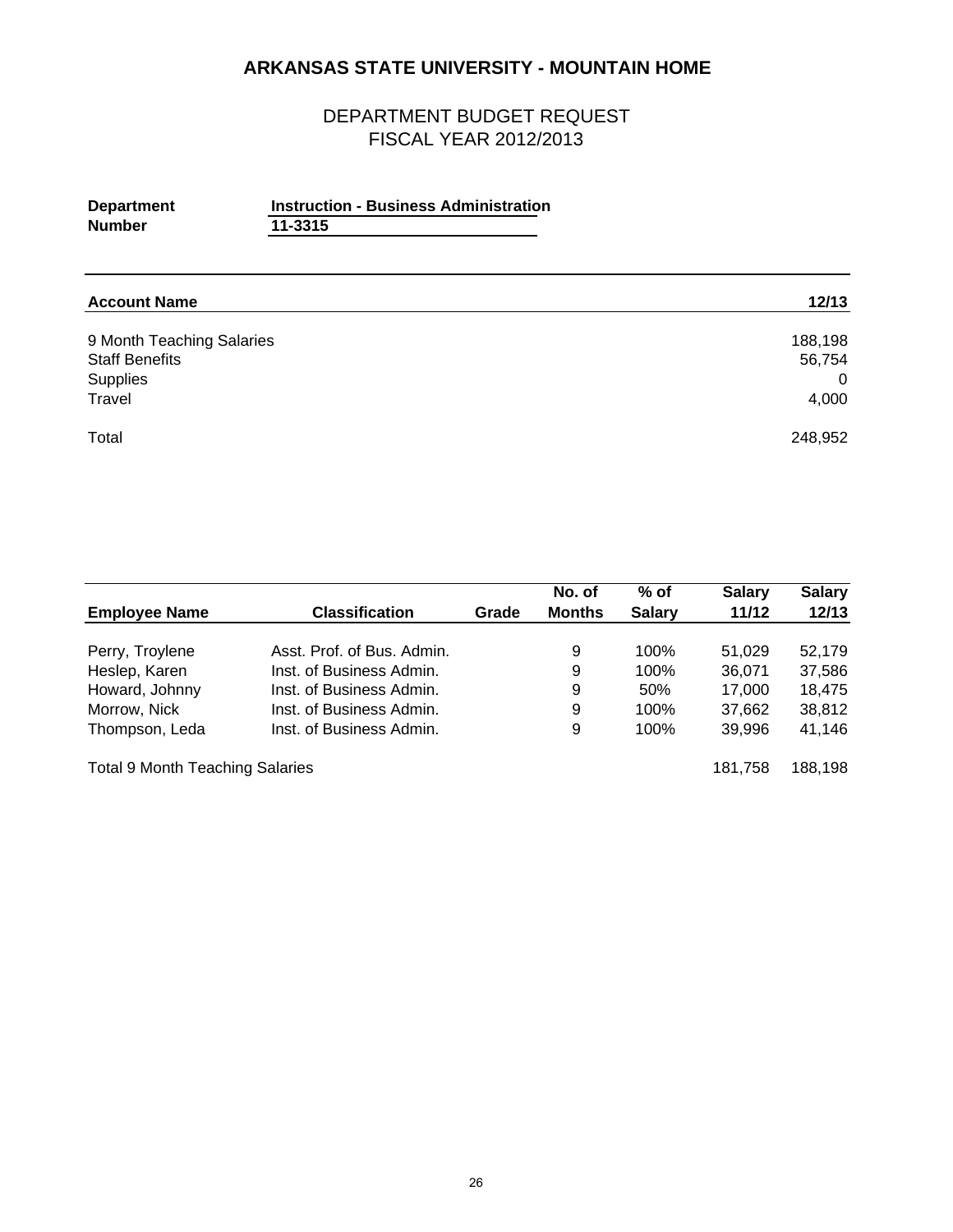# ARKANSAS STATE UNIVERSITY - MOUNTAIN HOME

## DEPARTMENT BUDGET REQUEST
## FISCAL YEAR 2012/2013

**Department** **Instruction - Business Administration**
**Number** **11-3315**

| Account Name | 12/13 |
|---|---|
| 9 Month Teaching Salaries | 188,198 |
| Staff Benefits | 56,754 |
| Supplies | 0 |
| Travel | 4,000 |
| Total | 248,952 |

| Employee Name | Classification | Grade | No. of Months | % of Salary | Salary 11/12 | Salary 12/13 |
|---|---|---|---|---|---|---|
| Perry, Troylene | Asst. Prof. of Bus. Admin. | | 9 | 100% | 51,029 | 52,179 |
| Heslep, Karen | Inst. of Business Admin. | | 9 | 100% | 36,071 | 37,586 |
| Howard, Johnny | Inst. of Business Admin. | | 9 | 50% | 17,000 | 18,475 |
| Morrow, Nick | Inst. of Business Admin. | | 9 | 100% | 37,662 | 38,812 |
| Thompson, Leda | Inst. of Business Admin. | | 9 | 100% | 39,996 | 41,146 |
| Total 9 Month Teaching Salaries | | | | | 181,758 | 188,198 |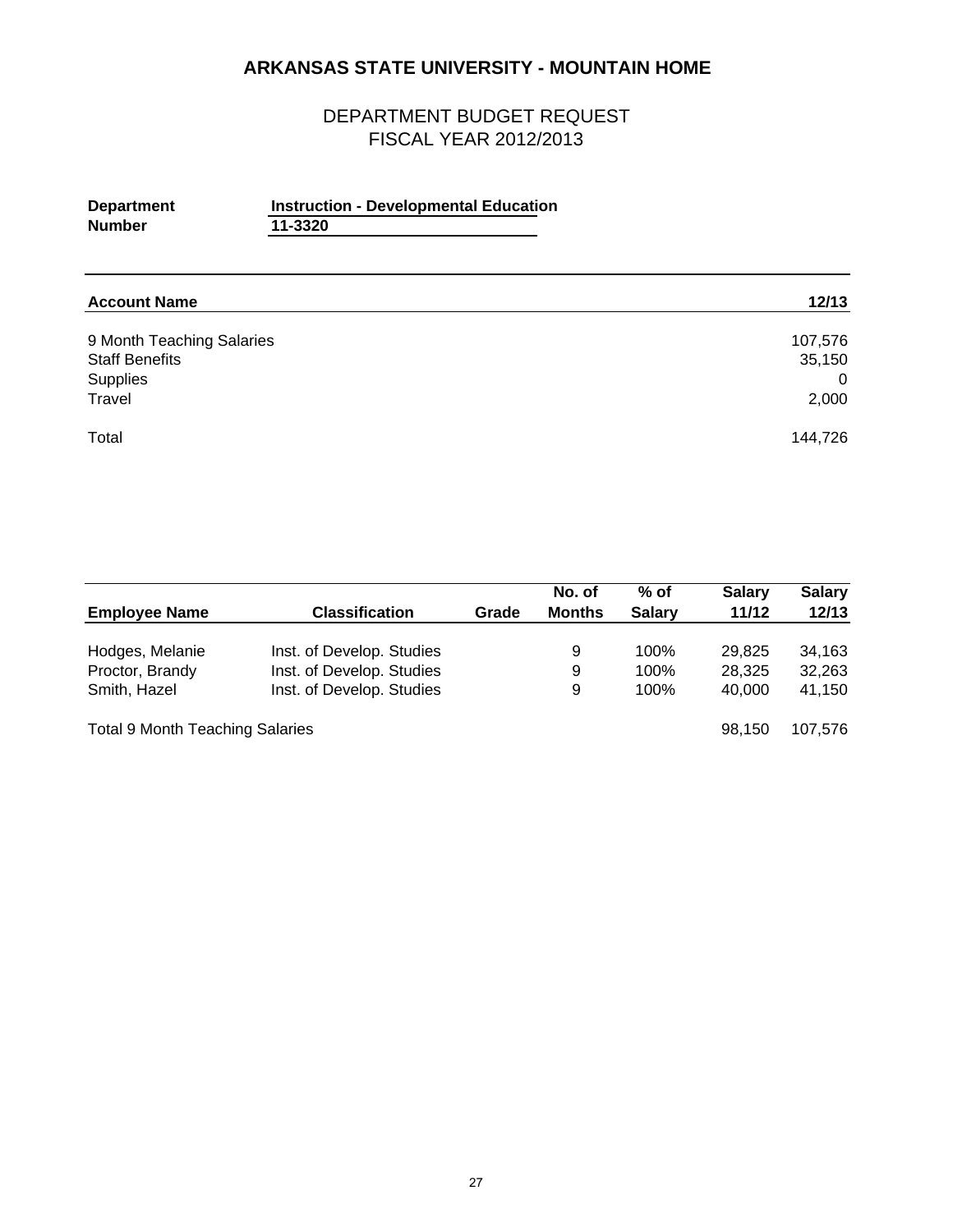# ARKANSAS STATE UNIVERSITY - MOUNTAIN HOME

## DEPARTMENT BUDGET REQUEST
## FISCAL YEAR 2012/2013

**Department** **Instruction - Developmental Education**
**Number** **11-3320**

| Account Name | 12/13 |
|---|---|
| 9 Month Teaching Salaries | 107,576 |
| Staff Benefits | 35,150 |
| Supplies | 0 |
| Travel | 2,000 |
| Total | 144,726 |

| Employee Name | Classification | Grade | No. of Months | % of Salary | Salary 11/12 | Salary 12/13 |
|---|---|---|---|---|---|---|
| Hodges, Melanie | Inst. of Develop. Studies | | 9 | 100% | 29,825 | 34,163 |
| Proctor, Brandy | Inst. of Develop. Studies | | 9 | 100% | 28,325 | 32,263 |
| Smith, Hazel | Inst. of Develop. Studies | | 9 | 100% | 40,000 | 41,150 |
| Total 9 Month Teaching Salaries | | | | | 98,150 | 107,576 |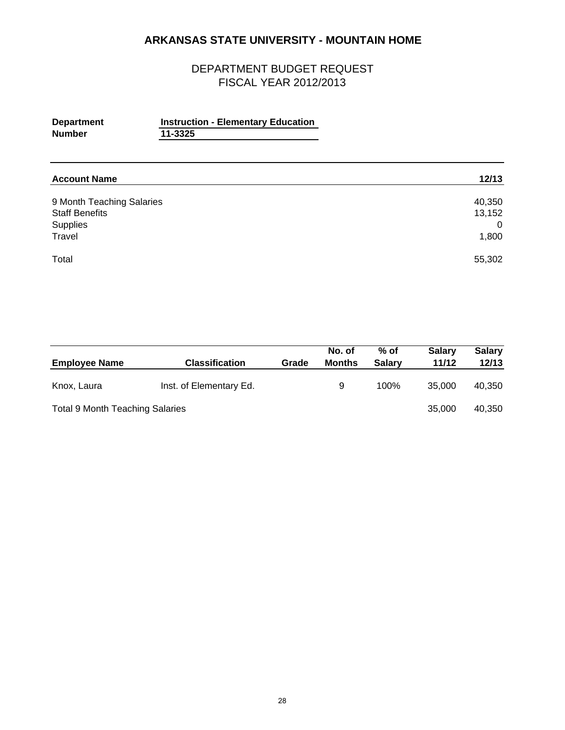# ARKANSAS STATE UNIVERSITY - MOUNTAIN HOME

## DEPARTMENT BUDGET REQUEST
## FISCAL YEAR 2012/2013

**Department** **Instruction - Elementary Education**
**Number** **11-3325**

| Account Name | 12/13 |
|---|---|
| 9 Month Teaching Salaries | 40,350 |
| Staff Benefits | 13,152 |
| Supplies | 0 |
| Travel | 1,800 |
| Total | 55,302 |

| Employee Name | Classification | Grade | No. of Months | % of Salary | Salary 11/12 | Salary 12/13 |
|---|---|---|---|---|---|---|
| Knox, Laura | Inst. of Elementary Ed. | | 9 | 100% | 35,000 | 40,350 |
| Total 9 Month Teaching Salaries | | | | | 35,000 | 40,350 |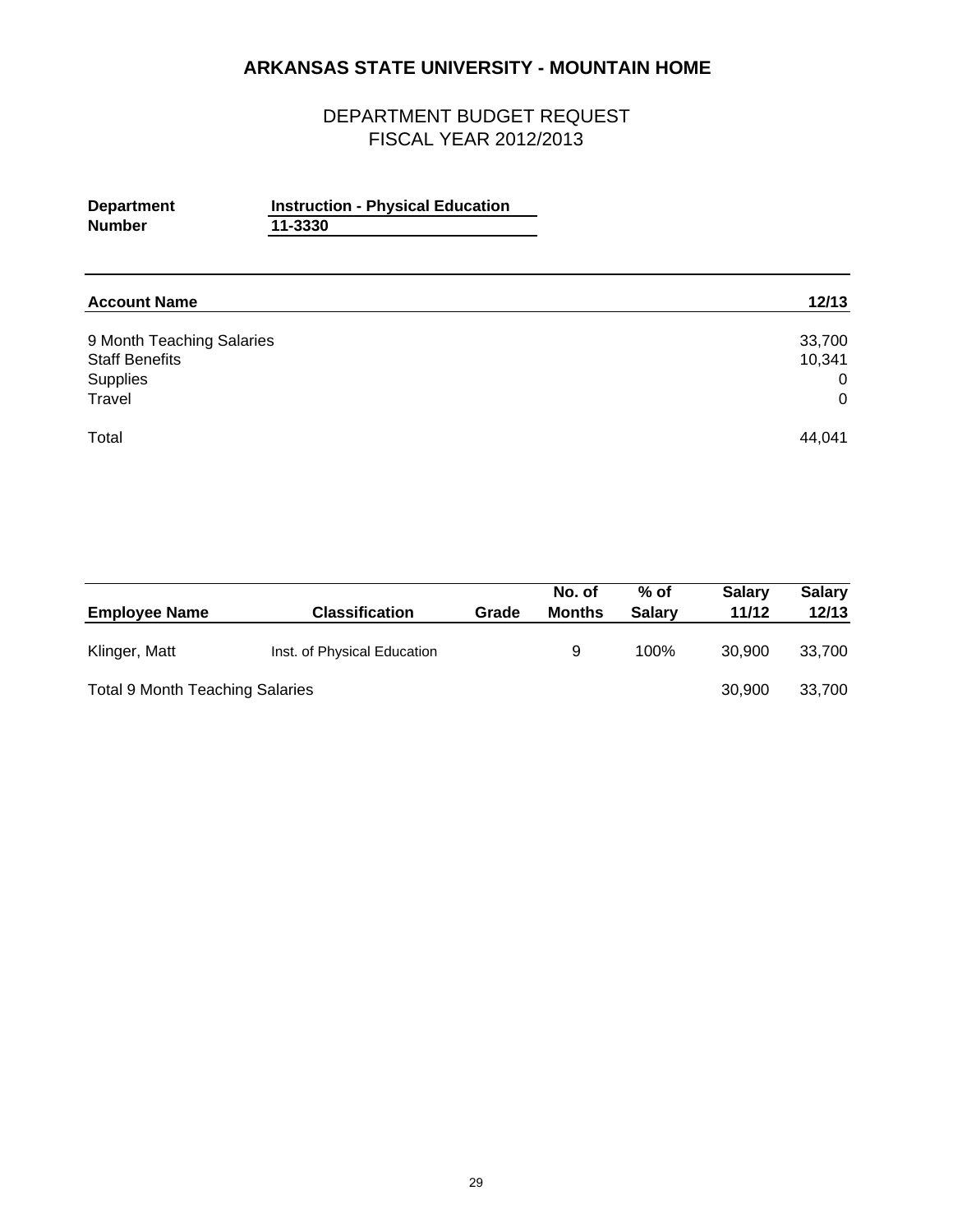# ARKANSAS STATE UNIVERSITY - MOUNTAIN HOME

## DEPARTMENT BUDGET REQUEST
## FISCAL YEAR 2012/2013

**Department** **Instruction - Physical Education**
**Number** **11-3330**

| **Account Name** | **12/13** |
|---|---|
| 9 Month Teaching Salaries | 33,700 |
| Staff Benefits | 10,341 |
| Supplies | 0 |
| Travel | 0 |
| Total | 44,041 |

| **Employee Name** | **Classification** | **Grade** | **No. of Months** | **% of Salary** | **Salary 11/12** | **Salary 12/13** |
|---|---|---|---|---|---|---|
| Klinger, Matt | Inst. of Physical Education | | 9 | 100% | 30,900 | 33,700 |
| Total 9 Month Teaching Salaries | | | | | 30,900 | 33,700 |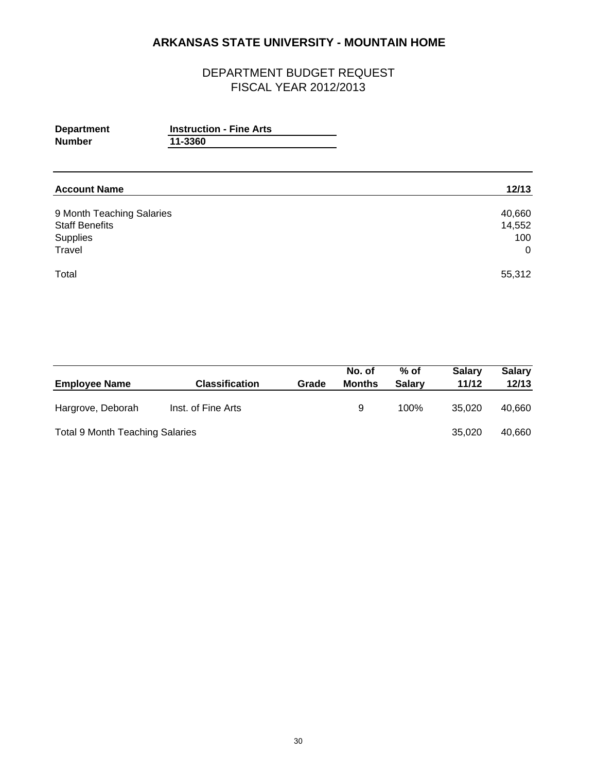# ARKANSAS STATE UNIVERSITY - MOUNTAIN HOME

## DEPARTMENT BUDGET REQUEST
## FISCAL YEAR 2012/2013

**Department** **Instruction - Fine Arts**
**Number** **11-3360**

| Account Name | 12/13 |
|---|---|
| 9 Month Teaching Salaries | 40,660 |
| Staff Benefits | 14,552 |
| Supplies | 100 |
| Travel | 0 |
| Total | 55,312 |

| Employee Name | Classification | Grade | No. of Months | % of Salary | Salary 11/12 | Salary 12/13 |
|---|---|---|---|---|---|---|
| Hargrove, Deborah | Inst. of Fine Arts | | 9 | 100% | 35,020 | 40,660 |
| Total 9 Month Teaching Salaries | | | | | 35,020 | 40,660 |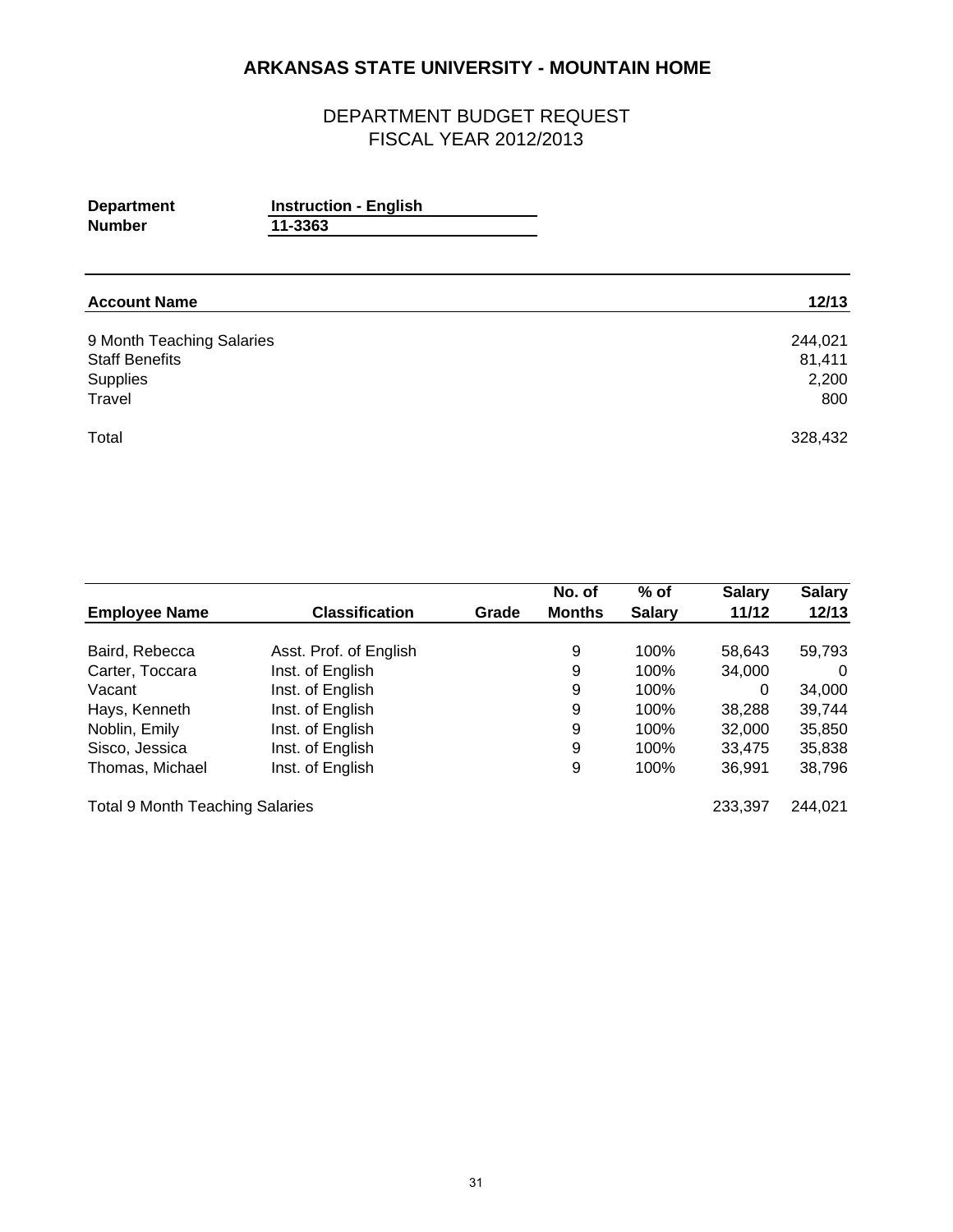# ARKANSAS STATE UNIVERSITY - MOUNTAIN HOME

## DEPARTMENT BUDGET REQUEST
## FISCAL YEAR 2012/2013

**Department** **Instruction - English**
**Number** **11-3363**

| Account Name | 12/13 |
|---|---|
| 9 Month Teaching Salaries | 244,021 |
| Staff Benefits | 81,411 |
| Supplies | 2,200 |
| Travel | 800 |
| Total | 328,432 |

| Employee Name | Classification | Grade | No. of Months | % of Salary | Salary 11/12 | Salary 12/13 |
|---|---|---|---|---|---|---|
| Baird, Rebecca | Asst. Prof. of English | | 9 | 100% | 58,643 | 59,793 |
| Carter, Toccara | Inst. of English | | 9 | 100% | 34,000 | 0 |
| Vacant | Inst. of English | | 9 | 100% | 0 | 34,000 |
| Hays, Kenneth | Inst. of English | | 9 | 100% | 38,288 | 39,744 |
| Noblin, Emily | Inst. of English | | 9 | 100% | 32,000 | 35,850 |
| Sisco, Jessica | Inst. of English | | 9 | 100% | 33,475 | 35,838 |
| Thomas, Michael | Inst. of English | | 9 | 100% | 36,991 | 38,796 |
| Total 9 Month Teaching Salaries | | | | | 233,397 | 244,021 |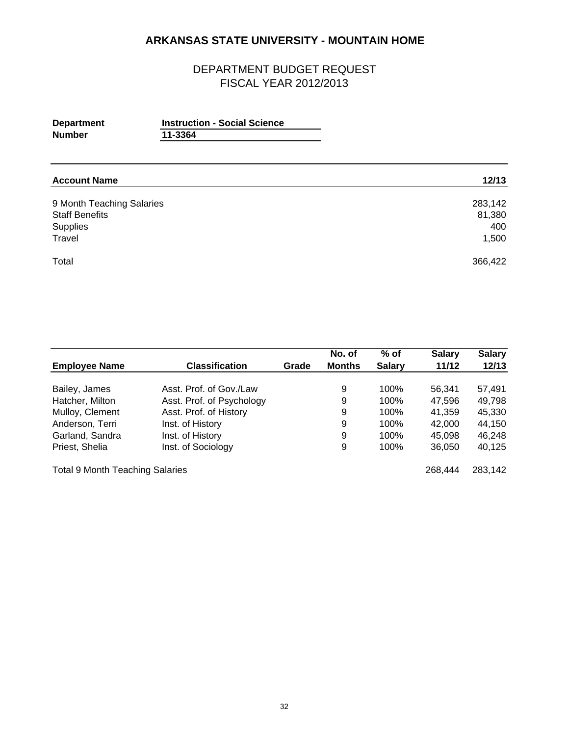# ARKANSAS STATE UNIVERSITY - MOUNTAIN HOME

## DEPARTMENT BUDGET REQUEST
## FISCAL YEAR 2012/2013

**Department** **Instruction - Social Science**
**Number** **11-3364**

| Account Name | 12/13 |
|---|---|
| 9 Month Teaching Salaries | 283,142 |
| Staff Benefits | 81,380 |
| Supplies | 400 |
| Travel | 1,500 |
| Total | 366,422 |

| Employee Name | Classification | Grade | No. of Months | % of Salary | Salary 11/12 | Salary 12/13 |
|---|---|---|---|---|---|---|
| Bailey, James | Asst. Prof. of Gov./Law | | 9 | 100% | 56,341 | 57,491 |
| Hatcher, Milton | Asst. Prof. of Psychology | | 9 | 100% | 47,596 | 49,798 |
| Mulloy, Clement | Asst. Prof. of History | | 9 | 100% | 41,359 | 45,330 |
| Anderson, Terri | Inst. of History | | 9 | 100% | 42,000 | 44,150 |
| Garland, Sandra | Inst. of History | | 9 | 100% | 45,098 | 46,248 |
| Priest, Shelia | Inst. of Sociology | | 9 | 100% | 36,050 | 40,125 |
| Total 9 Month Teaching Salaries | | | | | 268,444 | 283,142 |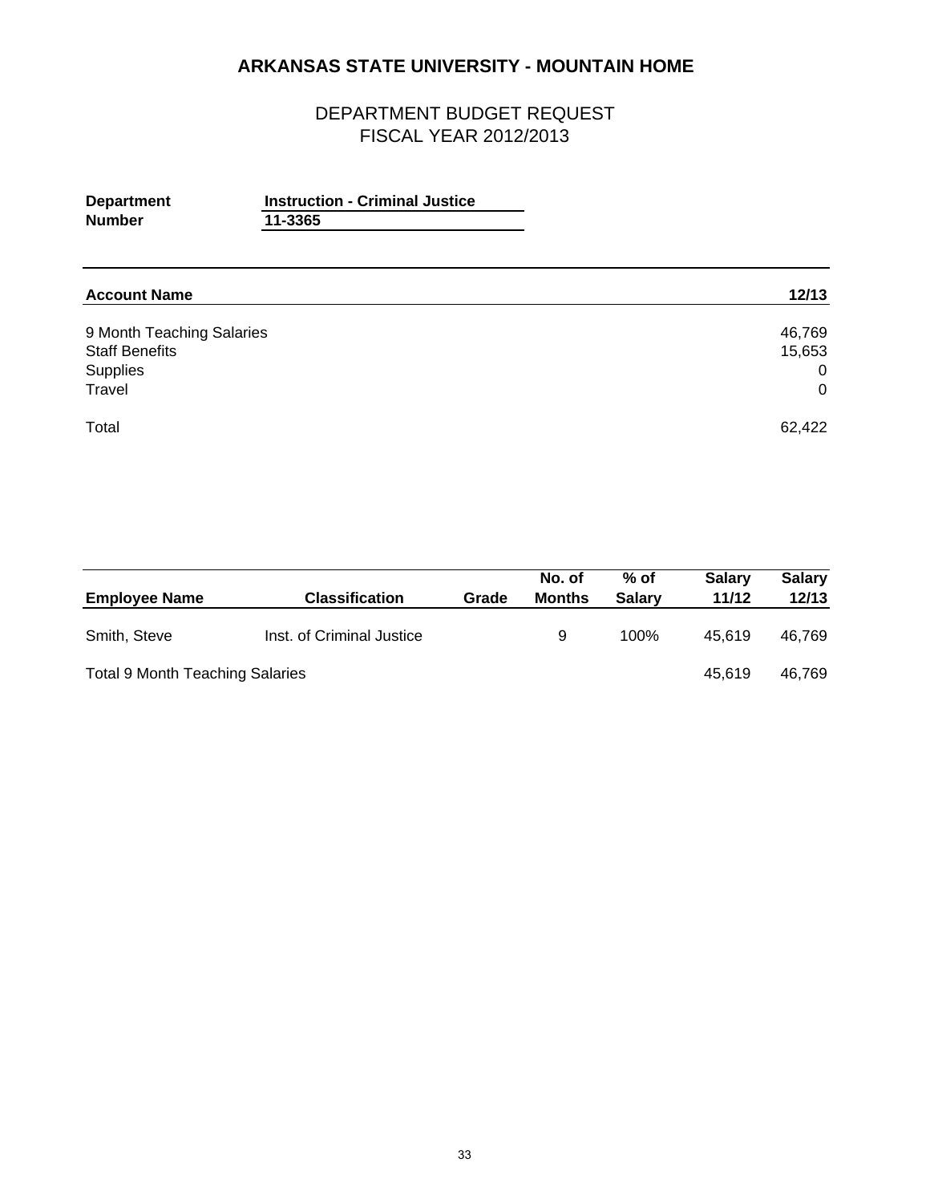# ARKANSAS STATE UNIVERSITY - MOUNTAIN HOME

## DEPARTMENT BUDGET REQUEST
## FISCAL YEAR 2012/2013

**Department** **Instruction - Criminal Justice**
**Number** **11-3365**

| Account Name | 12/13 |
|---|---|
| 9 Month Teaching Salaries | 46,769 |
| Staff Benefits | 15,653 |
| Supplies | 0 |
| Travel | 0 |
| Total | 62,422 |

| Employee Name | Classification | Grade | No. of Months | % of Salary | Salary 11/12 | Salary 12/13 |
|---|---|---|---|---|---|---|
| Smith, Steve | Inst. of Criminal Justice | | 9 | 100% | 45,619 | 46,769 |
| Total 9 Month Teaching Salaries | | | | | 45,619 | 46,769 |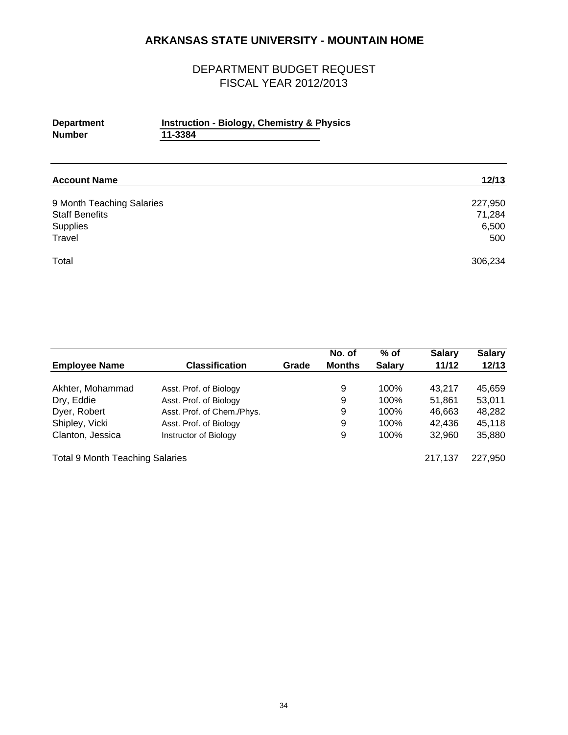# ARKANSAS STATE UNIVERSITY - MOUNTAIN HOME

## DEPARTMENT BUDGET REQUEST
## FISCAL YEAR 2012/2013

**Department** **Instruction - Biology, Chemistry & Physics**
**Number** **11-3384**

| Account Name | 12/13 |
|---|---|
| 9 Month Teaching Salaries | 227,950 |
| Staff Benefits | 71,284 |
| Supplies | 6,500 |
| Travel | 500 |
| Total | 306,234 |

| Employee Name | Classification | Grade | No. of Months | % of Salary | Salary 11/12 | Salary 12/13 |
|---|---|---|---|---|---|---|
| Akhter, Mohammad | Asst. Prof. of Biology | | 9 | 100% | 43,217 | 45,659 |
| Dry, Eddie | Asst. Prof. of Biology | | 9 | 100% | 51,861 | 53,011 |
| Dyer, Robert | Asst. Prof. of Chem./Phys. | | 9 | 100% | 46,663 | 48,282 |
| Shipley, Vicki | Asst. Prof. of Biology | | 9 | 100% | 42,436 | 45,118 |
| Clanton, Jessica | Instructor of Biology | | 9 | 100% | 32,960 | 35,880 |
| Total 9 Month Teaching Salaries | | | | | 217,137 | 227,950 |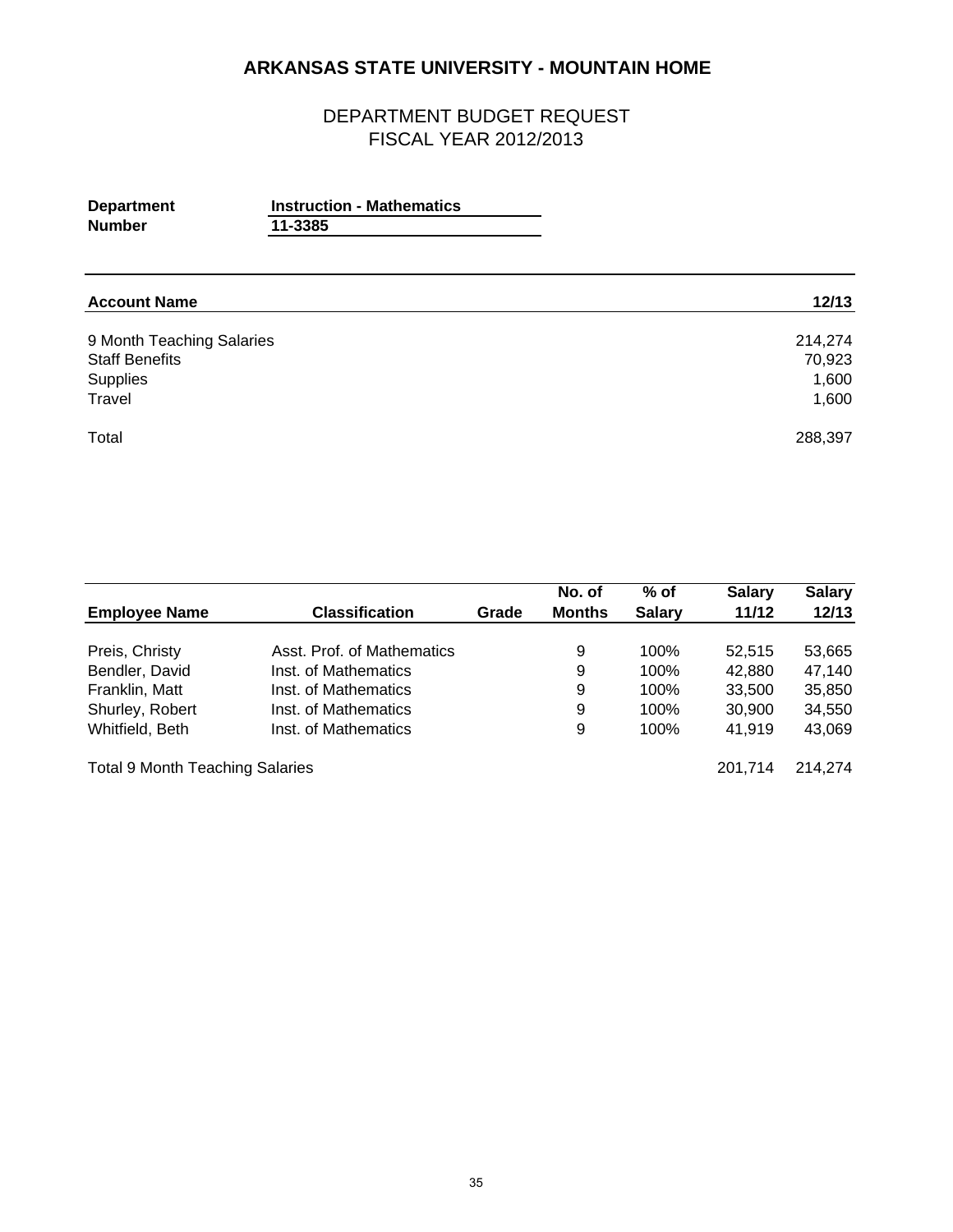# ARKANSAS STATE UNIVERSITY - MOUNTAIN HOME

## DEPARTMENT BUDGET REQUEST
## FISCAL YEAR 2012/2013

**Department** **Instruction - Mathematics**
**Number** **11-3385**

| Account Name | 12/13 |
|---|---|
| 9 Month Teaching Salaries | 214,274 |
| Staff Benefits | 70,923 |
| Supplies | 1,600 |
| Travel | 1,600 |
| Total | 288,397 |

| Employee Name | Classification | Grade | No. of Months | % of Salary | Salary 11/12 | Salary 12/13 |
|---|---|---|---|---|---|---|
| Preis, Christy | Asst. Prof. of Mathematics | | 9 | 100% | 52,515 | 53,665 |
| Bendler, David | Inst. of Mathematics | | 9 | 100% | 42,880 | 47,140 |
| Franklin, Matt | Inst. of Mathematics | | 9 | 100% | 33,500 | 35,850 |
| Shurley, Robert | Inst. of Mathematics | | 9 | 100% | 30,900 | 34,550 |
| Whitfield, Beth | Inst. of Mathematics | | 9 | 100% | 41,919 | 43,069 |
| Total 9 Month Teaching Salaries | | | | | 201,714 | 214,274 |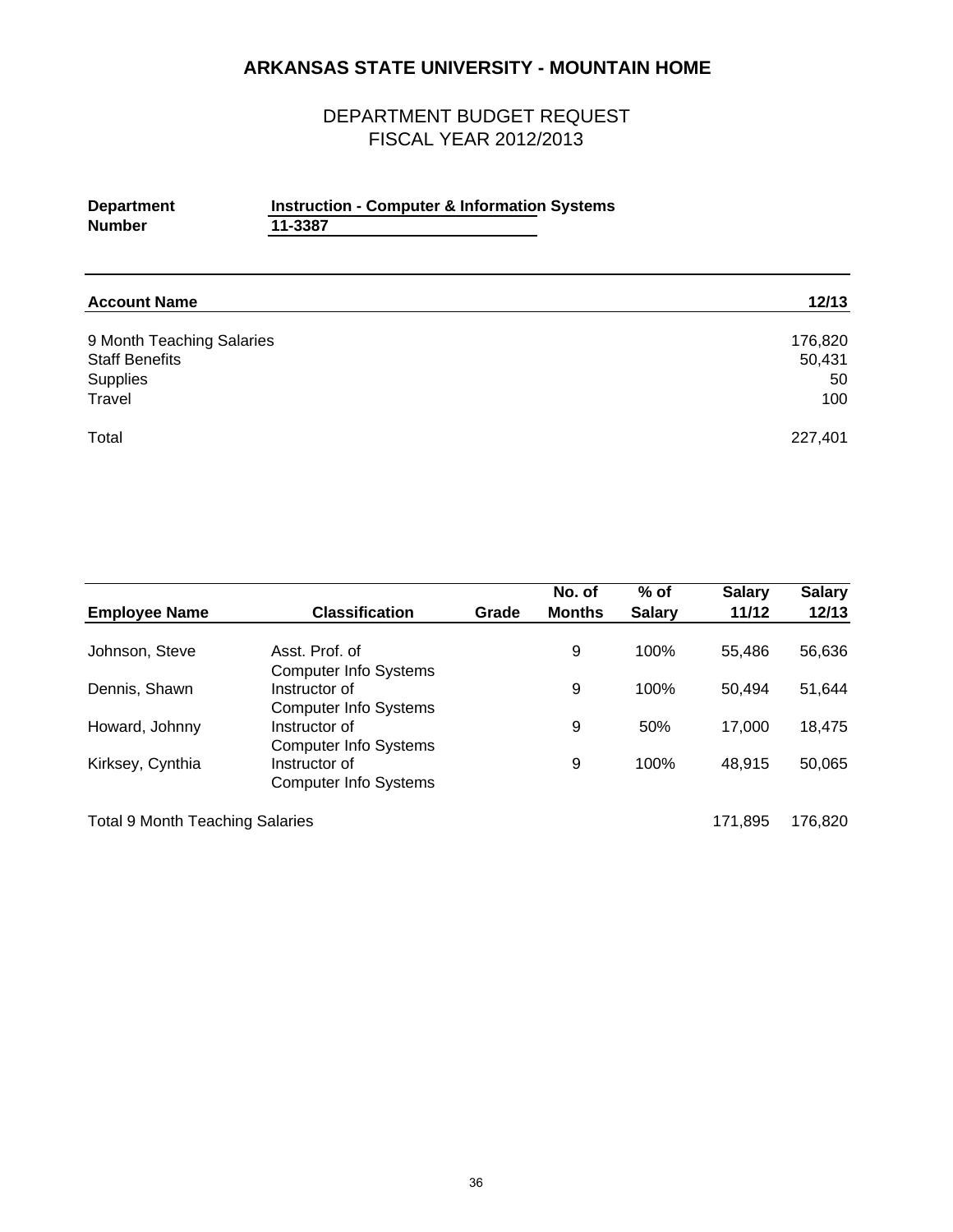# ARKANSAS STATE UNIVERSITY - MOUNTAIN HOME

## DEPARTMENT BUDGET REQUEST
## FISCAL YEAR 2012/2013

**Department** **Instruction - Computer & Information Systems**
**Number** **11-3387**

| **Account Name** | **12/13** |
|---|---|
| 9 Month Teaching Salaries | 176,820 |
| Staff Benefits | 50,431 |
| Supplies | 50 |
| Travel | 100 |
| Total | 227,401 |

| **Employee Name** | **Classification** | **Grade** | **No. of Months** | **% of Salary** | **Salary 11/12** | **Salary 12/13** |
|---|---|---|---|---|---|---|
| Johnson, Steve | Asst. Prof. of Computer Info Systems | | 9 | 100% | 55,486 | 56,636 |
| Dennis, Shawn | Instructor of Computer Info Systems | | 9 | 100% | 50,494 | 51,644 |
| Howard, Johnny | Instructor of Computer Info Systems | | 9 | 50% | 17,000 | 18,475 |
| Kirksey, Cynthia | Instructor of Computer Info Systems | | 9 | 100% | 48,915 | 50,065 |
| Total 9 Month Teaching Salaries | | | | | 171,895 | 176,820 |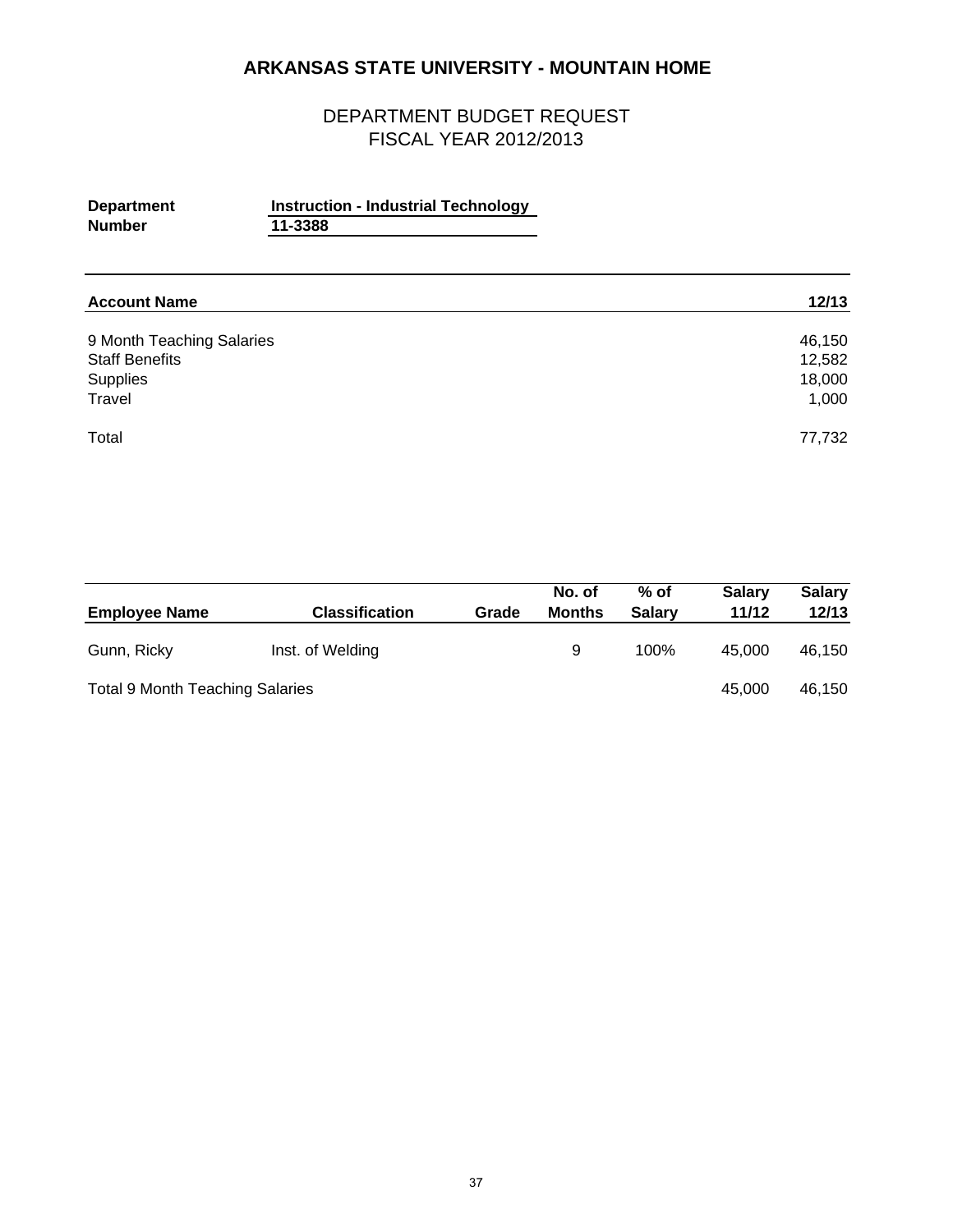# ARKANSAS STATE UNIVERSITY - MOUNTAIN HOME

## DEPARTMENT BUDGET REQUEST
## FISCAL YEAR 2012/2013

**Department** **Instruction - Industrial Technology**
**Number** **11-3388**

| Account Name | 12/13 |
|---|---|
| 9 Month Teaching Salaries | 46,150 |
| Staff Benefits | 12,582 |
| Supplies | 18,000 |
| Travel | 1,000 |
| Total | 77,732 |

| Employee Name | Classification | Grade | No. of Months | % of Salary | Salary 11/12 | Salary 12/13 |
|---|---|---|---|---|---|---|
| Gunn, Ricky | Inst. of Welding | | 9 | 100% | 45,000 | 46,150 |
| Total 9 Month Teaching Salaries | | | | | 45,000 | 46,150 |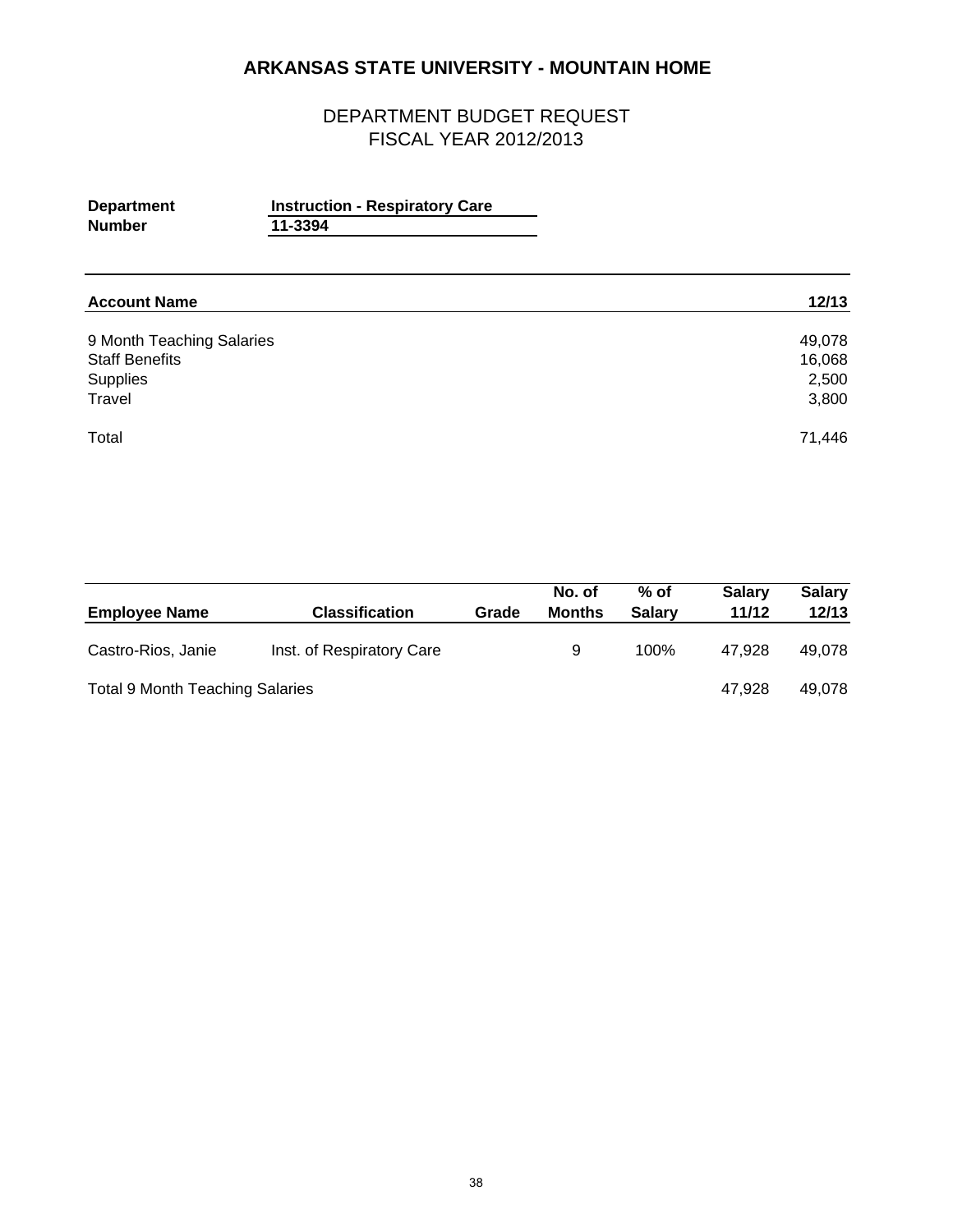# ARKANSAS STATE UNIVERSITY - MOUNTAIN HOME

## DEPARTMENT BUDGET REQUEST
## FISCAL YEAR 2012/2013

**Department** **Instruction - Respiratory Care**
**Number** **11-3394**

| Account Name | 12/13 |
|---|---|
| 9 Month Teaching Salaries | 49,078 |
| Staff Benefits | 16,068 |
| Supplies | 2,500 |
| Travel | 3,800 |
| Total | 71,446 |

| Employee Name | Classification | Grade | No. of Months | % of Salary | Salary 11/12 | Salary 12/13 |
|---|---|---|---|---|---|---|
| Castro-Rios, Janie | Inst. of Respiratory Care | | 9 | 100% | 47,928 | 49,078 |
| Total 9 Month Teaching Salaries | | | | | 47,928 | 49,078 |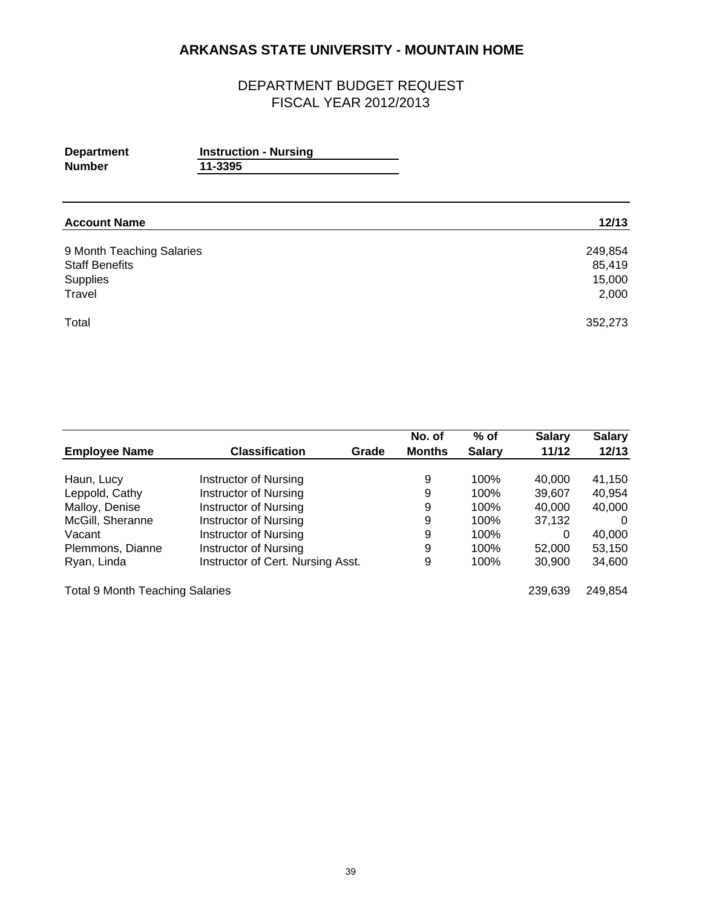# ARKANSAS STATE UNIVERSITY - MOUNTAIN HOME

## DEPARTMENT BUDGET REQUEST
## FISCAL YEAR 2012/2013

**Department** **Instruction - Nursing**
**Number** **11-3395**

| Account Name | 12/13 |
|---|---|
| 9 Month Teaching Salaries | 249,854 |
| Staff Benefits | 85,419 |
| Supplies | 15,000 |
| Travel | 2,000 |
| Total | 352,273 |

| Employee Name | Classification | Grade | No. of Months | % of Salary | Salary 11/12 | Salary 12/13 |
|---|---|---|---|---|---|---|
| Haun, Lucy | Instructor of Nursing | | 9 | 100% | 40,000 | 41,150 |
| Leppold, Cathy | Instructor of Nursing | | 9 | 100% | 39,607 | 40,954 |
| Malloy, Denise | Instructor of Nursing | | 9 | 100% | 40,000 | 40,000 |
| McGill, Sheranne | Instructor of Nursing | | 9 | 100% | 37,132 | 0 |
| Vacant | Instructor of Nursing | | 9 | 100% | 0 | 40,000 |
| Plemmons, Dianne | Instructor of Nursing | | 9 | 100% | 52,000 | 53,150 |
| Ryan, Linda | Instructor of Cert. Nursing Asst. | | 9 | 100% | 30,900 | 34,600 |
| Total 9 Month Teaching Salaries | | | | | 239,639 | 249,854 |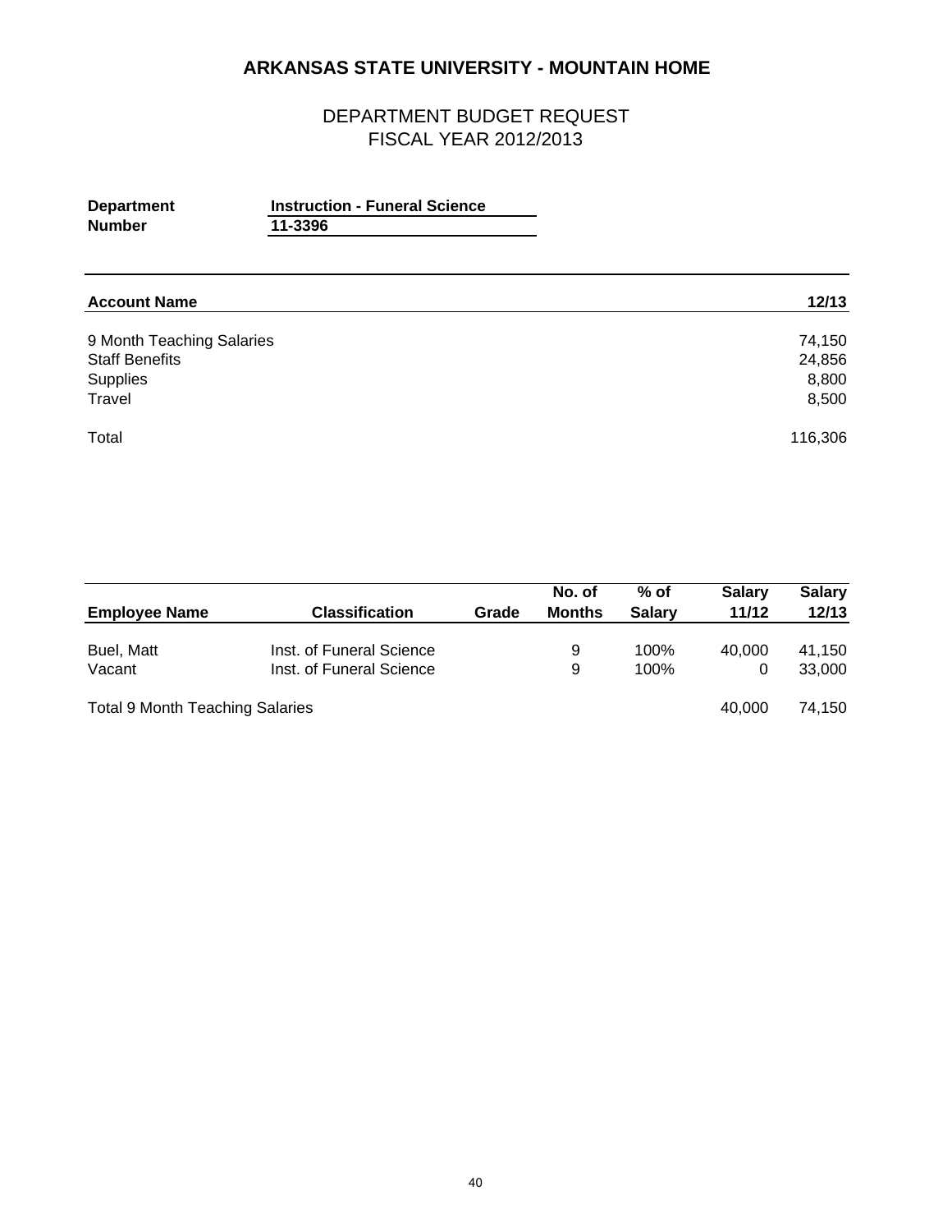# ARKANSAS STATE UNIVERSITY - MOUNTAIN HOME

## DEPARTMENT BUDGET REQUEST
## FISCAL YEAR 2012/2013

**Department** **Instruction - Funeral Science**
**Number** **11-3396**

| Account Name | 12/13 |
|---|---|
| 9 Month Teaching Salaries | 74,150 |
| Staff Benefits | 24,856 |
| Supplies | 8,800 |
| Travel | 8,500 |
| Total | 116,306 |

| Employee Name | Classification | Grade | No. of Months | % of Salary | Salary 11/12 | Salary 12/13 |
|---|---|---|---|---|---|---|
| Buel, Matt | Inst. of Funeral Science | | 9 | 100% | 40,000 | 41,150 |
| Vacant | Inst. of Funeral Science | | 9 | 100% | 0 | 33,000 |
| Total 9 Month Teaching Salaries | | | | | 40,000 | 74,150 |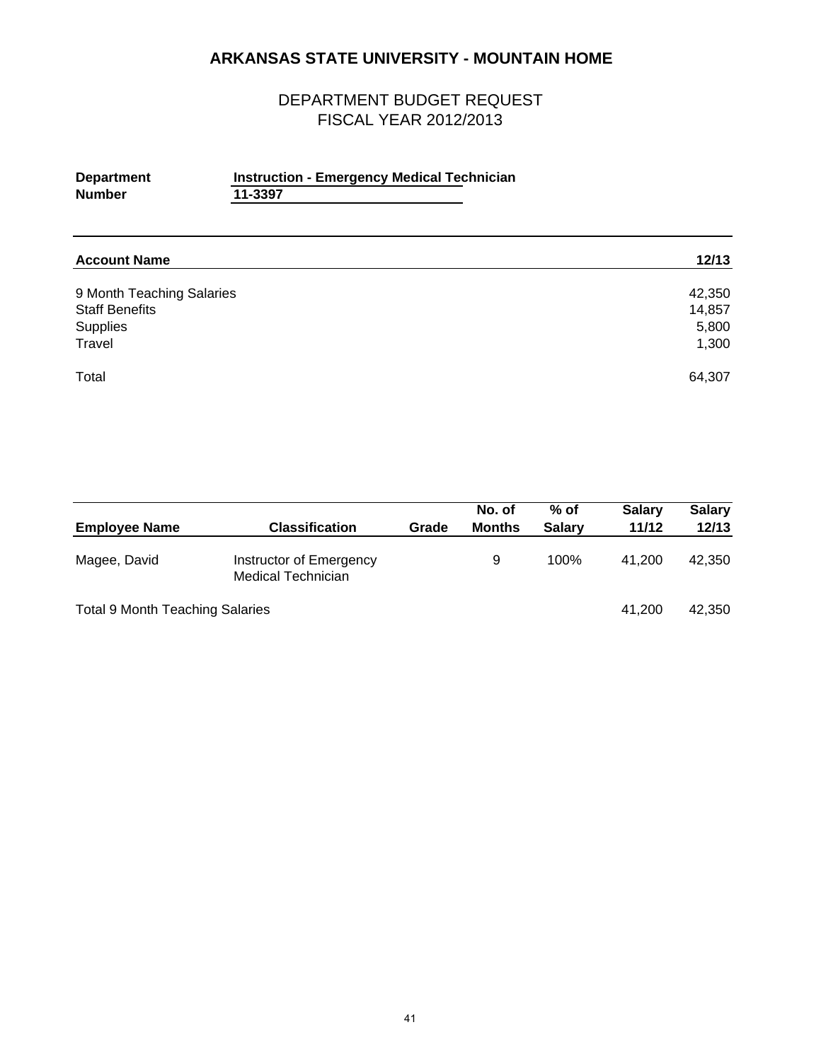# ARKANSAS STATE UNIVERSITY - MOUNTAIN HOME

## DEPARTMENT BUDGET REQUEST
## FISCAL YEAR 2012/2013

**Department** **Instruction - Emergency Medical Technician**
**Number** **11-3397**

| Account Name | 12/13 |
|---|---|
| 9 Month Teaching Salaries | 42,350 |
| Staff Benefits | 14,857 |
| Supplies | 5,800 |
| Travel | 1,300 |
| Total | 64,307 |

| Employee Name | Classification | Grade | No. of Months | % of Salary | Salary 11/12 | Salary 12/13 |
|---|---|---|---|---|---|---|
| Magee, David | Instructor of Emergency Medical Technician | | 9 | 100% | 41,200 | 42,350 |
| Total 9 Month Teaching Salaries | | | | | 41,200 | 42,350 |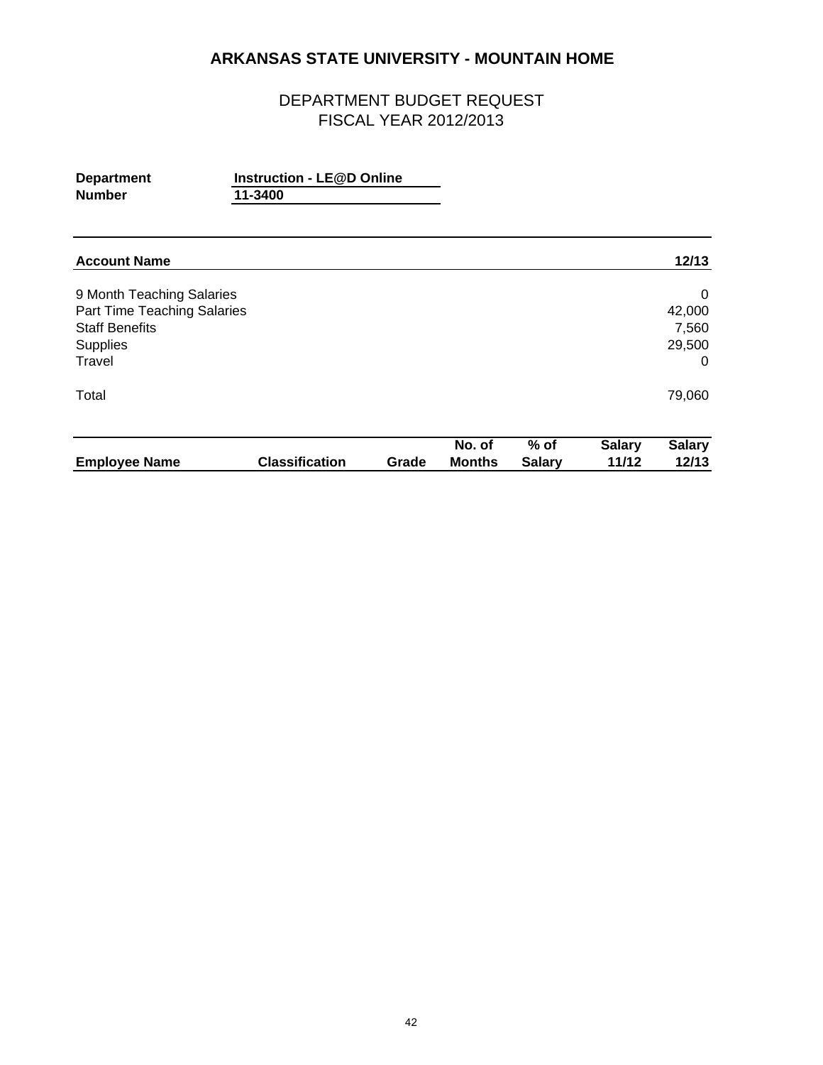# ARKANSAS STATE UNIVERSITY - MOUNTAIN HOME

## DEPARTMENT BUDGET REQUEST
## FISCAL YEAR 2012/2013

**Department** **Instruction - LE@D Online**
**Number** **11-3400**

| Account Name | 12/13 |
|---|---|
| 9 Month Teaching Salaries | 0 |
| Part Time Teaching Salaries | 42,000 |
| Staff Benefits | 7,560 |
| Supplies | 29,500 |
| Travel | 0 |
| Total | 79,060 |

| Employee Name | Classification | Grade | No. of Months | % of Salary | Salary 11/12 | Salary 12/13 |
|---|---|---|---|---|---|---|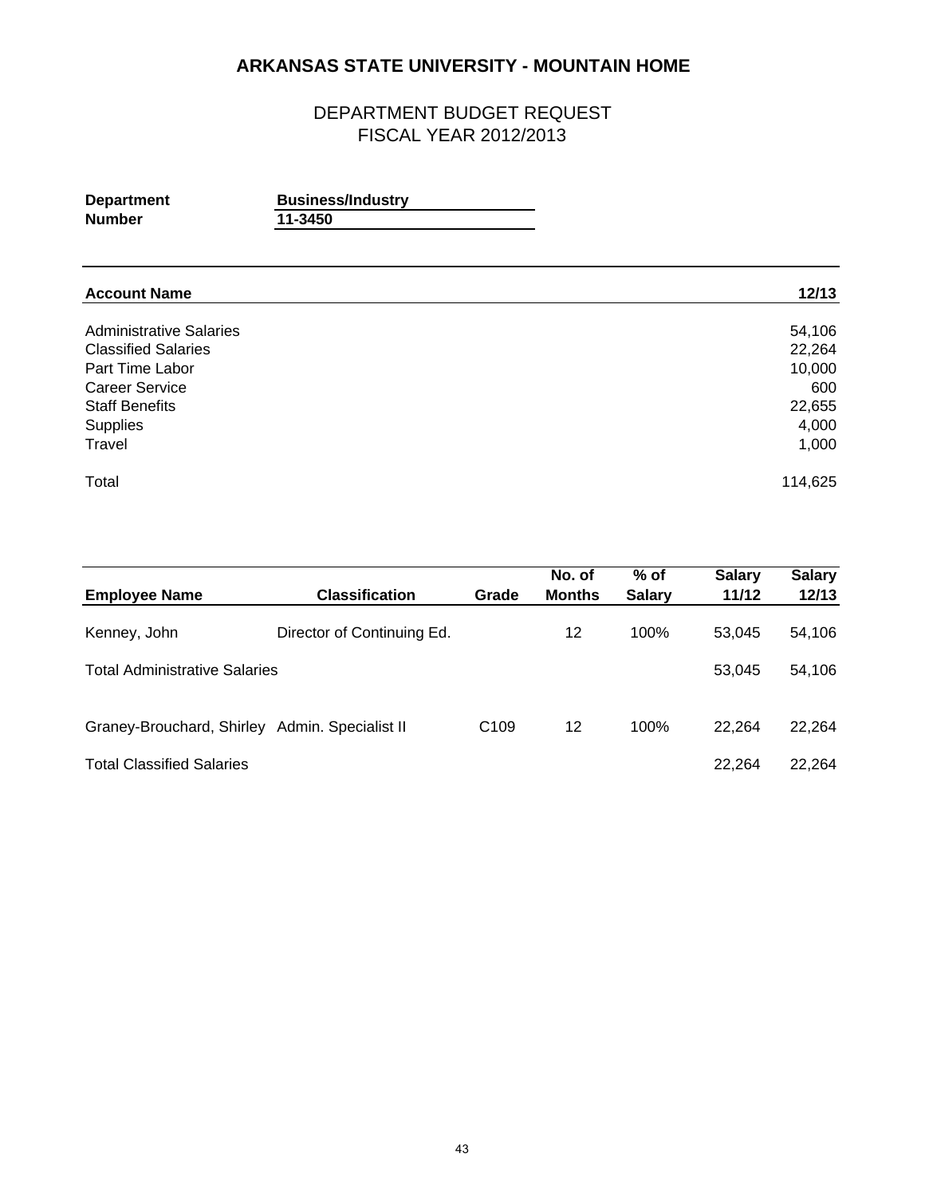# ARKANSAS STATE UNIVERSITY - MOUNTAIN HOME

## DEPARTMENT BUDGET REQUEST
## FISCAL YEAR 2012/2013

**Department** **Business/Industry**
**Number** **11-3450**

| **Account Name** | **12/13** |
|---|---|
| Administrative Salaries | 54,106 |
| Classified Salaries | 22,264 |
| Part Time Labor | 10,000 |
| Career Service | 600 |
| Staff Benefits | 22,655 |
| Supplies | 4,000 |
| Travel | 1,000 |
| Total | 114,625 |

| **Employee Name** | **Classification** | **Grade** | **No. of Months** | **% of Salary** | **Salary 11/12** | **Salary 12/13** |
|---|---|---|---|---|---|---|
| Kenney, John | Director of Continuing Ed. | | 12 | 100% | 53,045 | 54,106 |
| Total Administrative Salaries | | | | | 53,045 | 54,106 |
| Graney-Brouchard, Shirley | Admin. Specialist II | C109 | 12 | 100% | 22,264 | 22,264 |
| Total Classified Salaries | | | | | 22,264 | 22,264 |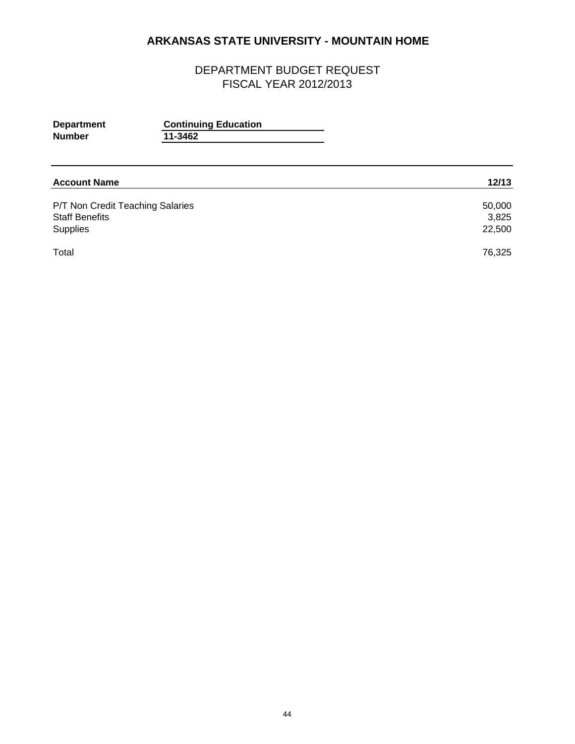# ARKANSAS STATE UNIVERSITY - MOUNTAIN HOME

## DEPARTMENT BUDGET REQUEST
## FISCAL YEAR 2012/2013

**Department** **Continuing Education**
**Number** **11-3462**

| **Account Name** | **12/13** |
|---|---:|
| P/T Non Credit Teaching Salaries | 50,000 |
| Staff Benefits | 3,825 |
| Supplies | 22,500 |
| Total | 76,325 |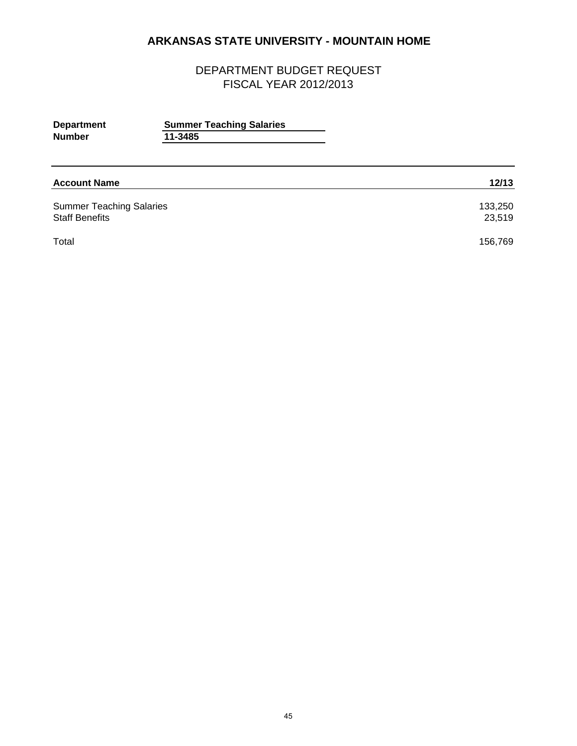# ARKANSAS STATE UNIVERSITY - MOUNTAIN HOME

## DEPARTMENT BUDGET REQUEST
## FISCAL YEAR 2012/2013

**Department** **Summer Teaching Salaries**
**Number** **11-3485**

| **Account Name** | **12/13** |
|---|---|
| Summer Teaching Salaries | 133,250 |
| Staff Benefits | 23,519 |
| Total | 156,769 |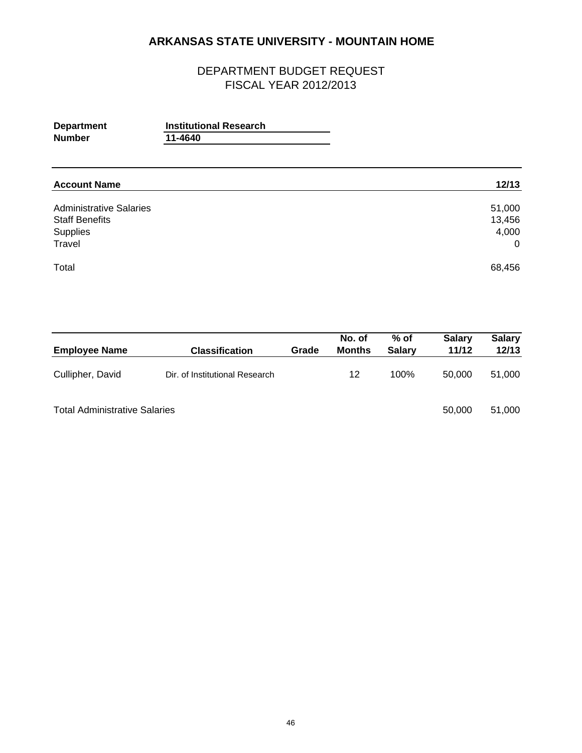# ARKANSAS STATE UNIVERSITY - MOUNTAIN HOME

## DEPARTMENT BUDGET REQUEST
## FISCAL YEAR 2012/2013

**Department** Institutional Research
**Number** 11-4640

| Account Name | 12/13 |
|---|---|
| Administrative Salaries | 51,000 |
| Staff Benefits | 13,456 |
| Supplies | 4,000 |
| Travel | 0 |
| Total | 68,456 |

| Employee Name | Classification | Grade | No. of Months | % of Salary | Salary 11/12 | Salary 12/13 |
|---|---|---|---|---|---|---|
| Cullipher, David | Dir. of Institutional Research | | 12 | 100% | 50,000 | 51,000 |
| Total Administrative Salaries | | | | | 50,000 | 51,000 |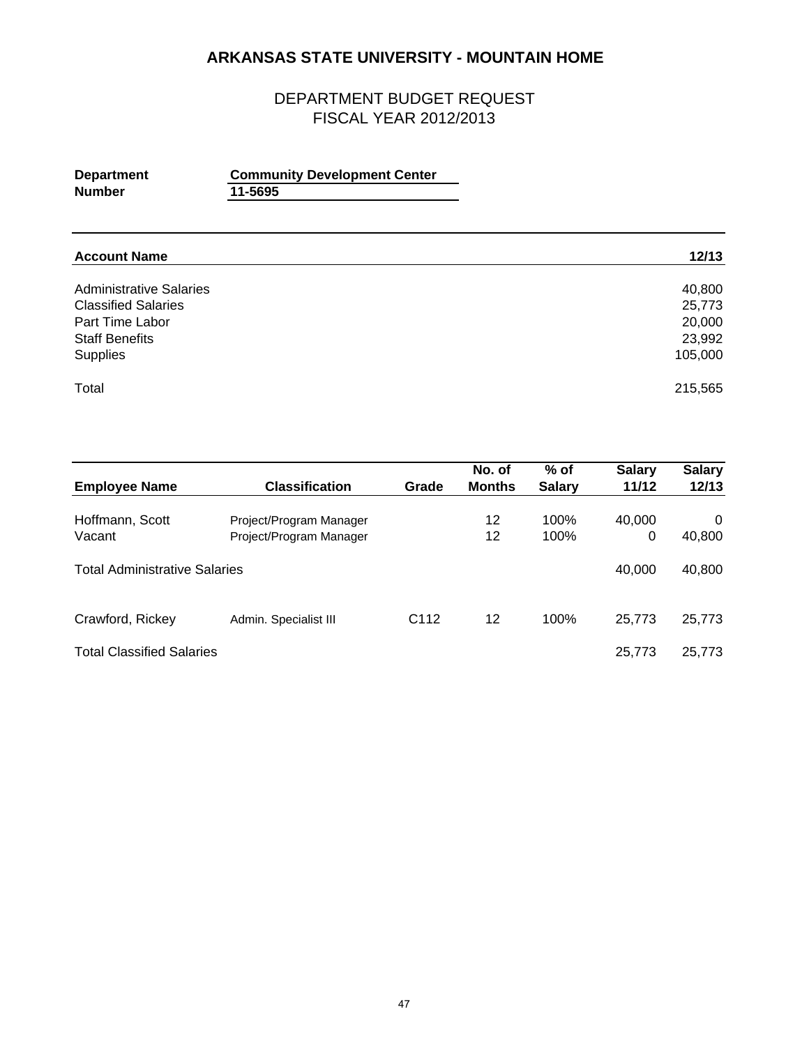# ARKANSAS STATE UNIVERSITY - MOUNTAIN HOME

## DEPARTMENT BUDGET REQUEST
## FISCAL YEAR 2012/2013

**Department** **Community Development Center**
**Number** **11-5695**

| **Account Name** | **12/13** |
|---|---|
| Administrative Salaries | 40,800 |
| Classified Salaries | 25,773 |
| Part Time Labor | 20,000 |
| Staff Benefits | 23,992 |
| Supplies | 105,000 |
| Total | 215,565 |

| **Employee Name** | **Classification** | **Grade** | **No. of Months** | **% of Salary** | **Salary 11/12** | **Salary 12/13** |
|---|---|---|---|---|---|---|
| Hoffmann, Scott | Project/Program Manager | | 12 | 100% | 40,000 | 0 |
| Vacant | Project/Program Manager | | 12 | 100% | 0 | 40,800 |
| Total Administrative Salaries | | | | | 40,000 | 40,800 |
| Crawford, Rickey | Admin. Specialist III | C112 | 12 | 100% | 25,773 | 25,773 |
| Total Classified Salaries | | | | | 25,773 | 25,773 |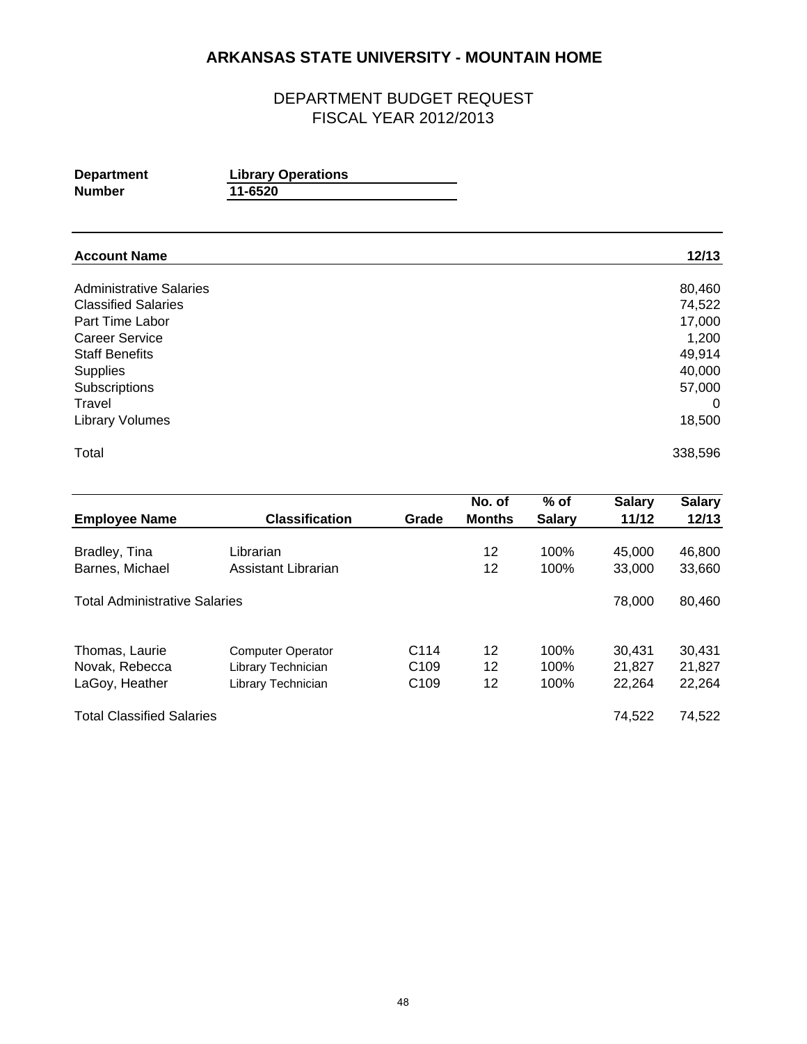# ARKANSAS STATE UNIVERSITY - MOUNTAIN HOME

## DEPARTMENT BUDGET REQUEST
## FISCAL YEAR 2012/2013

**Department** **Library Operations**
**Number** **11-6520**

| **Account Name** | **12/13** |
|---|---|
| Administrative Salaries | 80,460 |
| Classified Salaries | 74,522 |
| Part Time Labor | 17,000 |
| Career Service | 1,200 |
| Staff Benefits | 49,914 |
| Supplies | 40,000 |
| Subscriptions | 57,000 |
| Travel | 0 |
| Library Volumes | 18,500 |
| Total | 338,596 |

| **Employee Name** | **Classification** | **Grade** | **No. of Months** | **% of Salary** | **Salary 11/12** | **Salary 12/13** |
|---|---|---|---|---|---|---|
| Bradley, Tina | Librarian | | 12 | 100% | 45,000 | 46,800 |
| Barnes, Michael | Assistant Librarian | | 12 | 100% | 33,000 | 33,660 |
| Total Administrative Salaries | | | | | 78,000 | 80,460 |
| Thomas, Laurie | Computer Operator | C114 | 12 | 100% | 30,431 | 30,431 |
| Novak, Rebecca | Library Technician | C109 | 12 | 100% | 21,827 | 21,827 |
| LaGoy, Heather | Library Technician | C109 | 12 | 100% | 22,264 | 22,264 |
| Total Classified Salaries | | | | | 74,522 | 74,522 |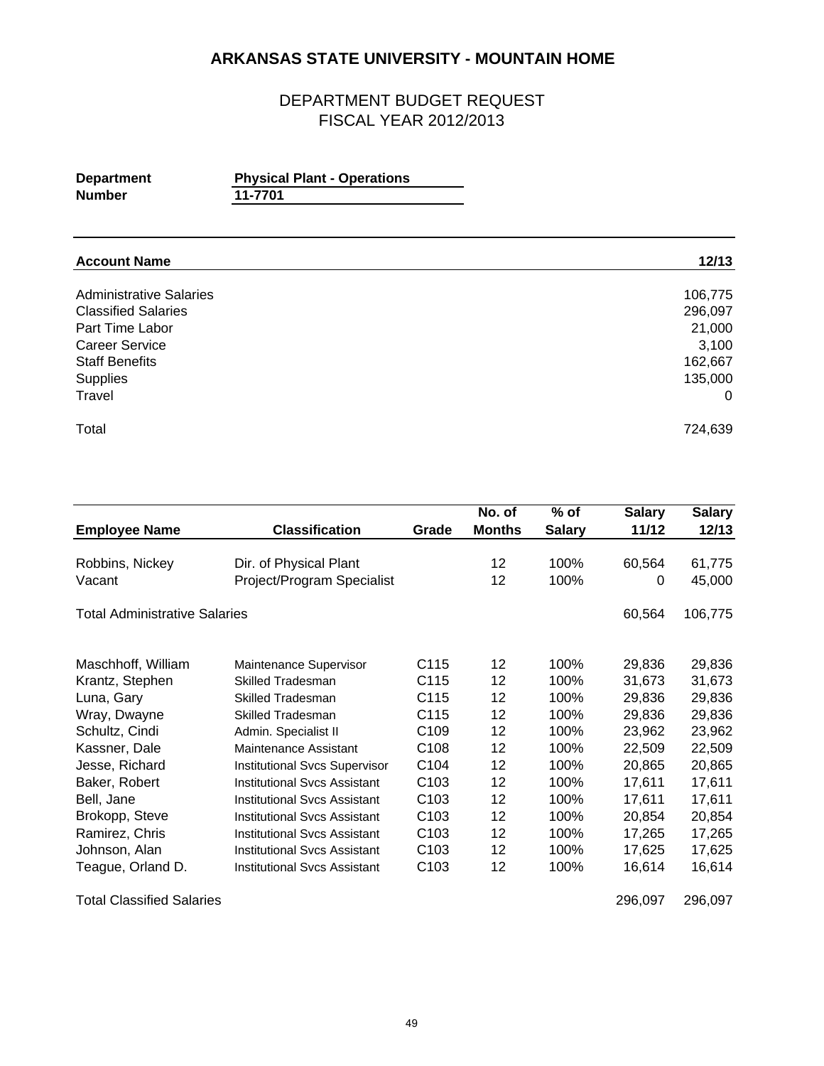# ARKANSAS STATE UNIVERSITY - MOUNTAIN HOME

## DEPARTMENT BUDGET REQUEST
## FISCAL YEAR 2012/2013

**Department** **Physical Plant - Operations**
**Number** **11-7701**

| Account Name | 12/13 |
|---|---|
| Administrative Salaries | 106,775 |
| Classified Salaries | 296,097 |
| Part Time Labor | 21,000 |
| Career Service | 3,100 |
| Staff Benefits | 162,667 |
| Supplies | 135,000 |
| Travel | 0 |
| Total | 724,639 |

| Employee Name | Classification | Grade | No. of Months | % of Salary | Salary 11/12 | Salary 12/13 |
|---|---|---|---|---|---|---|
| Robbins, Nickey | Dir. of Physical Plant | | 12 | 100% | 60,564 | 61,775 |
| Vacant | Project/Program Specialist | | 12 | 100% | 0 | 45,000 |
| Total Administrative Salaries | | | | | 60,564 | 106,775 |
| Maschhoff, William | Maintenance Supervisor | C115 | 12 | 100% | 29,836 | 29,836 |
| Krantz, Stephen | Skilled Tradesman | C115 | 12 | 100% | 31,673 | 31,673 |
| Luna, Gary | Skilled Tradesman | C115 | 12 | 100% | 29,836 | 29,836 |
| Wray, Dwayne | Skilled Tradesman | C115 | 12 | 100% | 29,836 | 29,836 |
| Schultz, Cindi | Admin. Specialist II | C109 | 12 | 100% | 23,962 | 23,962 |
| Kassner, Dale | Maintenance Assistant | C108 | 12 | 100% | 22,509 | 22,509 |
| Jesse, Richard | Institutional Svcs Supervisor | C104 | 12 | 100% | 20,865 | 20,865 |
| Baker, Robert | Institutional Svcs Assistant | C103 | 12 | 100% | 17,611 | 17,611 |
| Bell, Jane | Institutional Svcs Assistant | C103 | 12 | 100% | 17,611 | 17,611 |
| Brokopp, Steve | Institutional Svcs Assistant | C103 | 12 | 100% | 20,854 | 20,854 |
| Ramirez, Chris | Institutional Svcs Assistant | C103 | 12 | 100% | 17,265 | 17,265 |
| Johnson, Alan | Institutional Svcs Assistant | C103 | 12 | 100% | 17,625 | 17,625 |
| Teague, Orland D. | Institutional Svcs Assistant | C103 | 12 | 100% | 16,614 | 16,614 |
| Total Classified Salaries | | | | | 296,097 | 296,097 |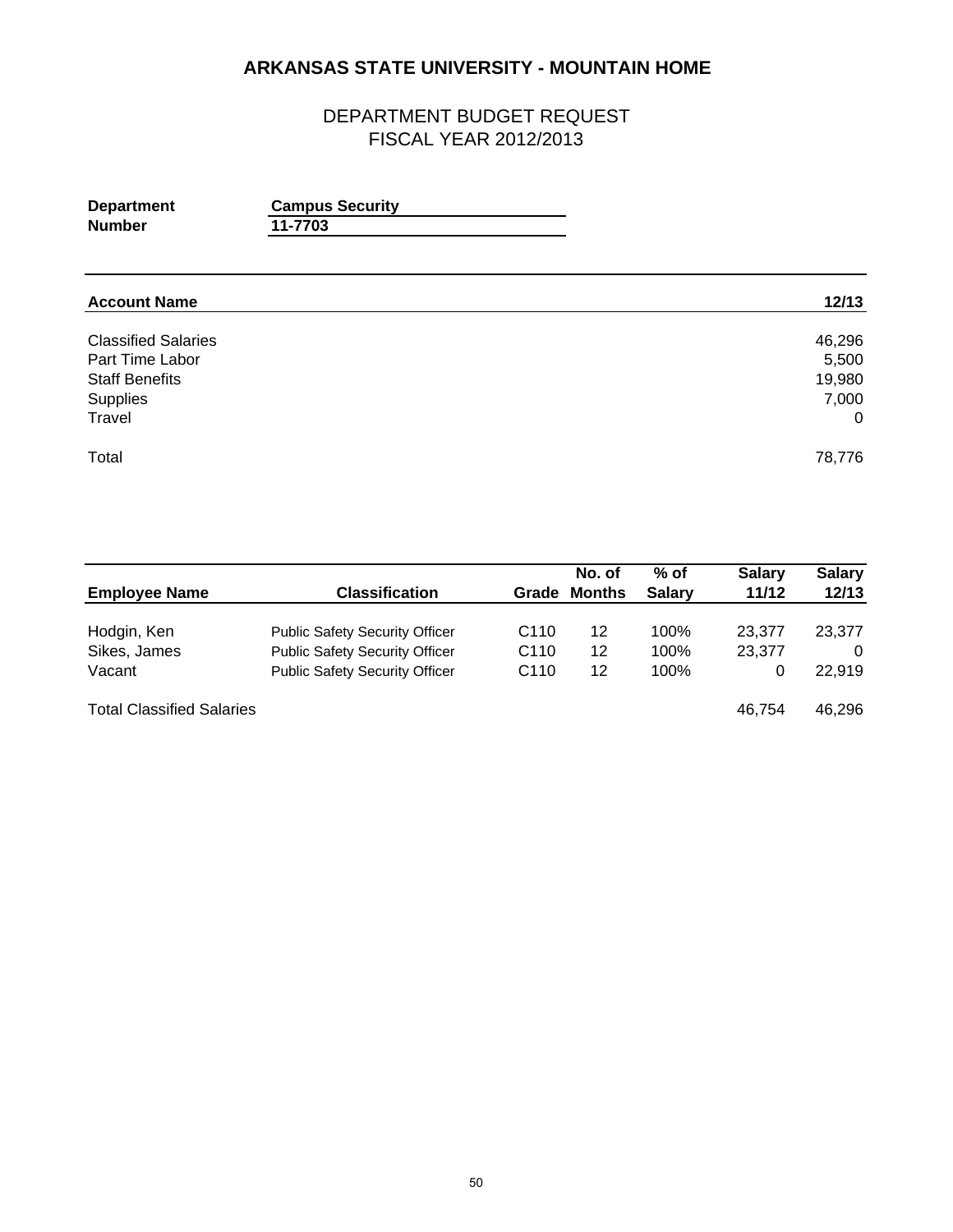# ARKANSAS STATE UNIVERSITY - MOUNTAIN HOME

## DEPARTMENT BUDGET REQUEST
## FISCAL YEAR 2012/2013

**Department** Campus Security
**Number** 11-7703

| Account Name | 12/13 |
|---|---|
| Classified Salaries | 46,296 |
| Part Time Labor | 5,500 |
| Staff Benefits | 19,980 |
| Supplies | 7,000 |
| Travel | 0 |
| Total | 78,776 |

| Employee Name | Classification | Grade | No. of Months | % of Salary | Salary 11/12 | Salary 12/13 |
|---|---|---|---|---|---|---|
| Hodgin, Ken | Public Safety Security Officer | C110 | 12 | 100% | 23,377 | 23,377 |
| Sikes, James | Public Safety Security Officer | C110 | 12 | 100% | 23,377 | 0 |
| Vacant | Public Safety Security Officer | C110 | 12 | 100% | 0 | 22,919 |
| Total Classified Salaries | | | | | 46,754 | 46,296 |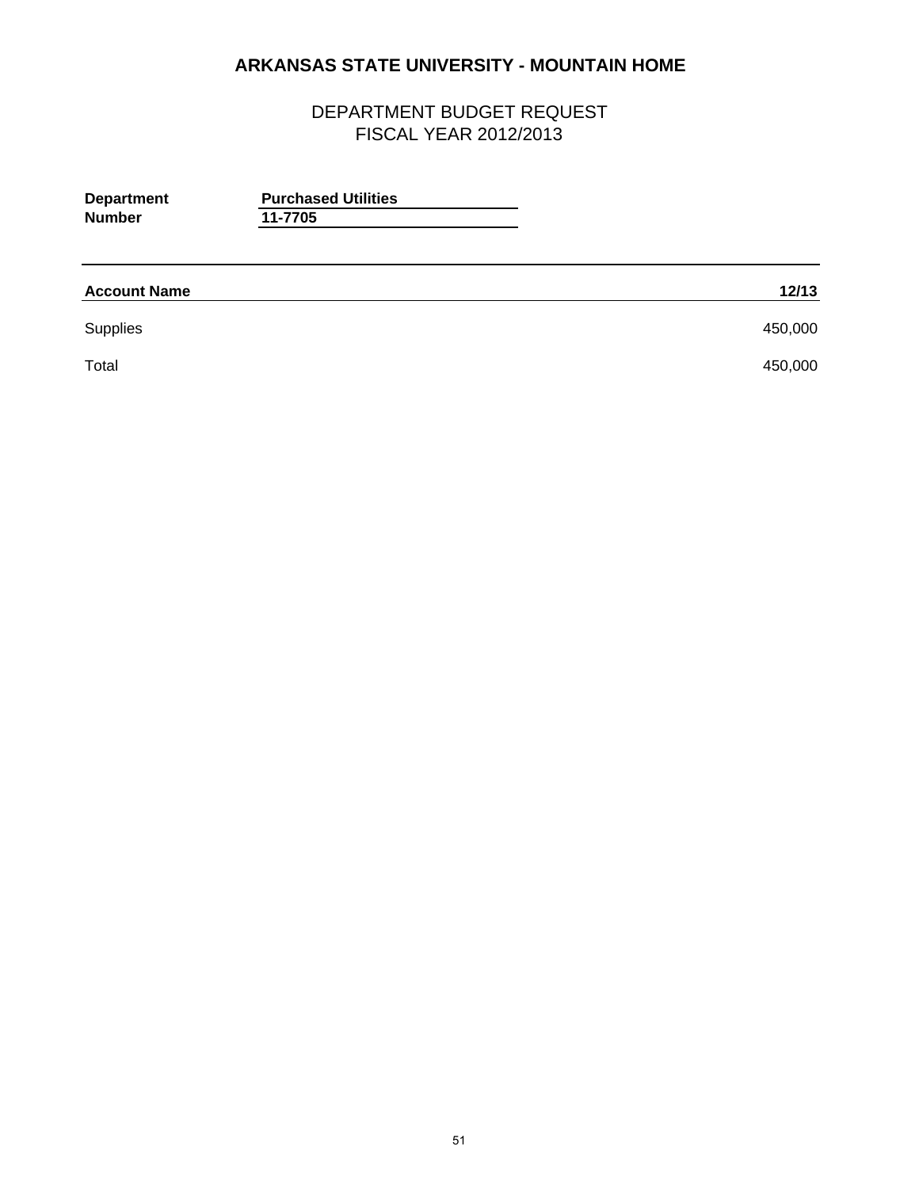# ARKANSAS STATE UNIVERSITY - MOUNTAIN HOME

## DEPARTMENT BUDGET REQUEST
## FISCAL YEAR 2012/2013

**Department** **Purchased Utilities**
**Number** **11-7705**

| Account Name | 12/13 |
|---|---|
| Supplies | 450,000 |
| Total | 450,000 |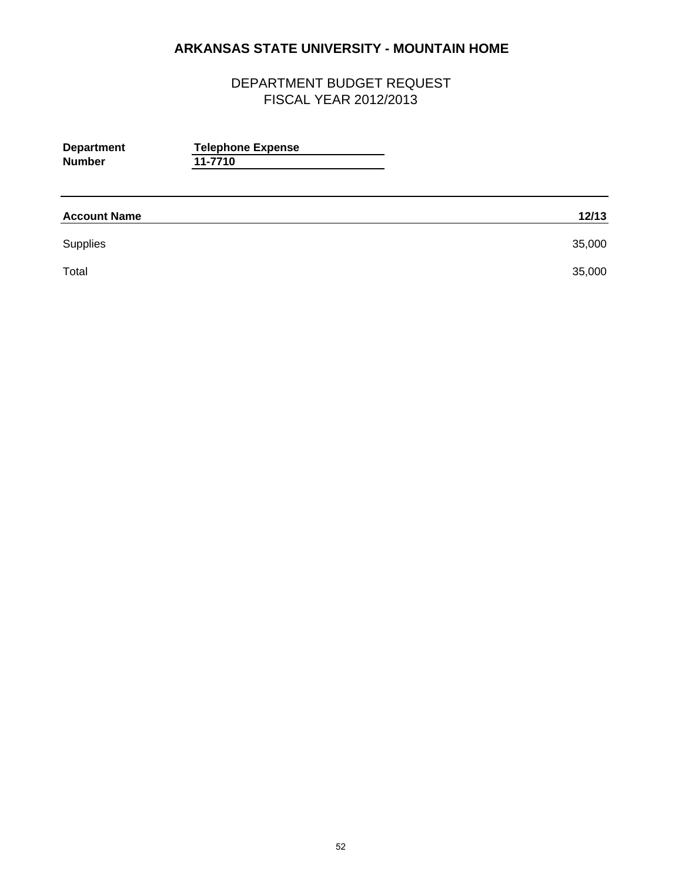# ARKANSAS STATE UNIVERSITY - MOUNTAIN HOME

## DEPARTMENT BUDGET REQUEST
## FISCAL YEAR 2012/2013

**Department** **Telephone Expense**
**Number** **11-7710**

| Account Name | 12/13 |
|---|---|
| Supplies | 35,000 |
| Total | 35,000 |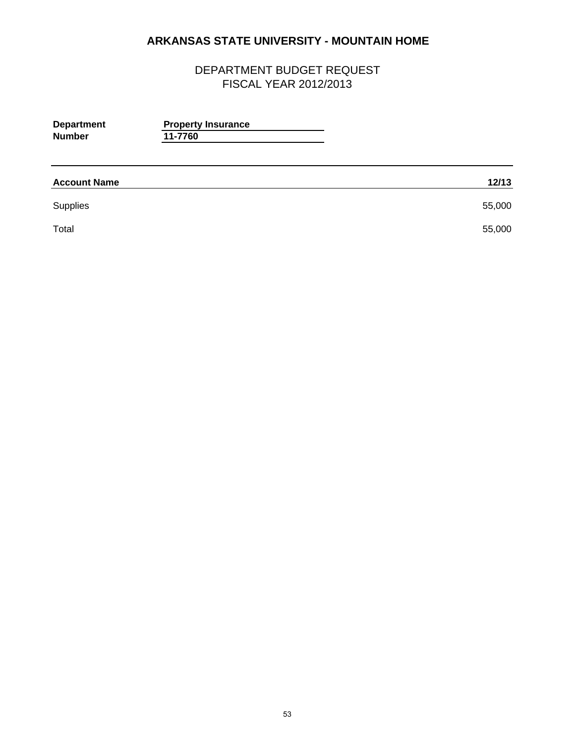# ARKANSAS STATE UNIVERSITY - MOUNTAIN HOME

## DEPARTMENT BUDGET REQUEST
## FISCAL YEAR 2012/2013

**Department** **Property Insurance**
**Number** **11-7760**

| Account Name | 12/13 |
|---|---|
| Supplies | 55,000 |
| Total | 55,000 |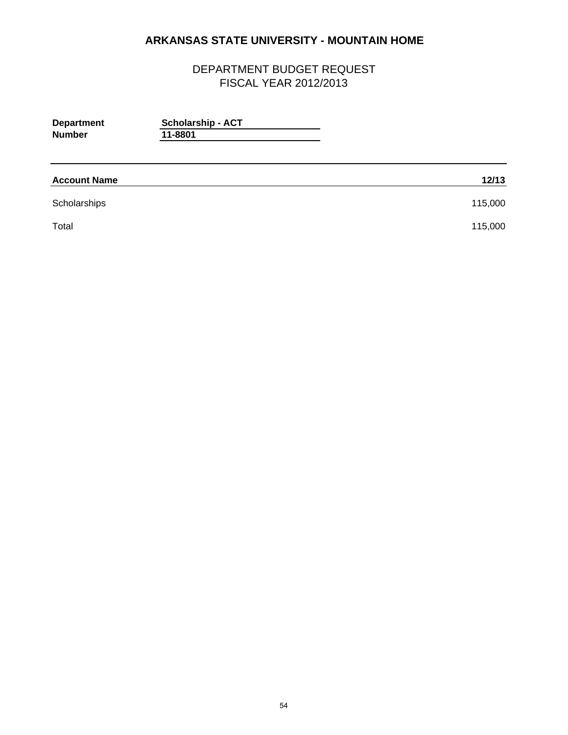# ARKANSAS STATE UNIVERSITY - MOUNTAIN HOME

## DEPARTMENT BUDGET REQUEST
## FISCAL YEAR 2012/2013

**Department** **Scholarship - ACT**
**Number** **11-8801**

| Account Name | 12/13 |
|---|---|
| Scholarships | 115,000 |
| Total | 115,000 |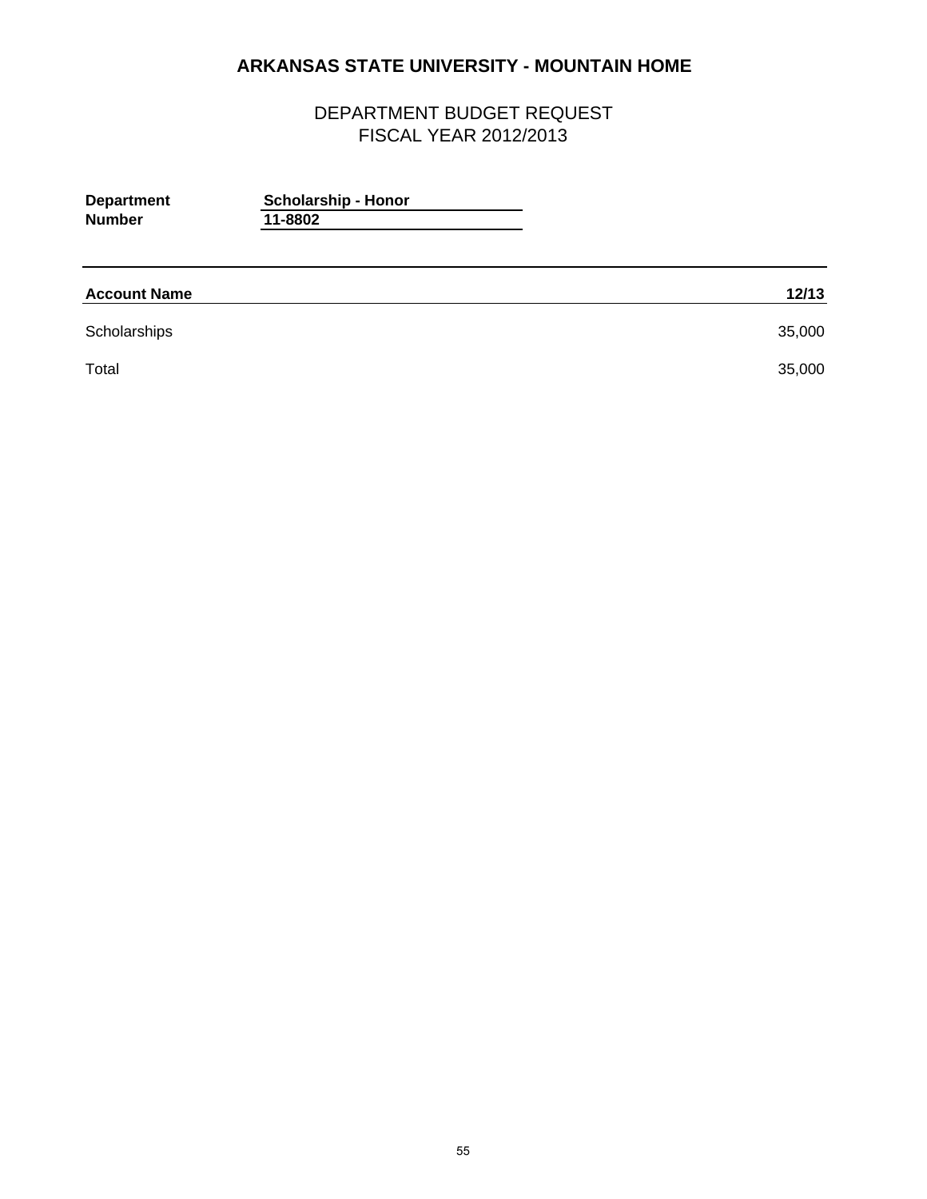# ARKANSAS STATE UNIVERSITY - MOUNTAIN HOME

## DEPARTMENT BUDGET REQUEST
## FISCAL YEAR 2012/2013

**Department** **Scholarship - Honor**
**Number** **11-8802**

| Account Name | 12/13 |
| --- | --- |
| Scholarships | 35,000 |
| Total | 35,000 |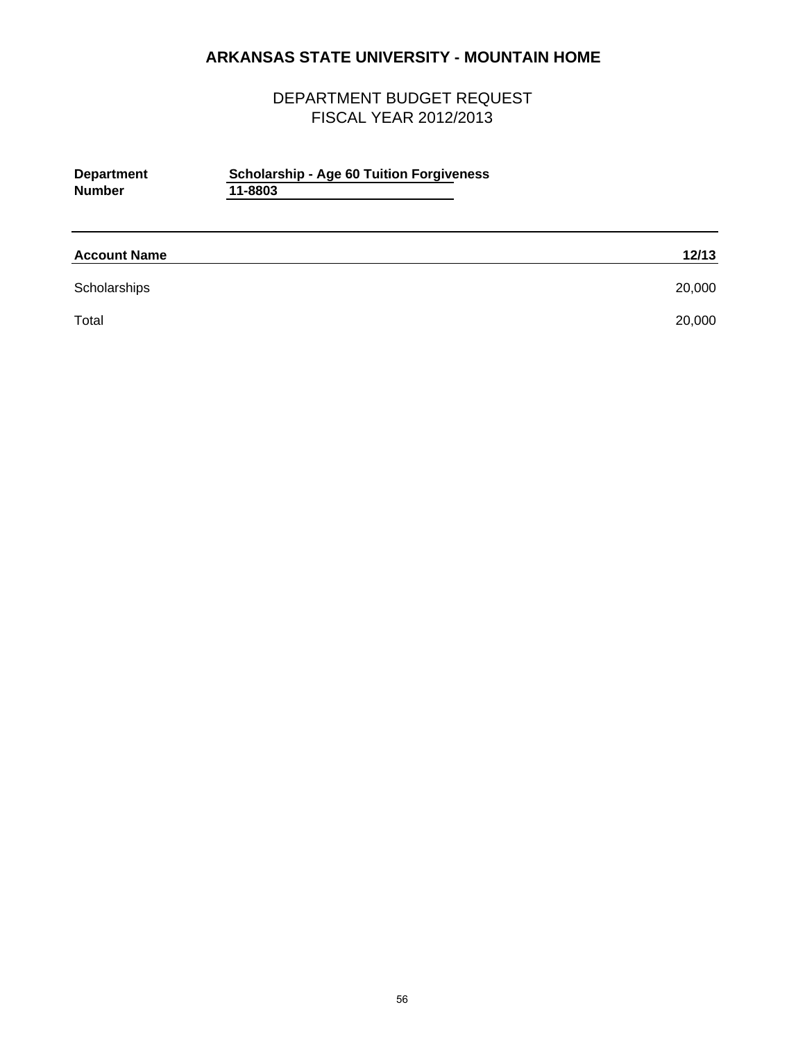# ARKANSAS STATE UNIVERSITY - MOUNTAIN HOME

## DEPARTMENT BUDGET REQUEST
## FISCAL YEAR 2012/2013

**Department** **Scholarship - Age 60 Tuition Forgiveness**
**Number** **11-8803**

| Account Name | 12/13 |
|---|---|
| Scholarships | 20,000 |
| Total | 20,000 |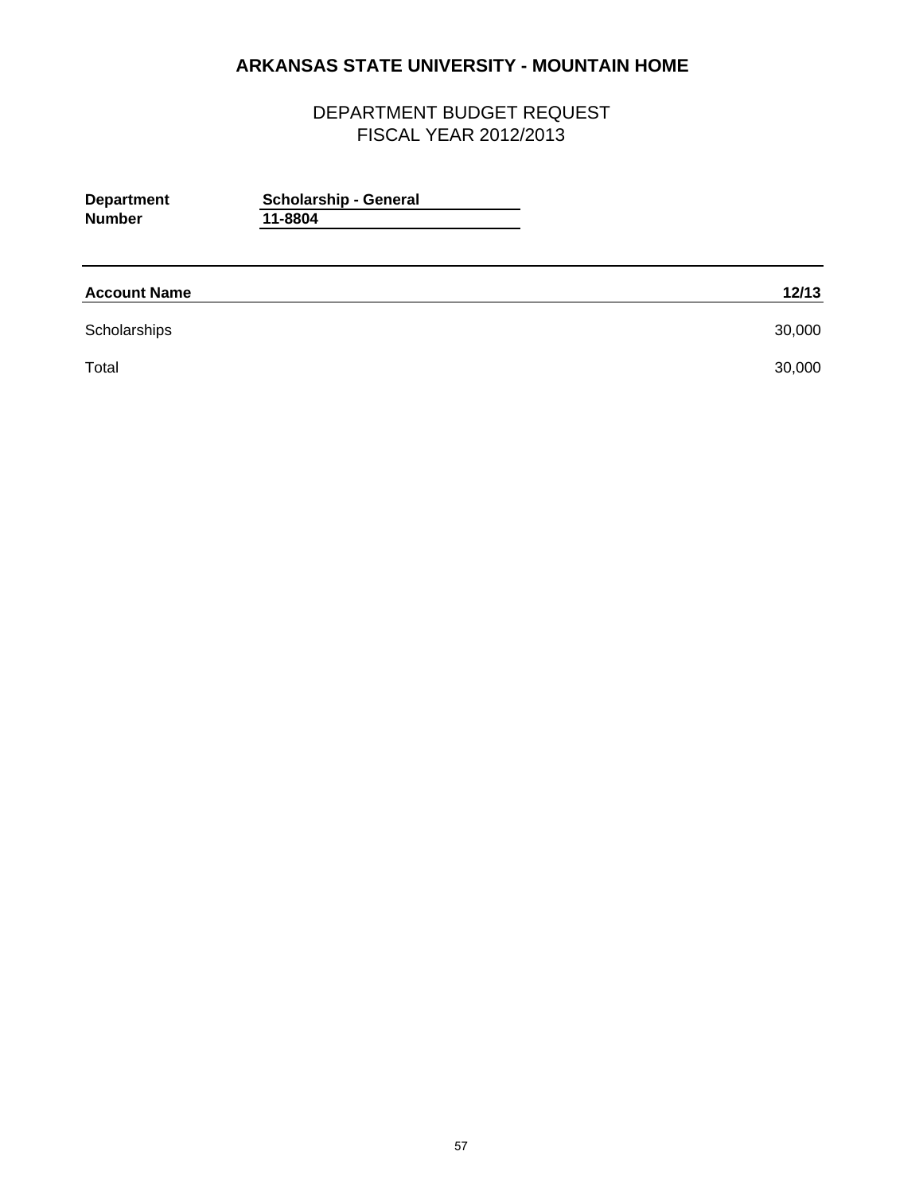# ARKANSAS STATE UNIVERSITY - MOUNTAIN HOME

## DEPARTMENT BUDGET REQUEST
## FISCAL YEAR 2012/2013

**Department** **Scholarship - General**
**Number** **11-8804**

| Account Name | 12/13 |
|---|---|
| Scholarships | 30,000 |
| Total | 30,000 |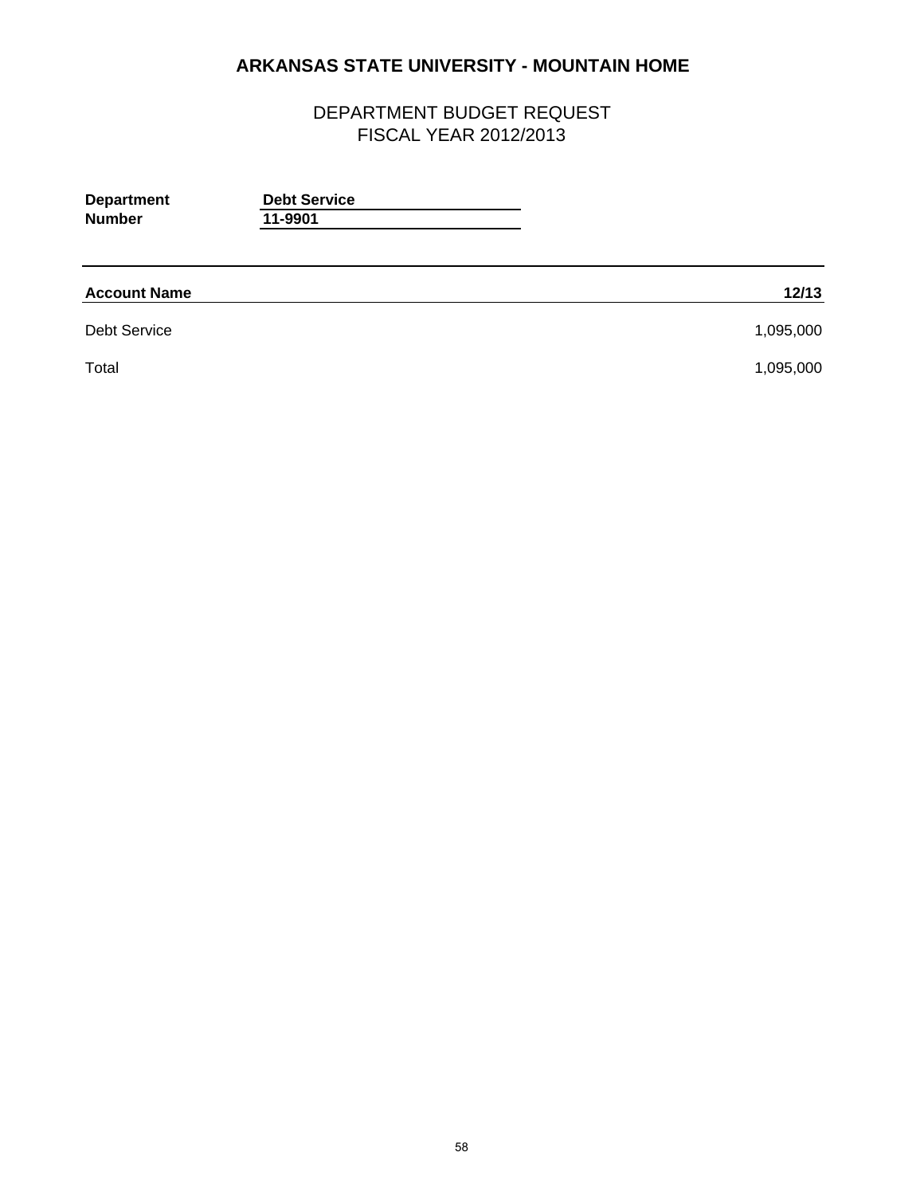# ARKANSAS STATE UNIVERSITY - MOUNTAIN HOME

## DEPARTMENT BUDGET REQUEST
## FISCAL YEAR 2012/2013

**Department** **Debt Service**
**Number** **11-9901**

| Account Name | 12/13 |
|---|---|
| Debt Service | 1,095,000 |
| Total | 1,095,000 |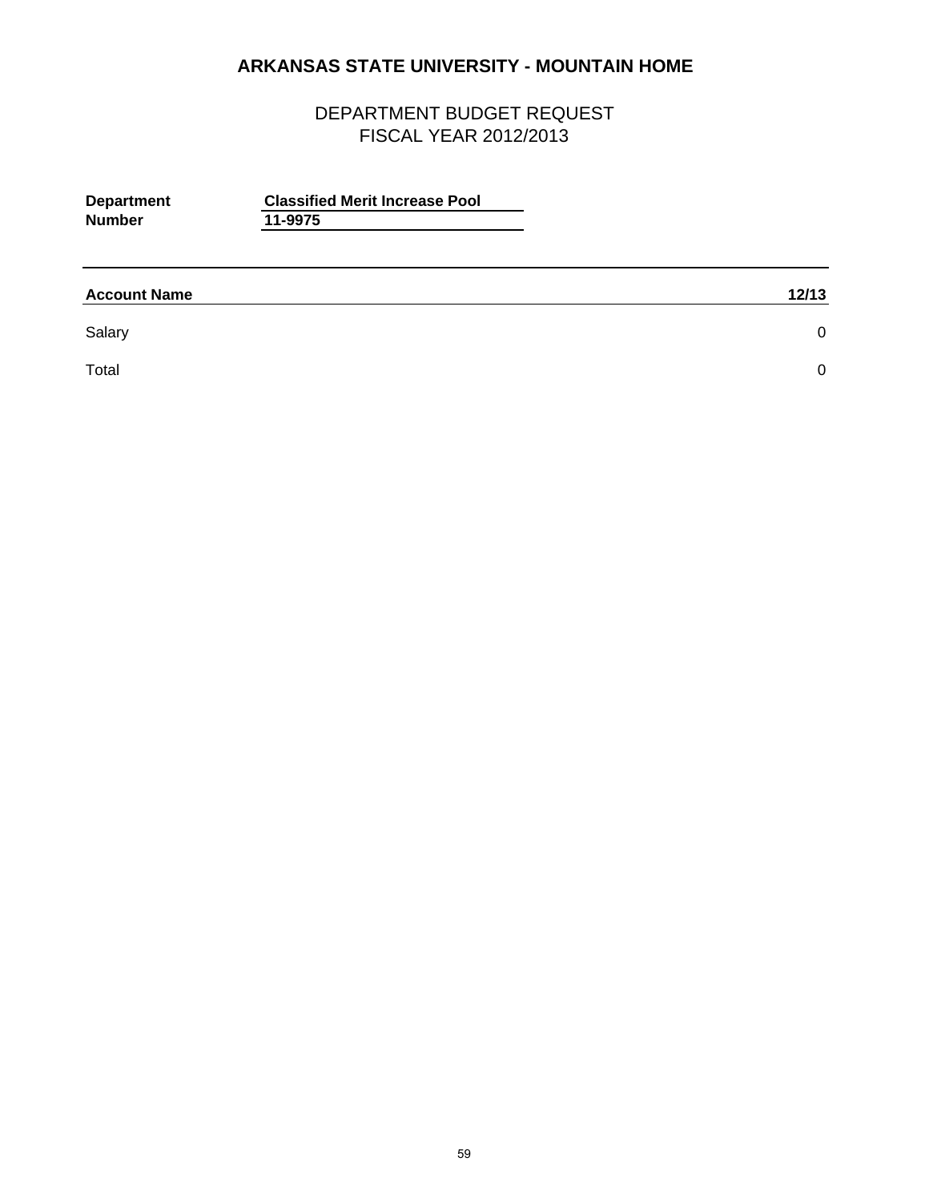# ARKANSAS STATE UNIVERSITY - MOUNTAIN HOME

## DEPARTMENT BUDGET REQUEST
## FISCAL YEAR 2012/2013

**Department** **Classified Merit Increase Pool**
**Number** **11-9975**

| Account Name | 12/13 |
|---|---|
| Salary | 0 |
| Total | 0 |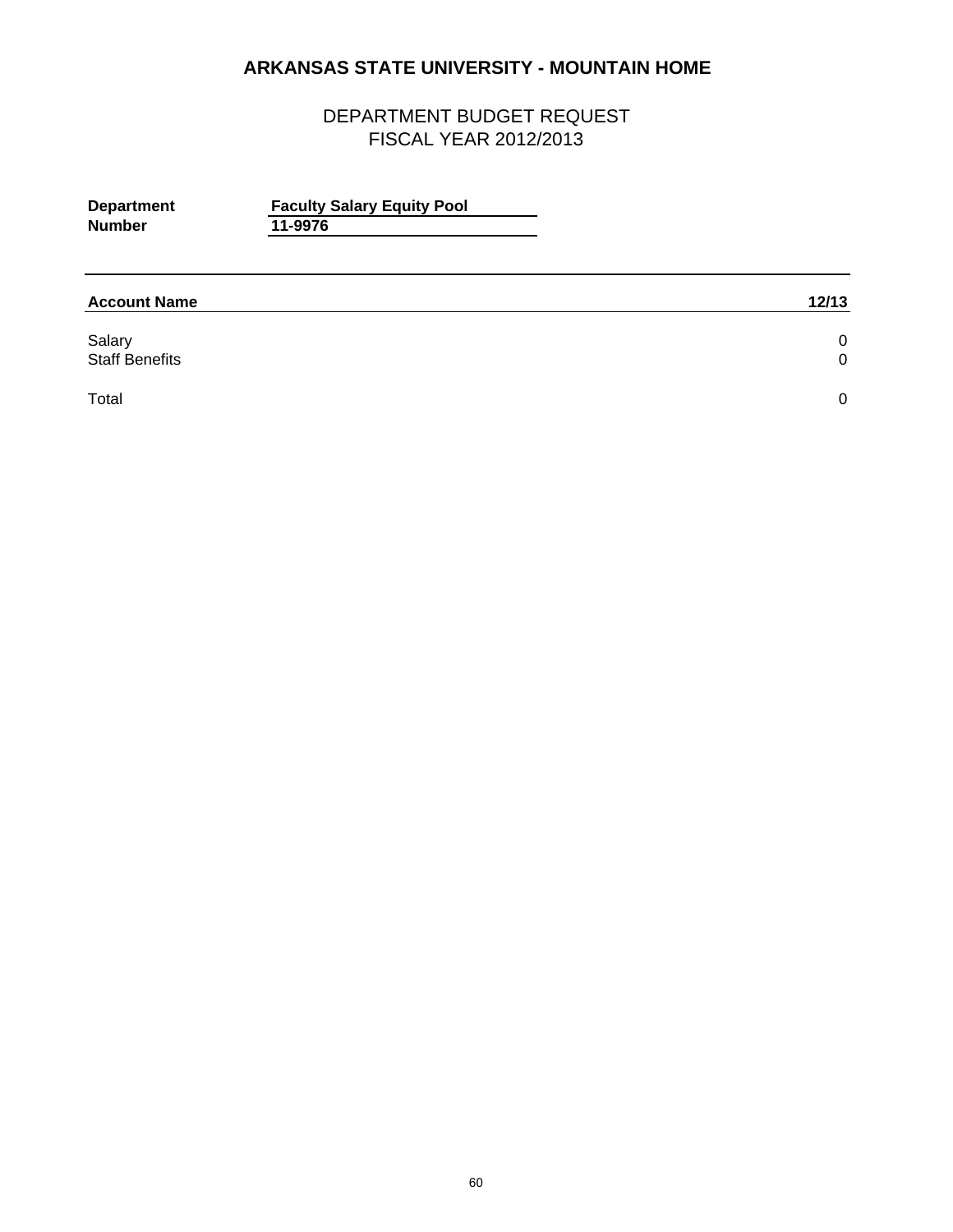# ARKANSAS STATE UNIVERSITY - MOUNTAIN HOME

## DEPARTMENT BUDGET REQUEST
## FISCAL YEAR 2012/2013

**Department** **Faculty Salary Equity Pool**
**Number** **11-9976**

| **Account Name** | **12/13** |
|---|---|
| Salary | 0 |
| Staff Benefits | 0 |
| Total | 0 |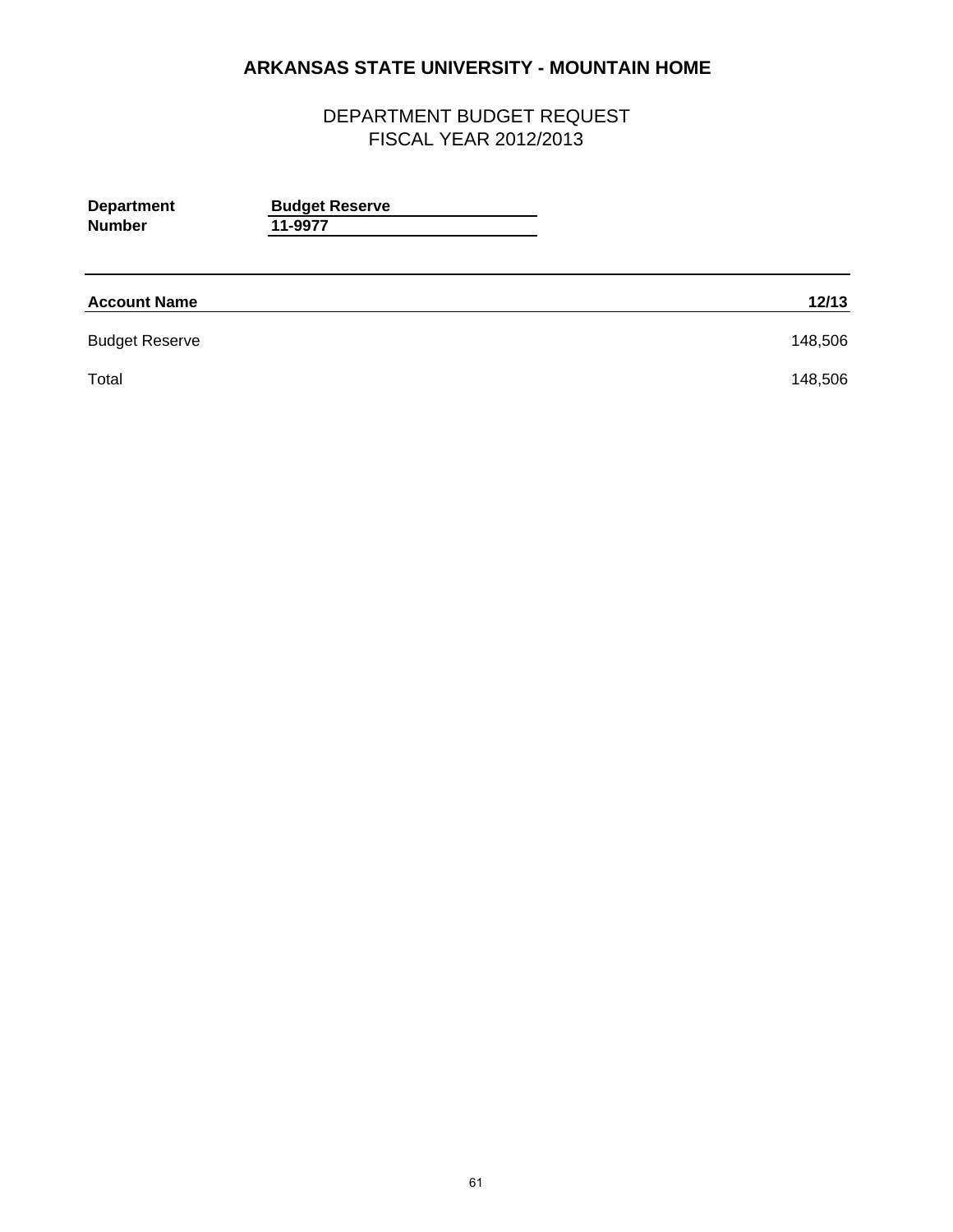# ARKANSAS STATE UNIVERSITY - MOUNTAIN HOME

## DEPARTMENT BUDGET REQUEST
## FISCAL YEAR 2012/2013

**Department** **Budget Reserve**
**Number** **11-9977**

| **Account Name** | **12/13** |
|---|---|
| Budget Reserve | 148,506 |
| Total | 148,506 |